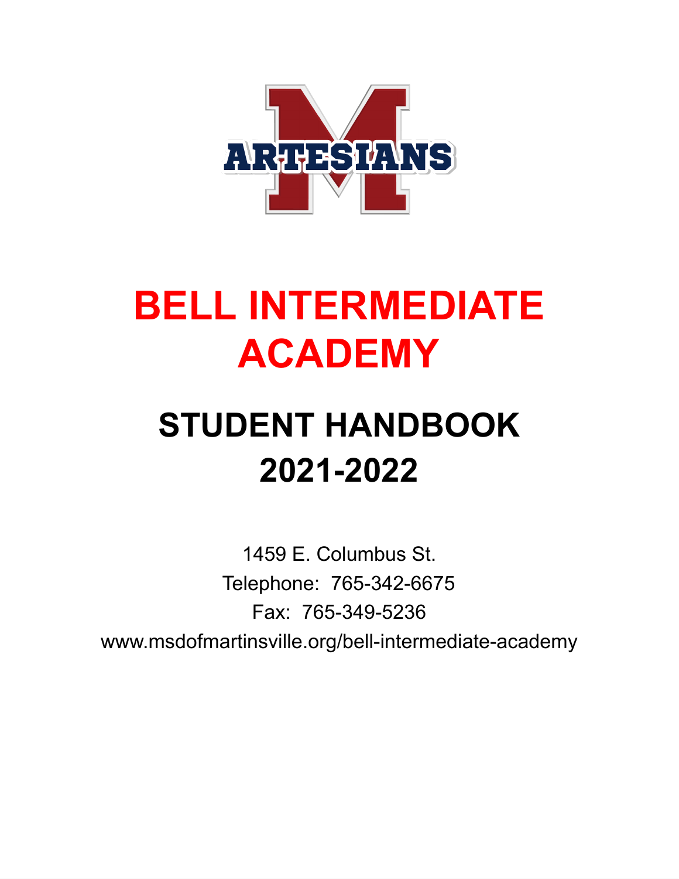# BELL INTERMEDIATE ACADEMY

## STUDENT HANDBOOK 2021-2022

1459 E. Columbus St.

Telephone: 765-342-6675

Fax: 765-349-5236

www.msdofmartinsville.org/bell-intermediate-academy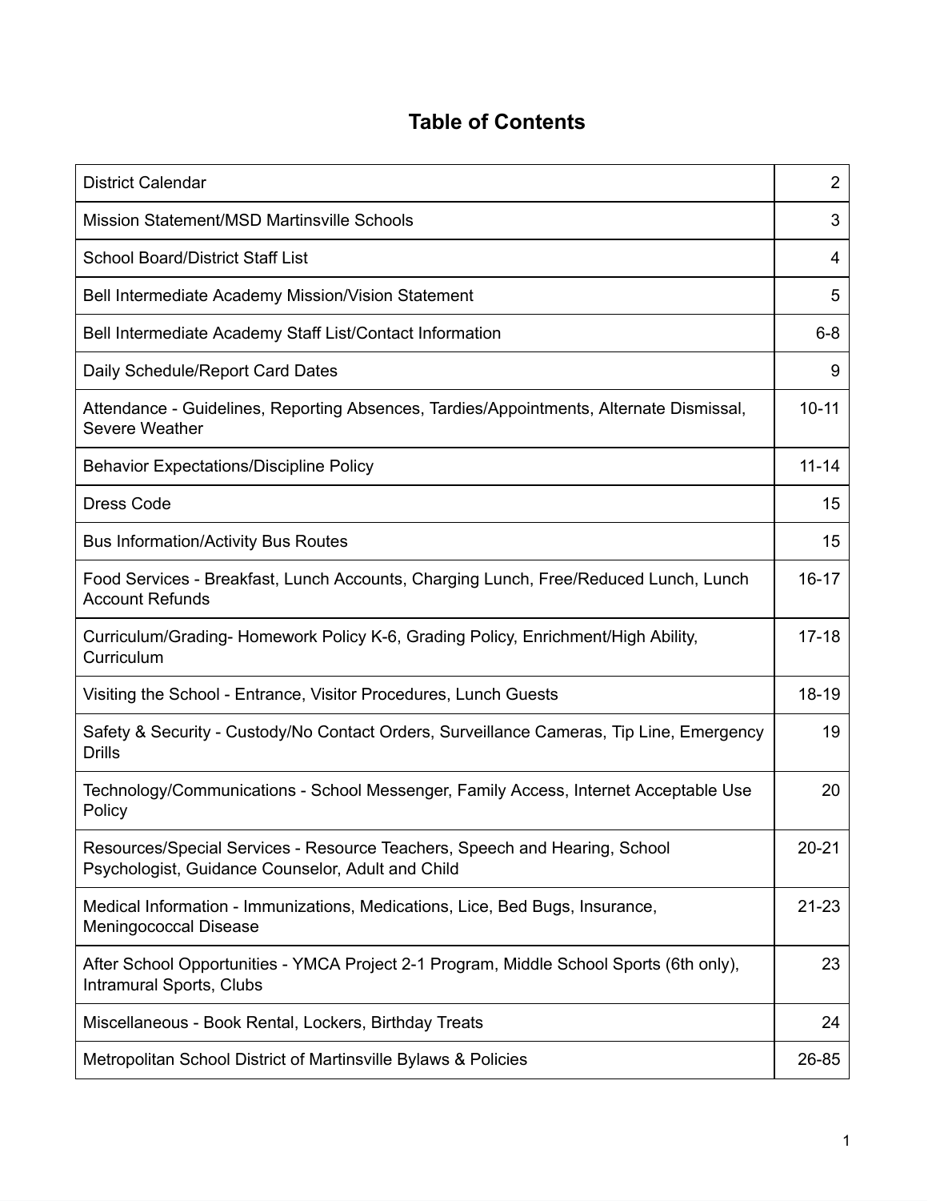# Table of Contents

| | |
|---|---|
| District Calendar | 2 |
| Mission Statement/MSD Martinsville Schools | 3 |
| School Board/District Staff List | 4 |
| Bell Intermediate Academy Mission/Vision Statement | 5 |
| Bell Intermediate Academy Staff List/Contact Information | 6-8 |
| Daily Schedule/Report Card Dates | 9 |
| Attendance - Guidelines, Reporting Absences, Tardies/Appointments, Alternate Dismissal, Severe Weather | 10-11 |
| Behavior Expectations/Discipline Policy | 11-14 |
| Dress Code | 15 |
| Bus Information/Activity Bus Routes | 15 |
| Food Services - Breakfast, Lunch Accounts, Charging Lunch, Free/Reduced Lunch, Lunch Account Refunds | 16-17 |
| Curriculum/Grading- Homework Policy K-6, Grading Policy, Enrichment/High Ability, Curriculum | 17-18 |
| Visiting the School - Entrance, Visitor Procedures, Lunch Guests | 18-19 |
| Safety & Security - Custody/No Contact Orders, Surveillance Cameras, Tip Line, Emergency Drills | 19 |
| Technology/Communications - School Messenger, Family Access, Internet Acceptable Use Policy | 20 |
| Resources/Special Services - Resource Teachers, Speech and Hearing, School Psychologist, Guidance Counselor, Adult and Child | 20-21 |
| Medical Information - Immunizations, Medications, Lice, Bed Bugs, Insurance, Meningococcal Disease | 21-23 |
| After School Opportunities - YMCA Project 2-1 Program, Middle School Sports (6th only), Intramural Sports, Clubs | 23 |
| Miscellaneous - Book Rental, Lockers, Birthday Treats | 24 |
| Metropolitan School District of Martinsville Bylaws & Policies | 26-85 |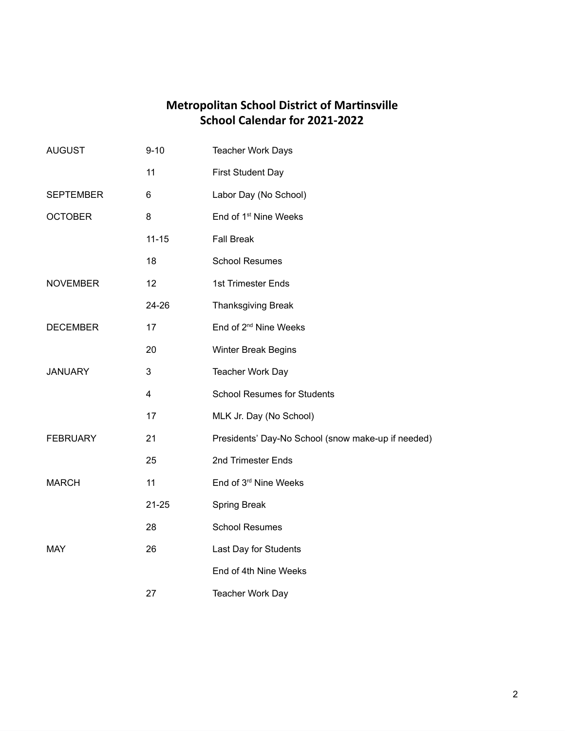# Metropolitan School District of Martinsville
## School Calendar for 2021-2022

| | | |
|---|---|---|
| AUGUST | 9-10 | Teacher Work Days |
| | 11 | First Student Day |
| SEPTEMBER | 6 | Labor Day (No School) |
| OCTOBER | 8 | End of 1st Nine Weeks |
| | 11-15 | Fall Break |
| | 18 | School Resumes |
| NOVEMBER | 12 | 1st Trimester Ends |
| | 24-26 | Thanksgiving Break |
| DECEMBER | 17 | End of 2nd Nine Weeks |
| | 20 | Winter Break Begins |
| JANUARY | 3 | Teacher Work Day |
| | 4 | School Resumes for Students |
| | 17 | MLK Jr. Day (No School) |
| FEBRUARY | 21 | Presidents' Day-No School (snow make-up if needed) |
| | 25 | 2nd Trimester Ends |
| MARCH | 11 | End of 3rd Nine Weeks |
| | 21-25 | Spring Break |
| | 28 | School Resumes |
| MAY | 26 | Last Day for Students |
| | | End of 4th Nine Weeks |
| | 27 | Teacher Work Day |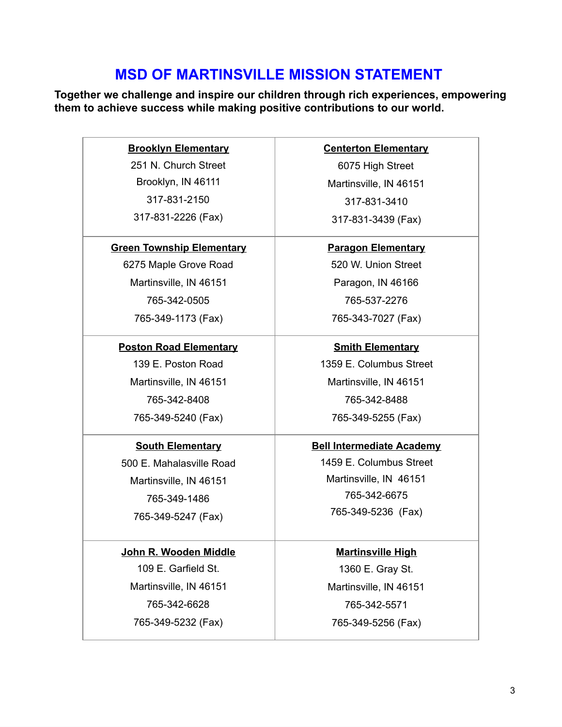# MSD OF MARTINSVILLE MISSION STATEMENT

**Together we challenge and inspire our children through rich experiences, empowering them to achieve success while making positive contributions to our world.**

| | |
|---|---|
| **Brooklyn Elementary**<br>251 N. Church Street<br>Brooklyn, IN 46111<br>317-831-2150<br>317-831-2226 (Fax) | **Centerton Elementary**<br>6075 High Street<br>Martinsville, IN 46151<br>317-831-3410<br>317-831-3439 (Fax) |
| **Green Township Elementary**<br>6275 Maple Grove Road<br>Martinsville, IN 46151<br>765-342-0505<br>765-349-1173 (Fax) | **Paragon Elementary**<br>520 W. Union Street<br>Paragon, IN 46166<br>765-537-2276<br>765-343-7027 (Fax) |
| **Poston Road Elementary**<br>139 E. Poston Road<br>Martinsville, IN 46151<br>765-342-8408<br>765-349-5240 (Fax) | **Smith Elementary**<br>1359 E. Columbus Street<br>Martinsville, IN 46151<br>765-342-8488<br>765-349-5255 (Fax) |
| **South Elementary**<br>500 E. Mahalasville Road<br>Martinsville, IN 46151<br>765-349-1486<br>765-349-5247 (Fax) | **Bell Intermediate Academy**<br>1459 E. Columbus Street<br>Martinsville, IN 46151<br>765-342-6675<br>765-349-5236 (Fax) |
| **John R. Wooden Middle**<br>109 E. Garfield St.<br>Martinsville, IN 46151<br>765-342-6628<br>765-349-5232 (Fax) | **Martinsville High**<br>1360 E. Gray St.<br>Martinsville, IN 46151<br>765-342-5571<br>765-349-5256 (Fax) |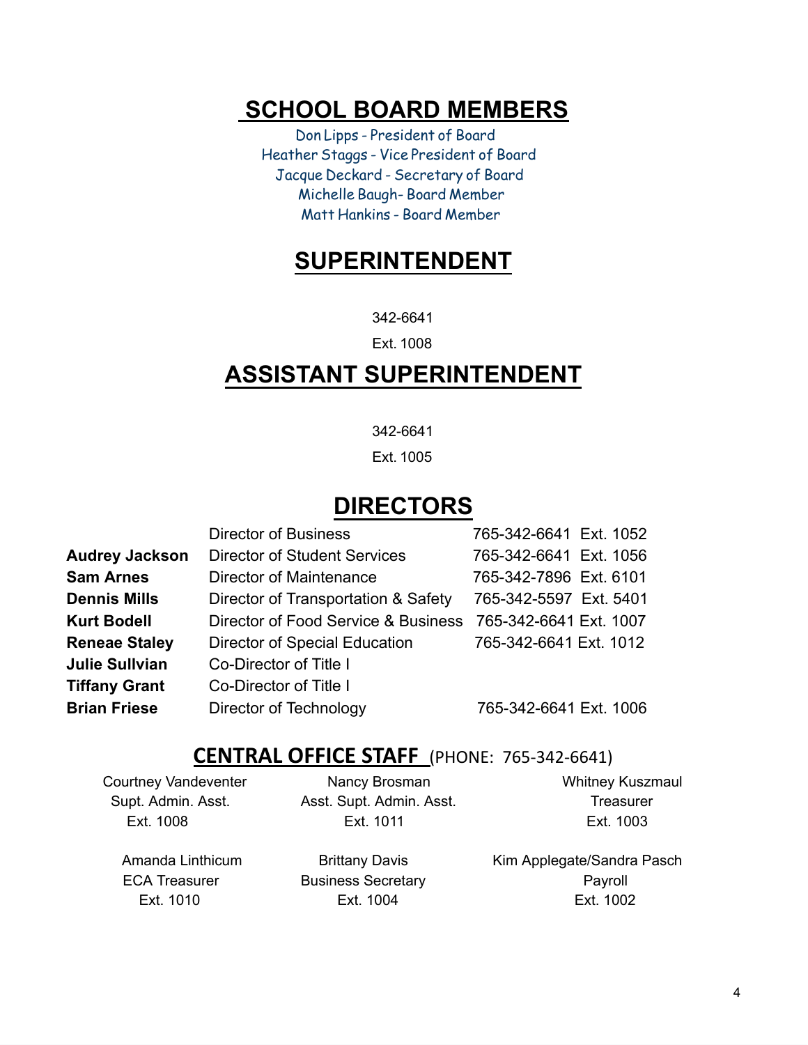# SCHOOL BOARD MEMBERS

Don Lipps - President of Board
Heather Staggs - Vice President of Board
Jacque Deckard - Secretary of Board
Michelle Baugh- Board Member
Matt Hankins - Board Member

# SUPERINTENDENT

342-6641

Ext. 1008

# ASSISTANT SUPERINTENDENT

342-6641

Ext. 1005

# DIRECTORS

| | | |
|---|---|---|
| | Director of Business | 765-342-6641 Ext. 1052 |
| **Audrey Jackson** | Director of Student Services | 765-342-6641 Ext. 1056 |
| **Sam Arnes** | Director of Maintenance | 765-342-7896 Ext. 6101 |
| **Dennis Mills** | Director of Transportation & Safety | 765-342-5597 Ext. 5401 |
| **Kurt Bodell** | Director of Food Service & Business | 765-342-6641 Ext. 1007 |
| **Reneae Staley** | Director of Special Education | 765-342-6641 Ext. 1012 |
| **Julie Sullvian** | Co-Director of Title I | |
| **Tiffany Grant** | Co-Director of Title I | |
| **Brian Friese** | Director of Technology | 765-342-6641 Ext. 1006 |

## CENTRAL OFFICE STAFF (PHONE: 765-342-6641)

| | | |
|---|---|---|
| Courtney Vandeventer<br>Supt. Admin. Asst.<br>Ext. 1008 | Nancy Brosman<br>Asst. Supt. Admin. Asst.<br>Ext. 1011 | Whitney Kuszmaul<br>Treasurer<br>Ext. 1003 |
| Amanda Linthicum<br>ECA Treasurer<br>Ext. 1010 | Brittany Davis<br>Business Secretary<br>Ext. 1004 | Kim Applegate/Sandra Pasch<br>Payroll<br>Ext. 1002 |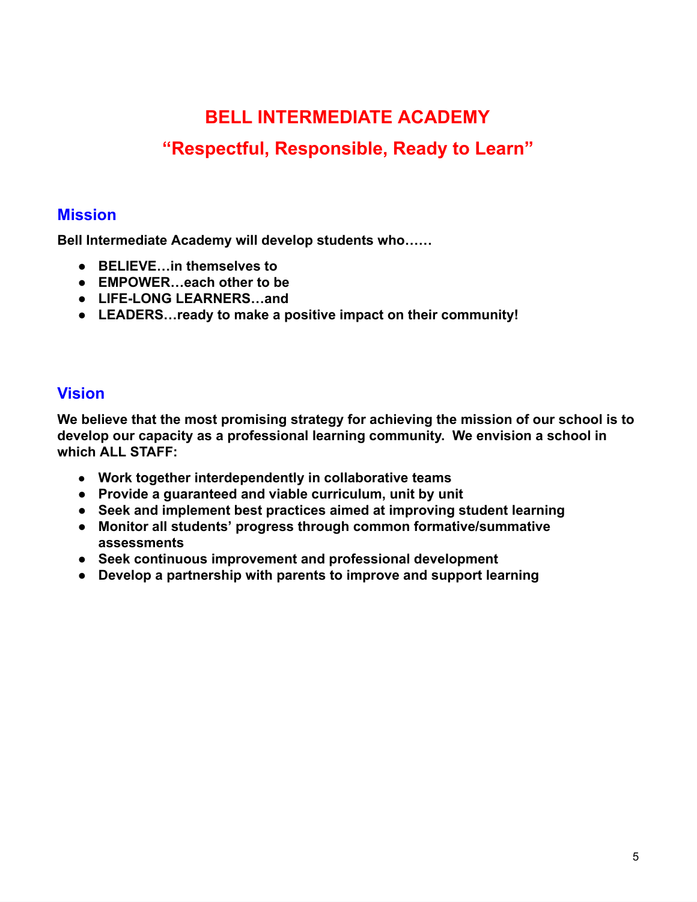# BELL INTERMEDIATE ACADEMY

## "Respectful, Responsible, Ready to Learn"

## Mission

**Bell Intermediate Academy will develop students who……**

- **BELIEVE…in themselves to**
- **EMPOWER…each other to be**
- **LIFE-LONG LEARNERS…and**
- **LEADERS…ready to make a positive impact on their community!**

## Vision

**We believe that the most promising strategy for achieving the mission of our school is to develop our capacity as a professional learning community. We envision a school in which ALL STAFF:**

- **Work together interdependently in collaborative teams**
- **Provide a guaranteed and viable curriculum, unit by unit**
- **Seek and implement best practices aimed at improving student learning**
- **Monitor all students' progress through common formative/summative assessments**
- **Seek continuous improvement and professional development**
- **Develop a partnership with parents to improve and support learning**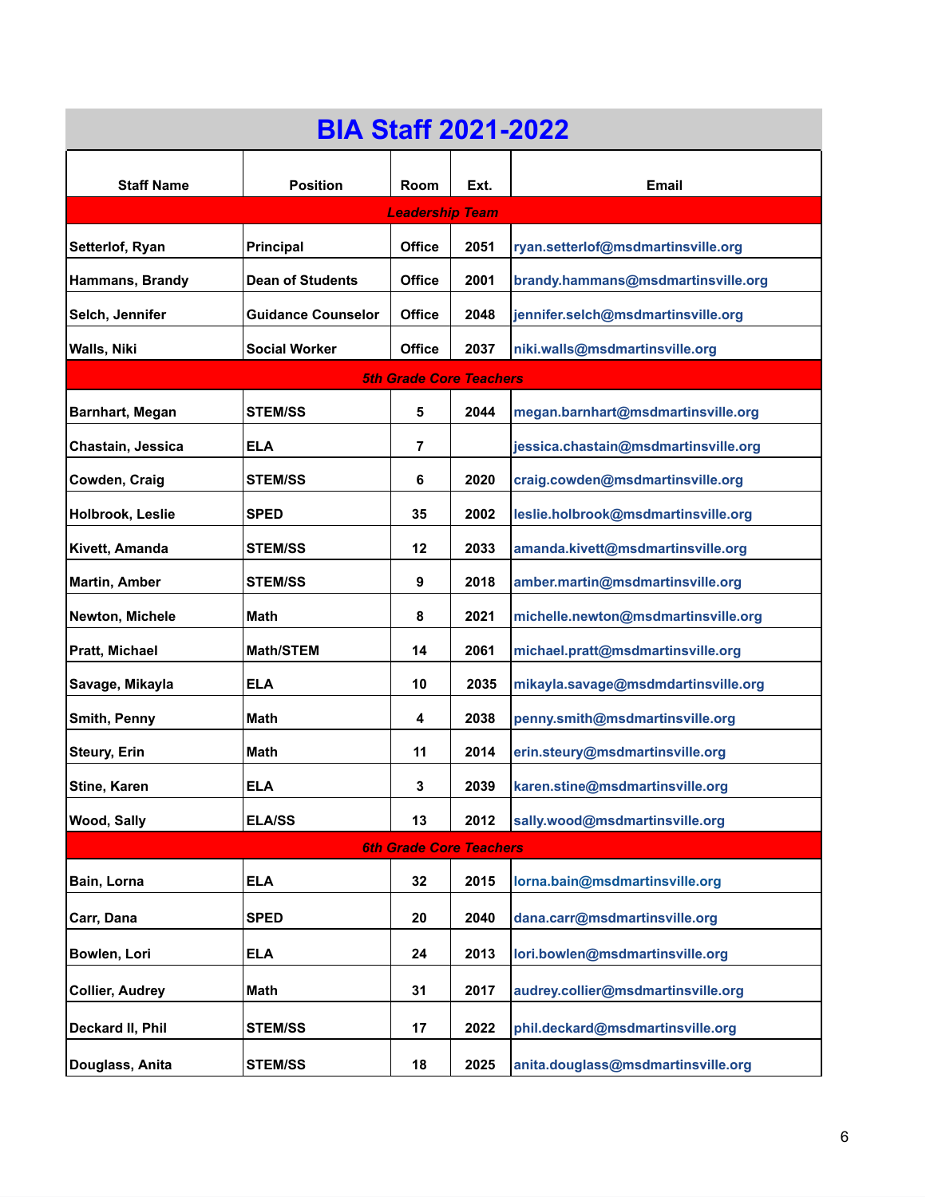# BIA Staff 2021-2022

| Staff Name | Position | Room | Ext. | Email |
|---|---|---|---|---|
| ***Leadership Team*** | | | | |
| Setterlof, Ryan | Principal | Office | 2051 | ryan.setterlof@msdmartinsville.org |
| Hammans, Brandy | Dean of Students | Office | 2001 | brandy.hammans@msdmartinsville.org |
| Selch, Jennifer | Guidance Counselor | Office | 2048 | jennifer.selch@msdmartinsville.org |
| Walls, Niki | Social Worker | Office | 2037 | niki.walls@msdmartinsville.org |
| ***5th Grade Core Teachers*** | | | | |
| Barnhart, Megan | STEM/SS | 5 | 2044 | megan.barnhart@msdmartinsville.org |
| Chastain, Jessica | ELA | 7 | | jessica.chastain@msdmartinsville.org |
| Cowden, Craig | STEM/SS | 6 | 2020 | craig.cowden@msdmartinsville.org |
| Holbrook, Leslie | SPED | 35 | 2002 | leslie.holbrook@msdmartinsville.org |
| Kivett, Amanda | STEM/SS | 12 | 2033 | amanda.kivett@msdmartinsville.org |
| Martin, Amber | STEM/SS | 9 | 2018 | amber.martin@msdmartinsville.org |
| Newton, Michele | Math | 8 | 2021 | michelle.newton@msdmartinsville.org |
| Pratt, Michael | Math/STEM | 14 | 2061 | michael.pratt@msdmartinsville.org |
| Savage, Mikayla | ELA | 10 | 2035 | mikayla.savage@msdmdartinsville.org |
| Smith, Penny | Math | 4 | 2038 | penny.smith@msdmartinsville.org |
| Steury, Erin | Math | 11 | 2014 | erin.steury@msdmartinsville.org |
| Stine, Karen | ELA | 3 | 2039 | karen.stine@msdmartinsville.org |
| Wood, Sally | ELA/SS | 13 | 2012 | sally.wood@msdmartinsville.org |
| ***6th Grade Core Teachers*** | | | | |
| Bain, Lorna | ELA | 32 | 2015 | lorna.bain@msdmartinsville.org |
| Carr, Dana | SPED | 20 | 2040 | dana.carr@msdmartinsville.org |
| Bowlen, Lori | ELA | 24 | 2013 | lori.bowlen@msdmartinsville.org |
| Collier, Audrey | Math | 31 | 2017 | audrey.collier@msdmartinsville.org |
| Deckard II, Phil | STEM/SS | 17 | 2022 | phil.deckard@msdmartinsville.org |
| Douglass, Anita | STEM/SS | 18 | 2025 | anita.douglass@msdmartinsville.org |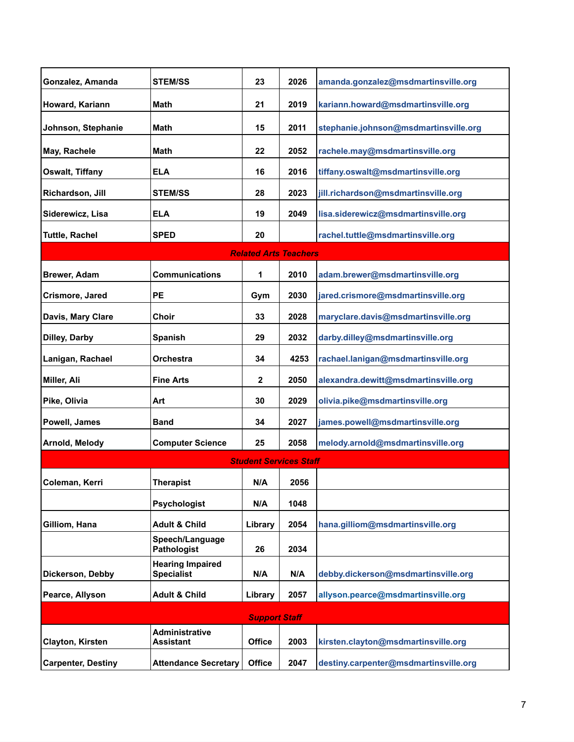| | | | | |
|---|---|---|---|---|
| **Gonzalez, Amanda** | **STEM/SS** | **23** | **2026** | **amanda.gonzalez@msdmartinsville.org** |
| **Howard, Kariann** | **Math** | **21** | **2019** | **kariann.howard@msdmartinsville.org** |
| **Johnson, Stephanie** | **Math** | **15** | **2011** | **stephanie.johnson@msdmartinsville.org** |
| **May, Rachele** | **Math** | **22** | **2052** | **rachele.may@msdmartinsville.org** |
| **Oswalt, Tiffany** | **ELA** | **16** | **2016** | **tiffany.oswalt@msdmartinsville.org** |
| **Richardson, Jill** | **STEM/SS** | **28** | **2023** | **jill.richardson@msdmartinsville.org** |
| **Siderewicz, Lisa** | **ELA** | **19** | **2049** | **lisa.siderewicz@msdmartinsville.org** |
| **Tuttle, Rachel** | **SPED** | **20** | | **rachel.tuttle@msdmartinsville.org** |
| ***Related Arts Teachers*** | | | | |
| **Brewer, Adam** | **Communications** | **1** | **2010** | **adam.brewer@msdmartinsville.org** |
| **Crismore, Jared** | **PE** | **Gym** | **2030** | **jared.crismore@msdmartinsville.org** |
| **Davis, Mary Clare** | **Choir** | **33** | **2028** | **maryclare.davis@msdmartinsville.org** |
| **Dilley, Darby** | **Spanish** | **29** | **2032** | **darby.dilley@msdmartinsville.org** |
| **Lanigan, Rachael** | **Orchestra** | **34** | **4253** | **rachael.lanigan@msdmartinsville.org** |
| **Miller, Ali** | **Fine Arts** | **2** | **2050** | **alexandra.dewitt@msdmartinsville.org** |
| **Pike, Olivia** | **Art** | **30** | **2029** | **olivia.pike@msdmartinsville.org** |
| **Powell, James** | **Band** | **34** | **2027** | **james.powell@msdmartinsville.org** |
| **Arnold, Melody** | **Computer Science** | **25** | **2058** | **melody.arnold@msdmartinsville.org** |
| ***Student Services Staff*** | | | | |
| **Coleman, Kerri** | **Therapist** | **N/A** | **2056** | |
| | **Psychologist** | **N/A** | **1048** | |
| **Gilliom, Hana** | **Adult & Child** | **Library** | **2054** | **hana.gilliom@msdmartinsville.org** |
| | **Speech/Language Pathologist** | **26** | **2034** | |
| **Dickerson, Debby** | **Hearing Impaired Specialist** | **N/A** | **N/A** | **debby.dickerson@msdmartinsville.org** |
| **Pearce, Allyson** | **Adult & Child** | **Library** | **2057** | **allyson.pearce@msdmartinsville.org** |
| ***Support Staff*** | | | | |
| **Clayton, Kirsten** | **Administrative Assistant** | **Office** | **2003** | **kirsten.clayton@msdmartinsville.org** |
| **Carpenter, Destiny** | **Attendance Secretary** | **Office** | **2047** | **destiny.carpenter@msdmartinsville.org** |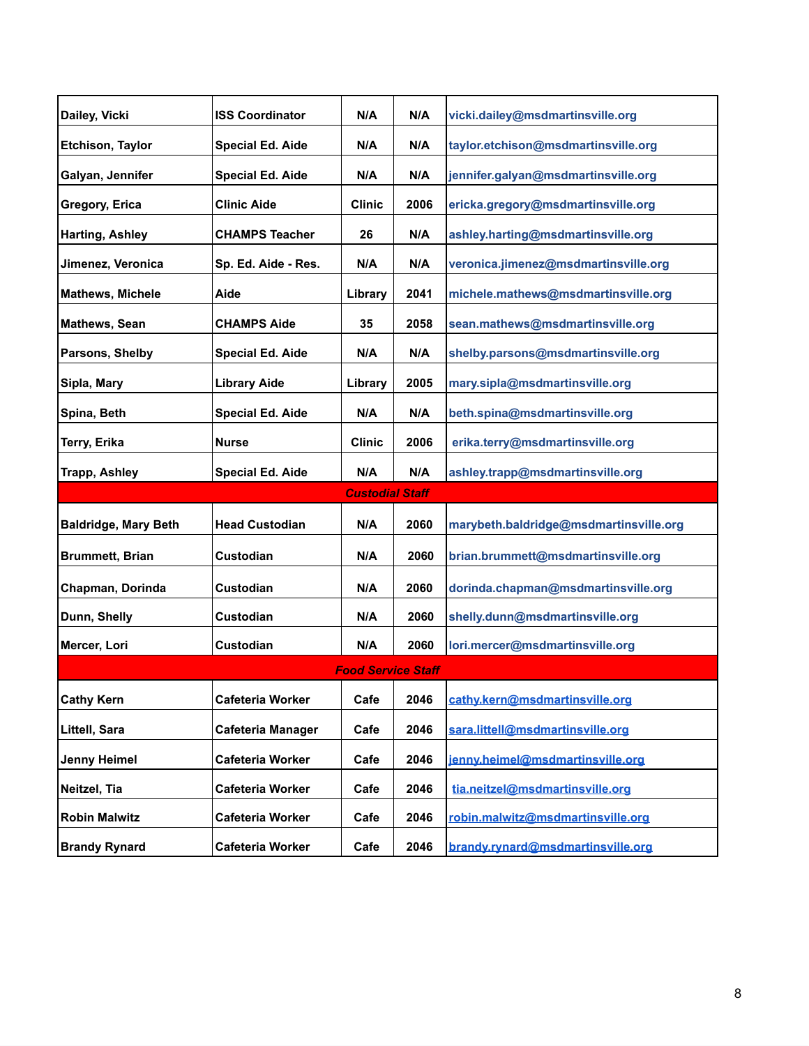| | | | | |
|---|---|---|---|---|
| **Dailey, Vicki** | **ISS Coordinator** | **N/A** | **N/A** | vicki.dailey@msdmartinsville.org |
| **Etchison, Taylor** | **Special Ed. Aide** | **N/A** | **N/A** | taylor.etchison@msdmartinsville.org |
| **Galyan, Jennifer** | **Special Ed. Aide** | **N/A** | **N/A** | jennifer.galyan@msdmartinsville.org |
| **Gregory, Erica** | **Clinic Aide** | **Clinic** | **2006** | ericka.gregory@msdmartinsville.org |
| **Harting, Ashley** | **CHAMPS Teacher** | **26** | **N/A** | ashley.harting@msdmartinsville.org |
| **Jimenez, Veronica** | **Sp. Ed. Aide - Res.** | **N/A** | **N/A** | veronica.jimenez@msdmartinsville.org |
| **Mathews, Michele** | **Aide** | **Library** | **2041** | michele.mathews@msdmartinsville.org |
| **Mathews, Sean** | **CHAMPS Aide** | **35** | **2058** | sean.mathews@msdmartinsville.org |
| **Parsons, Shelby** | **Special Ed. Aide** | **N/A** | **N/A** | shelby.parsons@msdmartinsville.org |
| **Sipla, Mary** | **Library Aide** | **Library** | **2005** | mary.sipla@msdmartinsville.org |
| **Spina, Beth** | **Special Ed. Aide** | **N/A** | **N/A** | beth.spina@msdmartinsville.org |
| **Terry, Erika** | **Nurse** | **Clinic** | **2006** | erika.terry@msdmartinsville.org |
| **Trapp, Ashley** | **Special Ed. Aide** | **N/A** | **N/A** | ashley.trapp@msdmartinsville.org |
| | | ***Custodial Staff*** | | |
| **Baldridge, Mary Beth** | **Head Custodian** | **N/A** | **2060** | marybeth.baldridge@msdmartinsville.org |
| **Brummett, Brian** | **Custodian** | **N/A** | **2060** | brian.brummett@msdmartinsville.org |
| **Chapman, Dorinda** | **Custodian** | **N/A** | **2060** | dorinda.chapman@msdmartinsville.org |
| **Dunn, Shelly** | **Custodian** | **N/A** | **2060** | shelly.dunn@msdmartinsville.org |
| **Mercer, Lori** | **Custodian** | **N/A** | **2060** | lori.mercer@msdmartinsville.org |
| | | ***Food Service Staff*** | | |
| **Cathy Kern** | **Cafeteria Worker** | **Cafe** | **2046** | cathy.kern@msdmartinsville.org |
| **Littell, Sara** | **Cafeteria Manager** | **Cafe** | **2046** | sara.littell@msdmartinsville.org |
| **Jenny Heimel** | **Cafeteria Worker** | **Cafe** | **2046** | jenny.heimel@msdmartinsville.org |
| **Neitzel, Tia** | **Cafeteria Worker** | **Cafe** | **2046** | tia.neitzel@msdmartinsville.org |
| **Robin Malwitz** | **Cafeteria Worker** | **Cafe** | **2046** | robin.malwitz@msdmartinsville.org |
| **Brandy Rynard** | **Cafeteria Worker** | **Cafe** | **2046** | brandy.rynard@msdmartinsville.org |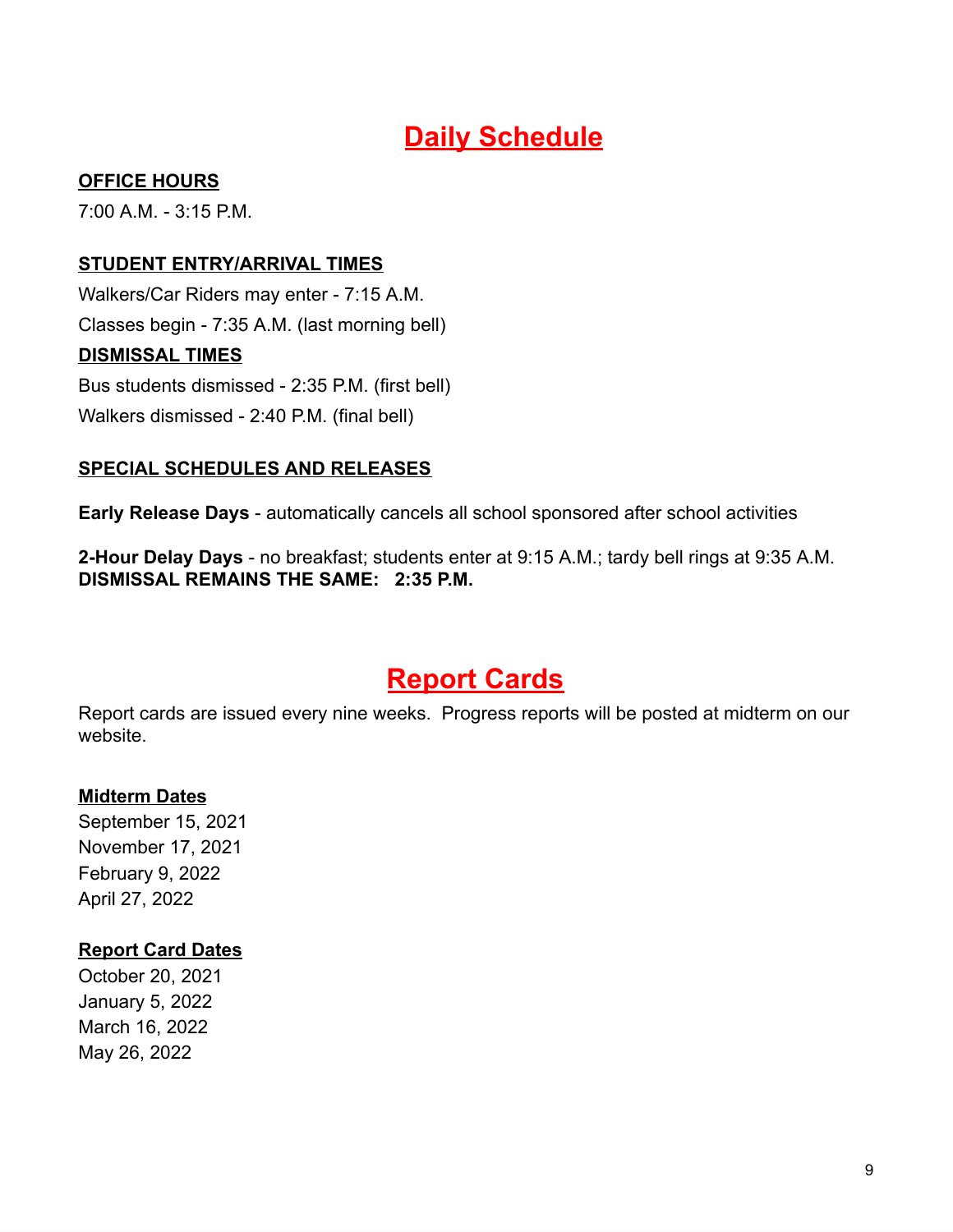# Daily Schedule

**OFFICE HOURS**

7:00 A.M. - 3:15 P.M.

**STUDENT ENTRY/ARRIVAL TIMES**

Walkers/Car Riders may enter - 7:15 A.M.

Classes begin - 7:35 A.M. (last morning bell)

**DISMISSAL TIMES**

Bus students dismissed - 2:35 P.M. (first bell)

Walkers dismissed - 2:40 P.M. (final bell)

**SPECIAL SCHEDULES AND RELEASES**

**Early Release Days** - automatically cancels all school sponsored after school activities

**2-Hour Delay Days** - no breakfast; students enter at 9:15 A.M.; tardy bell rings at 9:35 A.M.
**DISMISSAL REMAINS THE SAME: 2:35 P.M.**

# Report Cards

Report cards are issued every nine weeks. Progress reports will be posted at midterm on our website.

**Midterm Dates**

September 15, 2021
November 17, 2021
February 9, 2022
April 27, 2022

**Report Card Dates**

October 20, 2021
January 5, 2022
March 16, 2022
May 26, 2022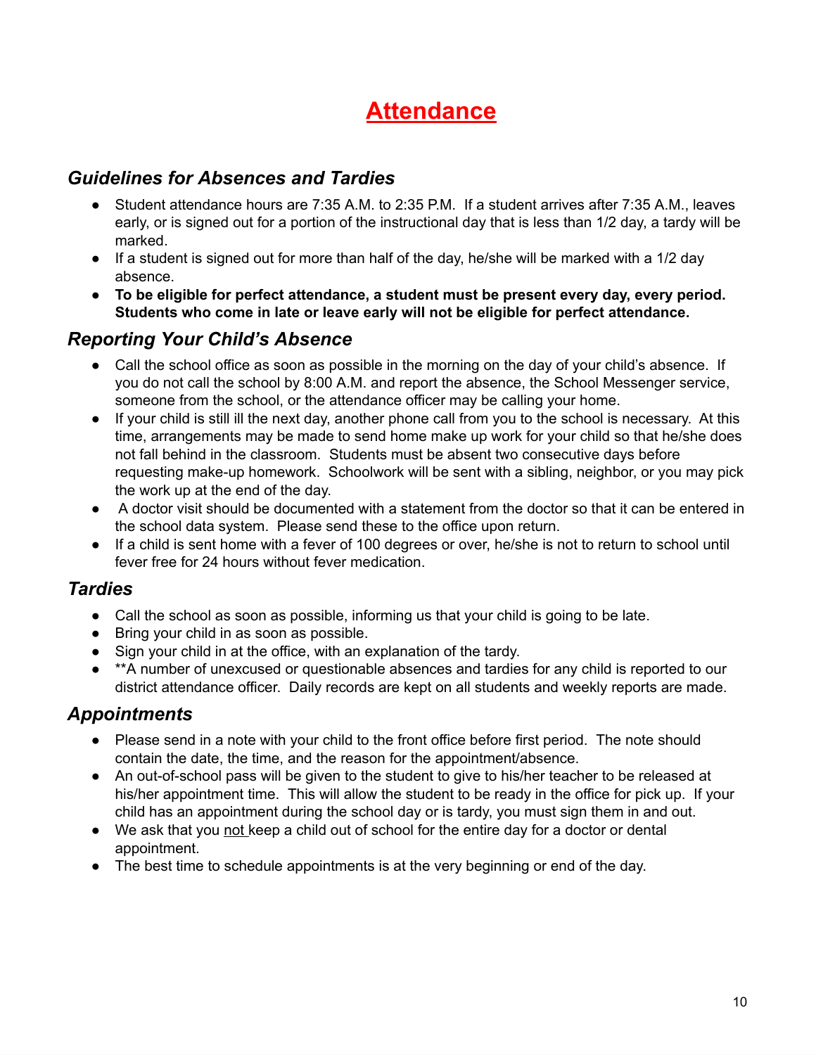# Attendance

## *Guidelines for Absences and Tardies*

- Student attendance hours are 7:35 A.M. to 2:35 P.M. If a student arrives after 7:35 A.M., leaves early, or is signed out for a portion of the instructional day that is less than 1/2 day, a tardy will be marked.
- If a student is signed out for more than half of the day, he/she will be marked with a 1/2 day absence.
- **To be eligible for perfect attendance, a student must be present every day, every period. Students who come in late or leave early will not be eligible for perfect attendance.**

## *Reporting Your Child's Absence*

- Call the school office as soon as possible in the morning on the day of your child's absence. If you do not call the school by 8:00 A.M. and report the absence, the School Messenger service, someone from the school, or the attendance officer may be calling your home.
- If your child is still ill the next day, another phone call from you to the school is necessary. At this time, arrangements may be made to send home make up work for your child so that he/she does not fall behind in the classroom. Students must be absent two consecutive days before requesting make-up homework. Schoolwork will be sent with a sibling, neighbor, or you may pick the work up at the end of the day.
- A doctor visit should be documented with a statement from the doctor so that it can be entered in the school data system. Please send these to the office upon return.
- If a child is sent home with a fever of 100 degrees or over, he/she is not to return to school until fever free for 24 hours without fever medication.

## *Tardies*

- Call the school as soon as possible, informing us that your child is going to be late.
- Bring your child in as soon as possible.
- Sign your child in at the office, with an explanation of the tardy.
- **A number of unexcused or questionable absences and tardies for any child is reported to our district attendance officer. Daily records are kept on all students and weekly reports are made.

## *Appointments*

- Please send in a note with your child to the front office before first period. The note should contain the date, the time, and the reason for the appointment/absence.
- An out-of-school pass will be given to the student to give to his/her teacher to be released at his/her appointment time. This will allow the student to be ready in the office for pick up. If your child has an appointment during the school day or is tardy, you must sign them in and out.
- We ask that you <u>not</u> keep a child out of school for the entire day for a doctor or dental appointment.
- The best time to schedule appointments is at the very beginning or end of the day.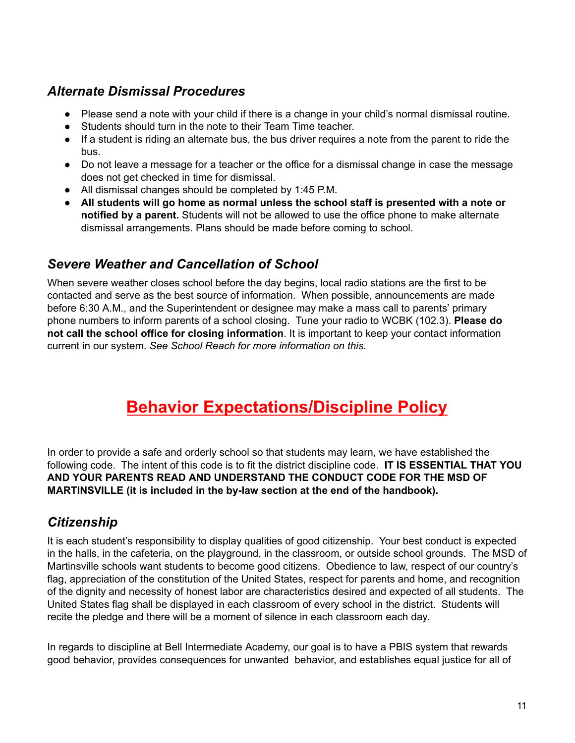### *Alternate Dismissal Procedures*

- Please send a note with your child if there is a change in your child's normal dismissal routine.
- Students should turn in the note to their Team Time teacher.
- If a student is riding an alternate bus, the bus driver requires a note from the parent to ride the bus.
- Do not leave a message for a teacher or the office for a dismissal change in case the message does not get checked in time for dismissal.
- All dismissal changes should be completed by 1:45 P.M.
- **All students will go home as normal unless the school staff is presented with a note or notified by a parent.** Students will not be allowed to use the office phone to make alternate dismissal arrangements. Plans should be made before coming to school.

### *Severe Weather and Cancellation of School*

When severe weather closes school before the day begins, local radio stations are the first to be contacted and serve as the best source of information. When possible, announcements are made before 6:30 A.M., and the Superintendent or designee may make a mass call to parents' primary phone numbers to inform parents of a school closing. Tune your radio to WCBK (102.3). **Please do not call the school office for closing information**. It is important to keep your contact information current in our system. *See School Reach for more information on this.*

# Behavior Expectations/Discipline Policy

In order to provide a safe and orderly school so that students may learn, we have established the following code. The intent of this code is to fit the district discipline code. **IT IS ESSENTIAL THAT YOU AND YOUR PARENTS READ AND UNDERSTAND THE CONDUCT CODE FOR THE MSD OF MARTINSVILLE (it is included in the by-law section at the end of the handbook).**

### *Citizenship*

It is each student's responsibility to display qualities of good citizenship. Your best conduct is expected in the halls, in the cafeteria, on the playground, in the classroom, or outside school grounds. The MSD of Martinsville schools want students to become good citizens. Obedience to law, respect of our country's flag, appreciation of the constitution of the United States, respect for parents and home, and recognition of the dignity and necessity of honest labor are characteristics desired and expected of all students. The United States flag shall be displayed in each classroom of every school in the district. Students will recite the pledge and there will be a moment of silence in each classroom each day.

In regards to discipline at Bell Intermediate Academy, our goal is to have a PBIS system that rewards good behavior, provides consequences for unwanted behavior, and establishes equal justice for all of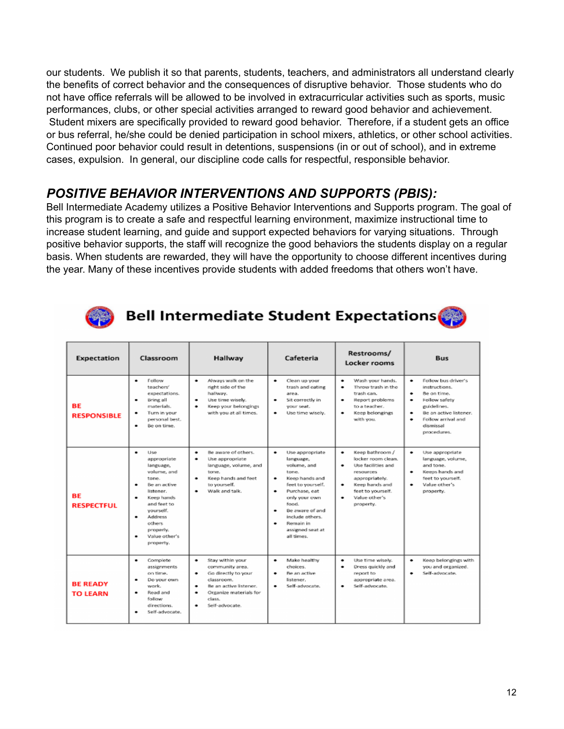our students. We publish it so that parents, students, teachers, and administrators all understand clearly the benefits of correct behavior and the consequences of disruptive behavior. Those students who do not have office referrals will be allowed to be involved in extracurricular activities such as sports, music performances, clubs, or other special activities arranged to reward good behavior and achievement. Student mixers are specifically provided to reward good behavior. Therefore, if a student gets an office or bus referral, he/she could be denied participation in school mixers, athletics, or other school activities. Continued poor behavior could result in detentions, suspensions (in or out of school), and in extreme cases, expulsion. In general, our discipline code calls for respectful, responsible behavior.

## *POSITIVE BEHAVIOR INTERVENTIONS AND SUPPORTS (PBIS):*

Bell Intermediate Academy utilizes a Positive Behavior Interventions and Supports program. The goal of this program is to create a safe and respectful learning environment, maximize instructional time to increase student learning, and guide and support expected behaviors for varying situations. Through positive behavior supports, the staff will recognize the good behaviors the students display on a regular basis. When students are rewarded, they will have the opportunity to choose different incentives during the year. Many of these incentives provide students with added freedoms that others won't have.

### Bell Intermediate Student Expectations

| Expectation | Classroom | Hallway | Cafeteria | Restrooms/ Locker rooms | Bus |
|---|---|---|---|---|---|
| **BE RESPONSIBLE** | • Follow teachers' expectations.<br>• Bring all materials.<br>• Turn in your personal best.<br>• Be on time. | • Always walk on the right side of the hallway.<br>• Use time wisely.<br>• Keep your belongings with you at all times. | • Clean up your trash and eating area.<br>• Sit correctly in your seat.<br>• Use time wisely. | • Wash your hands.<br>• Throw trash in the trash can.<br>• Report problems to a teacher.<br>• Keep belongings with you. | • Follow bus driver's instructions.<br>• Be on time.<br>• Follow safety guidelines.<br>• Be an active listener.<br>• Follow arrival and dismissal procedures. |
| **BE RESPECTFUL** | • Use appropriate language, volume, and tone.<br>• Be an active listener.<br>• Keep hands and feet to yourself.<br>• Address others properly.<br>• Value other's property. | • Be aware of others.<br>• Use appropriate language, volume, and tone.<br>• Keep hands and feet to yourself.<br>• Walk and talk. | • Use appropriate language, volume, and tone.<br>• Keep hands and feet to yourself.<br>• Purchase, eat only your own food.<br>• Be aware of and include others.<br>• Remain in assigned seat at all times. | • Keep bathroom / locker room clean.<br>• Use facilities and resources appropriately.<br>• Keep hands and feet to yourself.<br>• Value other's property. | • Use appropriate language, volume, and tone.<br>• Keeps hands and feet to yourself.<br>• Value other's property. |
| **BE READY TO LEARN** | • Complete assignments on time.<br>• Do your own work.<br>• Read and follow directions.<br>• Self-advocate. | • Stay within your community area.<br>• Go directly to your classroom.<br>• Be an active listener.<br>• Organize materials for class.<br>• Self-advocate. | • Make healthy choices.<br>• Be an active listener.<br>• Self-advocate. | • Use time wisely.<br>• Dress quickly and report to appropriate area.<br>• Self-advocate. | • Keep belongings with you and organized.<br>• Self-advocate. |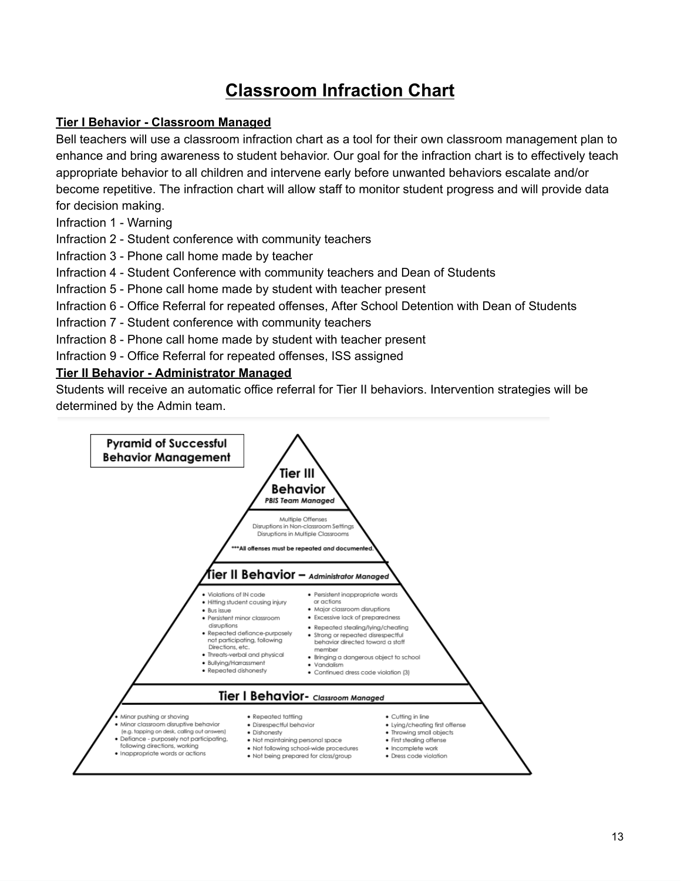# Classroom Infraction Chart

**Tier I Behavior - Classroom Managed**

Bell teachers will use a classroom infraction chart as a tool for their own classroom management plan to enhance and bring awareness to student behavior. Our goal for the infraction chart is to effectively teach appropriate behavior to all children and intervene early before unwanted behaviors escalate and/or become repetitive. The infraction chart will allow staff to monitor student progress and will provide data for decision making.

Infraction 1 - Warning
Infraction 2 - Student conference with community teachers
Infraction 3 - Phone call home made by teacher
Infraction 4 - Student Conference with community teachers and Dean of Students
Infraction 5 - Phone call home made by student with teacher present
Infraction 6 - Office Referral for repeated offenses, After School Detention with Dean of Students
Infraction 7 - Student conference with community teachers
Infraction 8 - Phone call home made by student with teacher present
Infraction 9 - Office Referral for repeated offenses, ISS assigned

**Tier II Behavior - Administrator Managed**

Students will receive an automatic office referral for Tier II behaviors. Intervention strategies will be determined by the Admin team.

**Pyramid of Successful Behavior Management**

**Tier III Behavior** *PBIS Team Managed*

Multiple Offenses
Disruptions in Non-classroom Settings
Disruptions in Multiple Classrooms

***All offenses must be repeated and documented.

**Tier II Behavior –** *Administrator Managed*

- Violations of IN code
- Hitting student causing injury
- Bus issue
- Persistent minor classroom disruptions
- Repeated defiance-purposely not participating, following Directions, etc.
- Threats-verbal and physical
- Bullying/Harrassment
- Repeated dishonesty
- Persistent inappropriate words or actions
- Major classroom disruptions
- Excessive lack of preparedness
- Repeated stealing/lying/cheating
- Strong or repeated disrespectful behavior directed toward a staff member
- Bringing a dangerous object to school
- Vandalism
- Continued dress code violation (3)

**Tier I Behavior-** *Classroom Managed*

- Minor pushing or shoving
- Minor classroom disruptive behavior (e.g. tapping on desk, calling out answers)
- Defiance - purposely not participating, following directions, working
- Inappropriate words or actions
- Repeated tattling
- Disrespectful behavior
- Dishonesty
- Not maintaining personal space
- Not following school-wide procedures
- Not being prepared for class/group
- Cutting in line
- Lying/cheating first offense
- Throwing small objects
- First stealing offense
- Incomplete work
- Dress code violation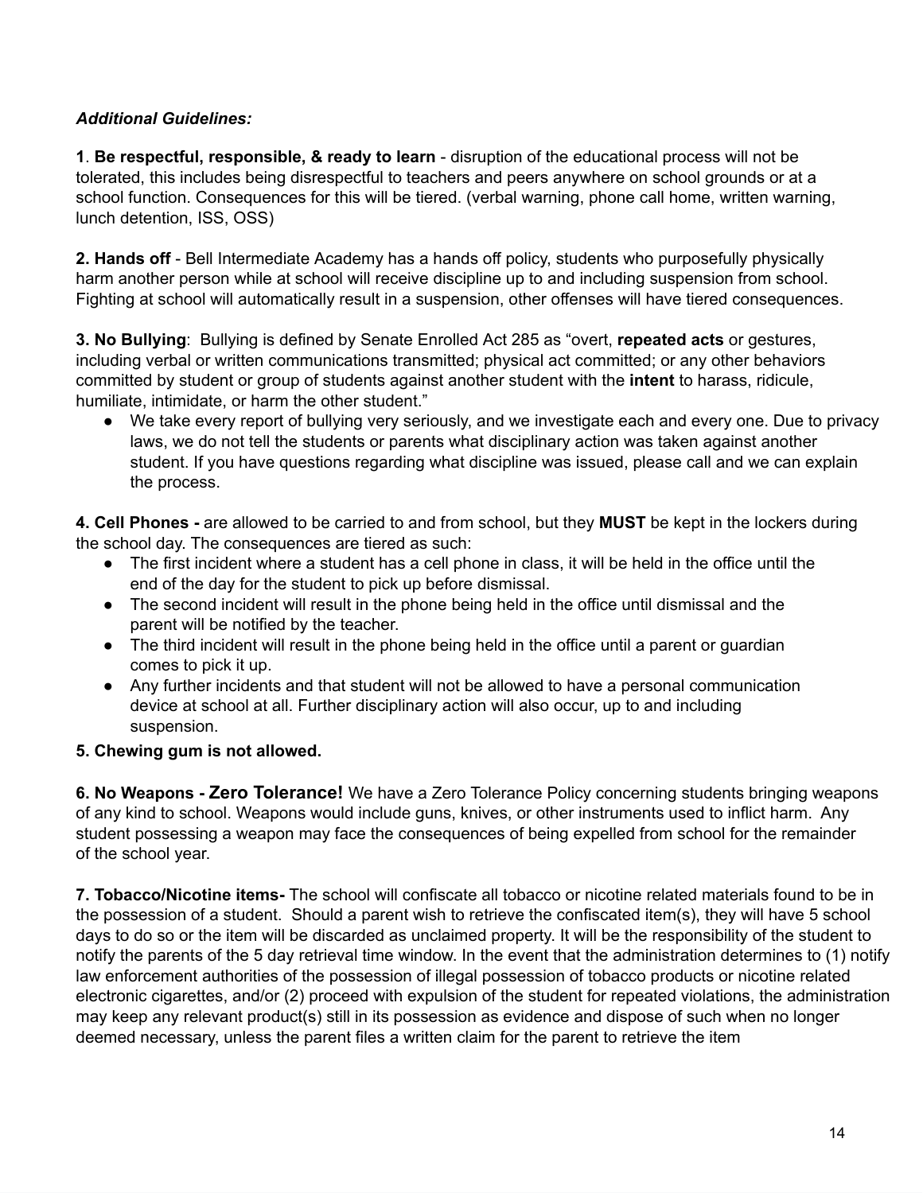***Additional Guidelines:***

**1**. **Be respectful, responsible, & ready to learn** - disruption of the educational process will not be tolerated, this includes being disrespectful to teachers and peers anywhere on school grounds or at a school function. Consequences for this will be tiered. (verbal warning, phone call home, written warning, lunch detention, ISS, OSS)

**2. Hands off** - Bell Intermediate Academy has a hands off policy, students who purposefully physically harm another person while at school will receive discipline up to and including suspension from school. Fighting at school will automatically result in a suspension, other offenses will have tiered consequences.

**3. No Bullying**: Bullying is defined by Senate Enrolled Act 285 as "overt, **repeated acts** or gestures, including verbal or written communications transmitted; physical act committed; or any other behaviors committed by student or group of students against another student with the **intent** to harass, ridicule, humiliate, intimidate, or harm the other student."

- We take every report of bullying very seriously, and we investigate each and every one. Due to privacy laws, we do not tell the students or parents what disciplinary action was taken against another student. If you have questions regarding what discipline was issued, please call and we can explain the process.

**4. Cell Phones -** are allowed to be carried to and from school, but they **MUST** be kept in the lockers during the school day. The consequences are tiered as such:

- The first incident where a student has a cell phone in class, it will be held in the office until the end of the day for the student to pick up before dismissal.
- The second incident will result in the phone being held in the office until dismissal and the parent will be notified by the teacher.
- The third incident will result in the phone being held in the office until a parent or guardian comes to pick it up.
- Any further incidents and that student will not be allowed to have a personal communication device at school at all. Further disciplinary action will also occur, up to and including suspension.

**5. Chewing gum is not allowed.**

**6. No Weapons - Zero Tolerance!** We have a Zero Tolerance Policy concerning students bringing weapons of any kind to school. Weapons would include guns, knives, or other instruments used to inflict harm. Any student possessing a weapon may face the consequences of being expelled from school for the remainder of the school year.

**7. Tobacco/Nicotine items-** The school will confiscate all tobacco or nicotine related materials found to be in the possession of a student. Should a parent wish to retrieve the confiscated item(s), they will have 5 school days to do so or the item will be discarded as unclaimed property. It will be the responsibility of the student to notify the parents of the 5 day retrieval time window. In the event that the administration determines to (1) notify law enforcement authorities of the possession of illegal possession of tobacco products or nicotine related electronic cigarettes, and/or (2) proceed with expulsion of the student for repeated violations, the administration may keep any relevant product(s) still in its possession as evidence and dispose of such when no longer deemed necessary, unless the parent files a written claim for the parent to retrieve the item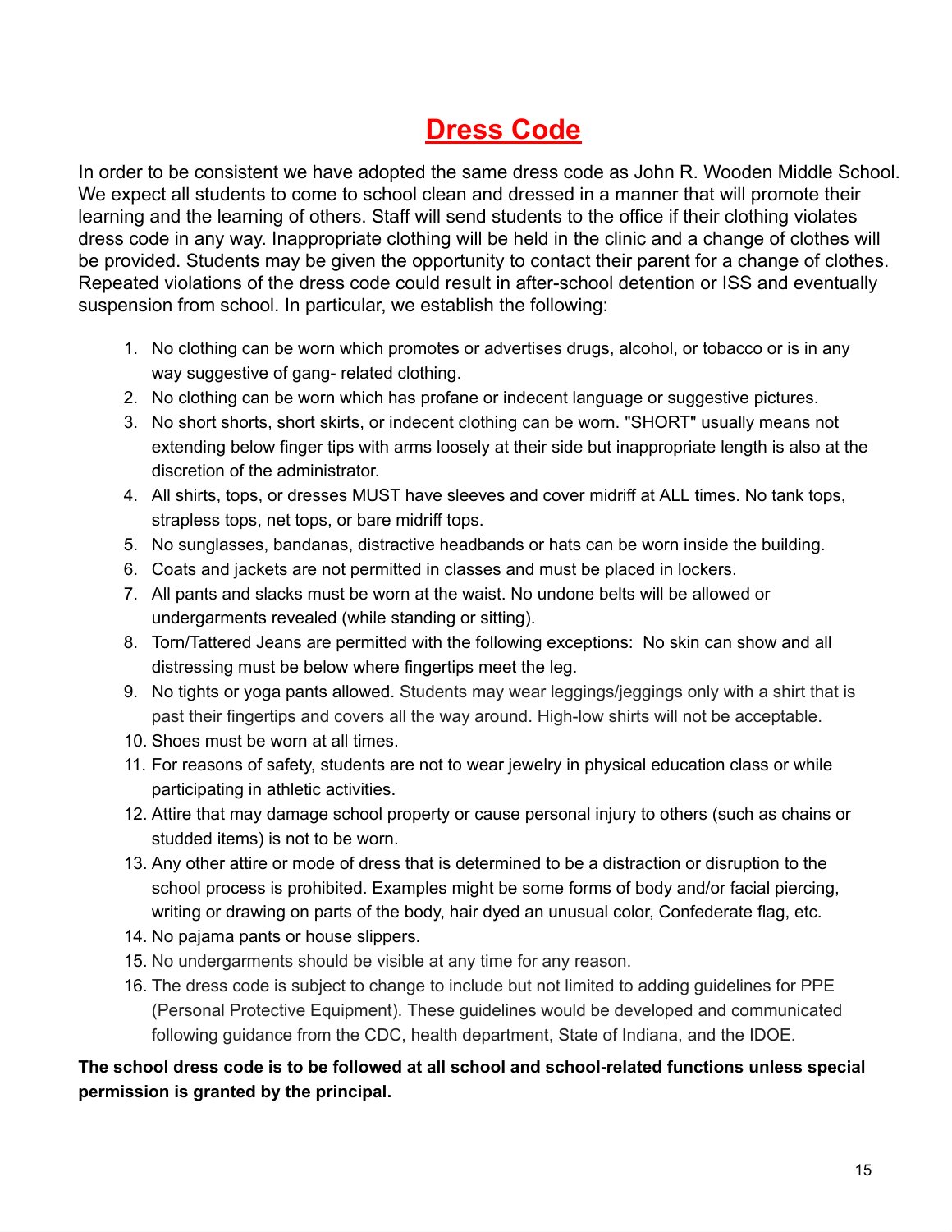# Dress Code

In order to be consistent we have adopted the same dress code as John R. Wooden Middle School. We expect all students to come to school clean and dressed in a manner that will promote their learning and the learning of others. Staff will send students to the office if their clothing violates dress code in any way. Inappropriate clothing will be held in the clinic and a change of clothes will be provided. Students may be given the opportunity to contact their parent for a change of clothes. Repeated violations of the dress code could result in after-school detention or ISS and eventually suspension from school. In particular, we establish the following:

1. No clothing can be worn which promotes or advertises drugs, alcohol, or tobacco or is in any way suggestive of gang- related clothing.
2. No clothing can be worn which has profane or indecent language or suggestive pictures.
3. No short shorts, short skirts, or indecent clothing can be worn. "SHORT" usually means not extending below finger tips with arms loosely at their side but inappropriate length is also at the discretion of the administrator.
4. All shirts, tops, or dresses MUST have sleeves and cover midriff at ALL times. No tank tops, strapless tops, net tops, or bare midriff tops.
5. No sunglasses, bandanas, distractive headbands or hats can be worn inside the building.
6. Coats and jackets are not permitted in classes and must be placed in lockers.
7. All pants and slacks must be worn at the waist. No undone belts will be allowed or undergarments revealed (while standing or sitting).
8. Torn/Tattered Jeans are permitted with the following exceptions: No skin can show and all distressing must be below where fingertips meet the leg.
9. No tights or yoga pants allowed. Students may wear leggings/jeggings only with a shirt that is past their fingertips and covers all the way around. High-low shirts will not be acceptable.
10. Shoes must be worn at all times.
11. For reasons of safety, students are not to wear jewelry in physical education class or while participating in athletic activities.
12. Attire that may damage school property or cause personal injury to others (such as chains or studded items) is not to be worn.
13. Any other attire or mode of dress that is determined to be a distraction or disruption to the school process is prohibited. Examples might be some forms of body and/or facial piercing, writing or drawing on parts of the body, hair dyed an unusual color, Confederate flag, etc.
14. No pajama pants or house slippers.
15. No undergarments should be visible at any time for any reason.
16. The dress code is subject to change to include but not limited to adding guidelines for PPE (Personal Protective Equipment). These guidelines would be developed and communicated following guidance from the CDC, health department, State of Indiana, and the IDOE.

**The school dress code is to be followed at all school and school-related functions unless special permission is granted by the principal.**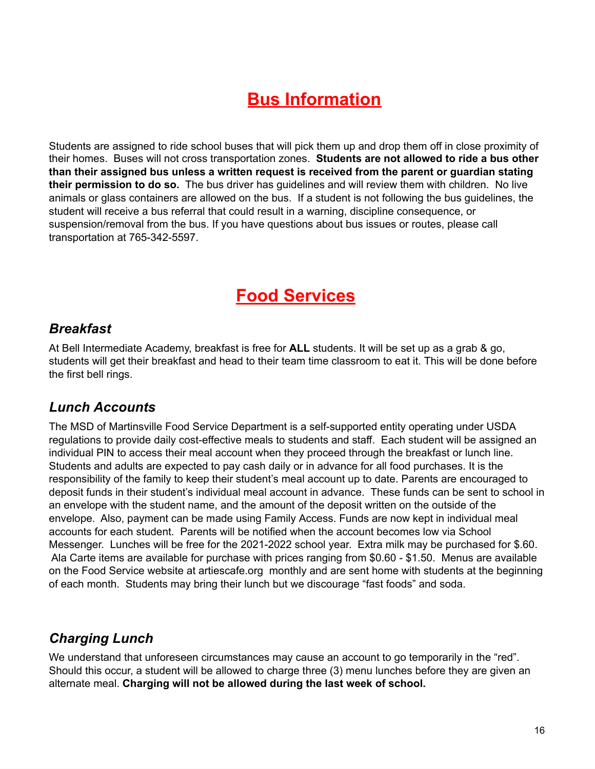# Bus Information

Students are assigned to ride school buses that will pick them up and drop them off in close proximity of their homes. Buses will not cross transportation zones. **Students are not allowed to ride a bus other than their assigned bus unless a written request is received from the parent or guardian stating their permission to do so.** The bus driver has guidelines and will review them with children. No live animals or glass containers are allowed on the bus. If a student is not following the bus guidelines, the student will receive a bus referral that could result in a warning, discipline consequence, or suspension/removal from the bus. If you have questions about bus issues or routes, please call transportation at 765-342-5597.

# Food Services

## *Breakfast*

At Bell Intermediate Academy, breakfast is free for **ALL** students. It will be set up as a grab & go, students will get their breakfast and head to their team time classroom to eat it. This will be done before the first bell rings.

## *Lunch Accounts*

The MSD of Martinsville Food Service Department is a self-supported entity operating under USDA regulations to provide daily cost-effective meals to students and staff. Each student will be assigned an individual PIN to access their meal account when they proceed through the breakfast or lunch line. Students and adults are expected to pay cash daily or in advance for all food purchases. It is the responsibility of the family to keep their student's meal account up to date. Parents are encouraged to deposit funds in their student's individual meal account in advance. These funds can be sent to school in an envelope with the student name, and the amount of the deposit written on the outside of the envelope. Also, payment can be made using Family Access. Funds are now kept in individual meal accounts for each student. Parents will be notified when the account becomes low via School Messenger. Lunches will be free for the 2021-2022 school year. Extra milk may be purchased for $.60. Ala Carte items are available for purchase with prices ranging from $0.60 - $1.50. Menus are available on the Food Service website at artiescafe.org monthly and are sent home with students at the beginning of each month. Students may bring their lunch but we discourage "fast foods" and soda.

## *Charging Lunch*

We understand that unforeseen circumstances may cause an account to go temporarily in the "red". Should this occur, a student will be allowed to charge three (3) menu lunches before they are given an alternate meal. **Charging will not be allowed during the last week of school.**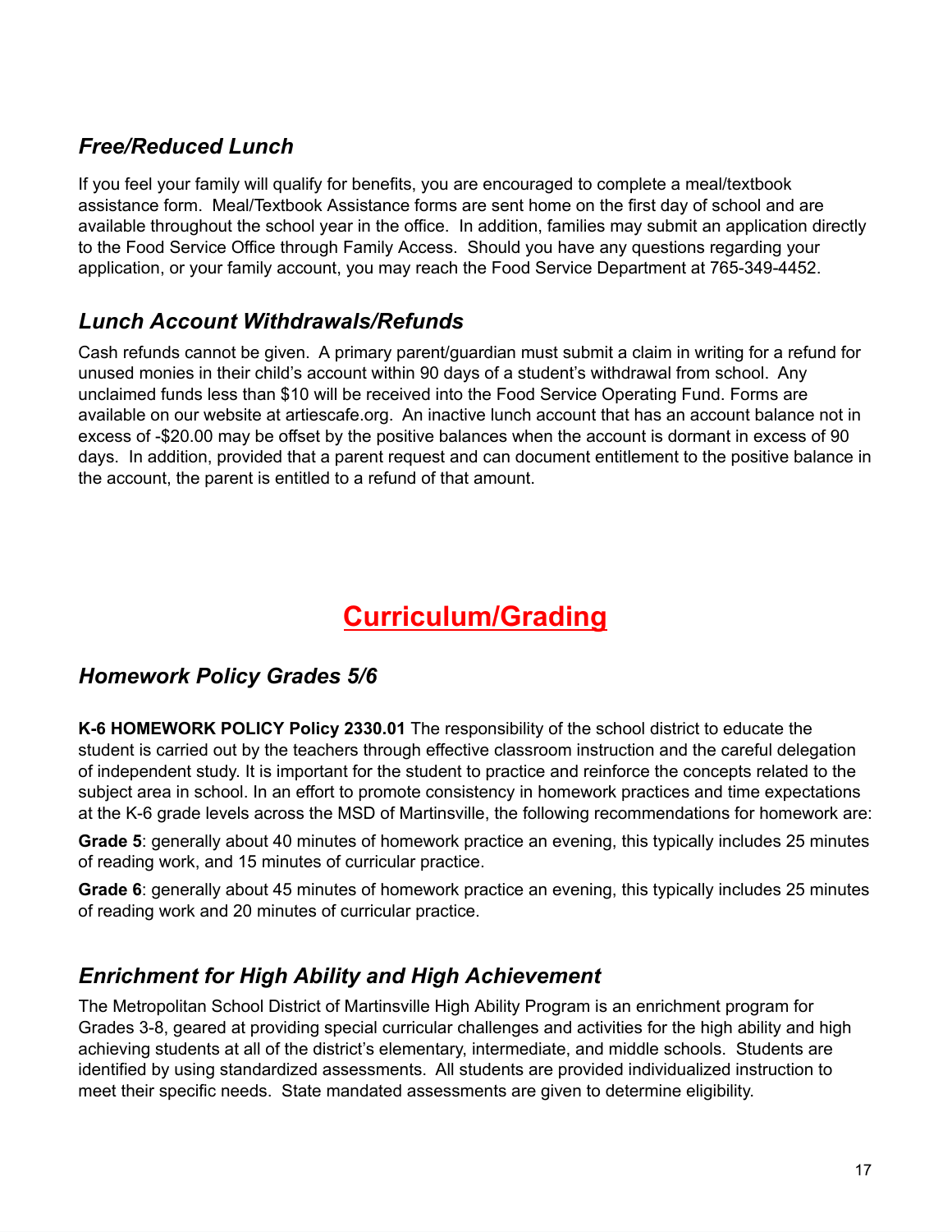### *Free/Reduced Lunch*

If you feel your family will qualify for benefits, you are encouraged to complete a meal/textbook assistance form. Meal/Textbook Assistance forms are sent home on the first day of school and are available throughout the school year in the office. In addition, families may submit an application directly to the Food Service Office through Family Access. Should you have any questions regarding your application, or your family account, you may reach the Food Service Department at 765-349-4452.

### *Lunch Account Withdrawals/Refunds*

Cash refunds cannot be given. A primary parent/guardian must submit a claim in writing for a refund for unused monies in their child's account within 90 days of a student's withdrawal from school. Any unclaimed funds less than $10 will be received into the Food Service Operating Fund. Forms are available on our website at artiescafe.org. An inactive lunch account that has an account balance not in excess of -$20.00 may be offset by the positive balances when the account is dormant in excess of 90 days. In addition, provided that a parent request and can document entitlement to the positive balance in the account, the parent is entitled to a refund of that amount.

# Curriculum/Grading

### *Homework Policy Grades 5/6*

**K-6 HOMEWORK POLICY Policy 2330.01** The responsibility of the school district to educate the student is carried out by the teachers through effective classroom instruction and the careful delegation of independent study. It is important for the student to practice and reinforce the concepts related to the subject area in school. In an effort to promote consistency in homework practices and time expectations at the K-6 grade levels across the MSD of Martinsville, the following recommendations for homework are:

**Grade 5**: generally about 40 minutes of homework practice an evening, this typically includes 25 minutes of reading work, and 15 minutes of curricular practice.

**Grade 6**: generally about 45 minutes of homework practice an evening, this typically includes 25 minutes of reading work and 20 minutes of curricular practice.

### *Enrichment for High Ability and High Achievement*

The Metropolitan School District of Martinsville High Ability Program is an enrichment program for Grades 3-8, geared at providing special curricular challenges and activities for the high ability and high achieving students at all of the district's elementary, intermediate, and middle schools. Students are identified by using standardized assessments. All students are provided individualized instruction to meet their specific needs. State mandated assessments are given to determine eligibility.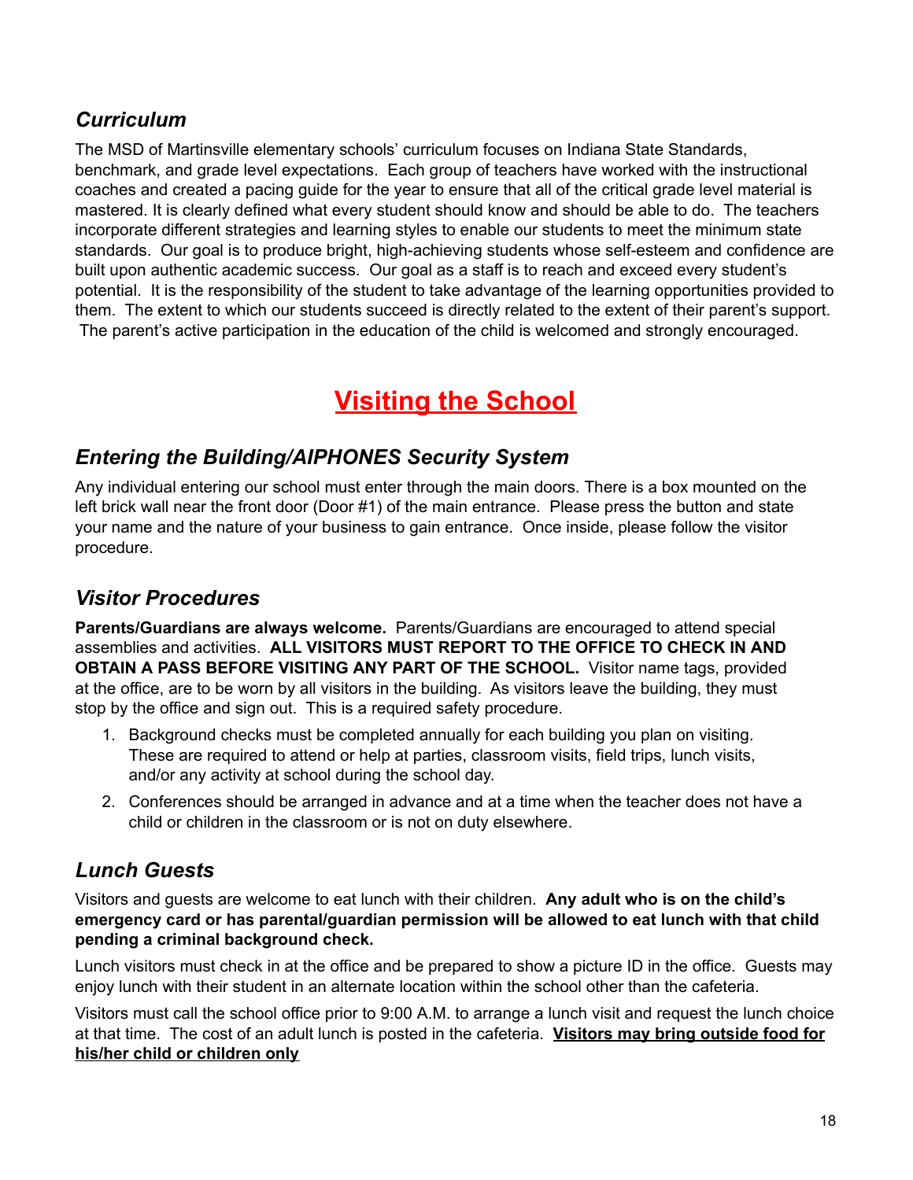### *Curriculum*

The MSD of Martinsville elementary schools' curriculum focuses on Indiana State Standards, benchmark, and grade level expectations. Each group of teachers have worked with the instructional coaches and created a pacing guide for the year to ensure that all of the critical grade level material is mastered. It is clearly defined what every student should know and should be able to do. The teachers incorporate different strategies and learning styles to enable our students to meet the minimum state standards. Our goal is to produce bright, high-achieving students whose self-esteem and confidence are built upon authentic academic success. Our goal as a staff is to reach and exceed every student's potential. It is the responsibility of the student to take advantage of the learning opportunities provided to them. The extent to which our students succeed is directly related to the extent of their parent's support. The parent's active participation in the education of the child is welcomed and strongly encouraged.

## Visiting the School

### *Entering the Building/AIPHONES Security System*

Any individual entering our school must enter through the main doors. There is a box mounted on the left brick wall near the front door (Door #1) of the main entrance. Please press the button and state your name and the nature of your business to gain entrance. Once inside, please follow the visitor procedure.

### *Visitor Procedures*

**Parents/Guardians are always welcome.** Parents/Guardians are encouraged to attend special assemblies and activities. **ALL VISITORS MUST REPORT TO THE OFFICE TO CHECK IN AND OBTAIN A PASS BEFORE VISITING ANY PART OF THE SCHOOL.** Visitor name tags, provided at the office, are to be worn by all visitors in the building. As visitors leave the building, they must stop by the office and sign out. This is a required safety procedure.

1. Background checks must be completed annually for each building you plan on visiting. These are required to attend or help at parties, classroom visits, field trips, lunch visits, and/or any activity at school during the school day.
2. Conferences should be arranged in advance and at a time when the teacher does not have a child or children in the classroom or is not on duty elsewhere.

### *Lunch Guests*

Visitors and guests are welcome to eat lunch with their children. **Any adult who is on the child's emergency card or has parental/guardian permission will be allowed to eat lunch with that child pending a criminal background check.**

Lunch visitors must check in at the office and be prepared to show a picture ID in the office. Guests may enjoy lunch with their student in an alternate location within the school other than the cafeteria.

Visitors must call the school office prior to 9:00 A.M. to arrange a lunch visit and request the lunch choice at that time. The cost of an adult lunch is posted in the cafeteria. **<u>Visitors may bring outside food for his/her child or children only</u>**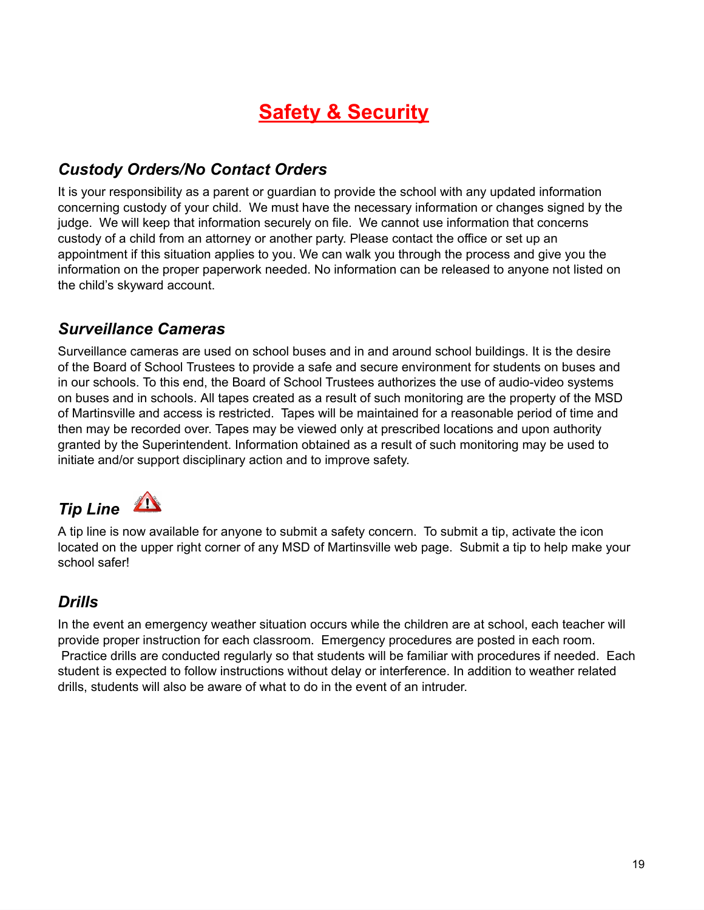# Safety & Security

### *Custody Orders/No Contact Orders*

It is your responsibility as a parent or guardian to provide the school with any updated information concerning custody of your child. We must have the necessary information or changes signed by the judge. We will keep that information securely on file. We cannot use information that concerns custody of a child from an attorney or another party. Please contact the office or set up an appointment if this situation applies to you. We can walk you through the process and give you the information on the proper paperwork needed. No information can be released to anyone not listed on the child's skyward account.

### *Surveillance Cameras*

Surveillance cameras are used on school buses and in and around school buildings. It is the desire of the Board of School Trustees to provide a safe and secure environment for students on buses and in our schools. To this end, the Board of School Trustees authorizes the use of audio-video systems on buses and in schools. All tapes created as a result of such monitoring are the property of the MSD of Martinsville and access is restricted. Tapes will be maintained for a reasonable period of time and then may be recorded over. Tapes may be viewed only at prescribed locations and upon authority granted by the Superintendent. Information obtained as a result of such monitoring may be used to initiate and/or support disciplinary action and to improve safety.

### *Tip Line*

A tip line is now available for anyone to submit a safety concern. To submit a tip, activate the icon located on the upper right corner of any MSD of Martinsville web page. Submit a tip to help make your school safer!

### *Drills*

In the event an emergency weather situation occurs while the children are at school, each teacher will provide proper instruction for each classroom. Emergency procedures are posted in each room. Practice drills are conducted regularly so that students will be familiar with procedures if needed. Each student is expected to follow instructions without delay or interference. In addition to weather related drills, students will also be aware of what to do in the event of an intruder.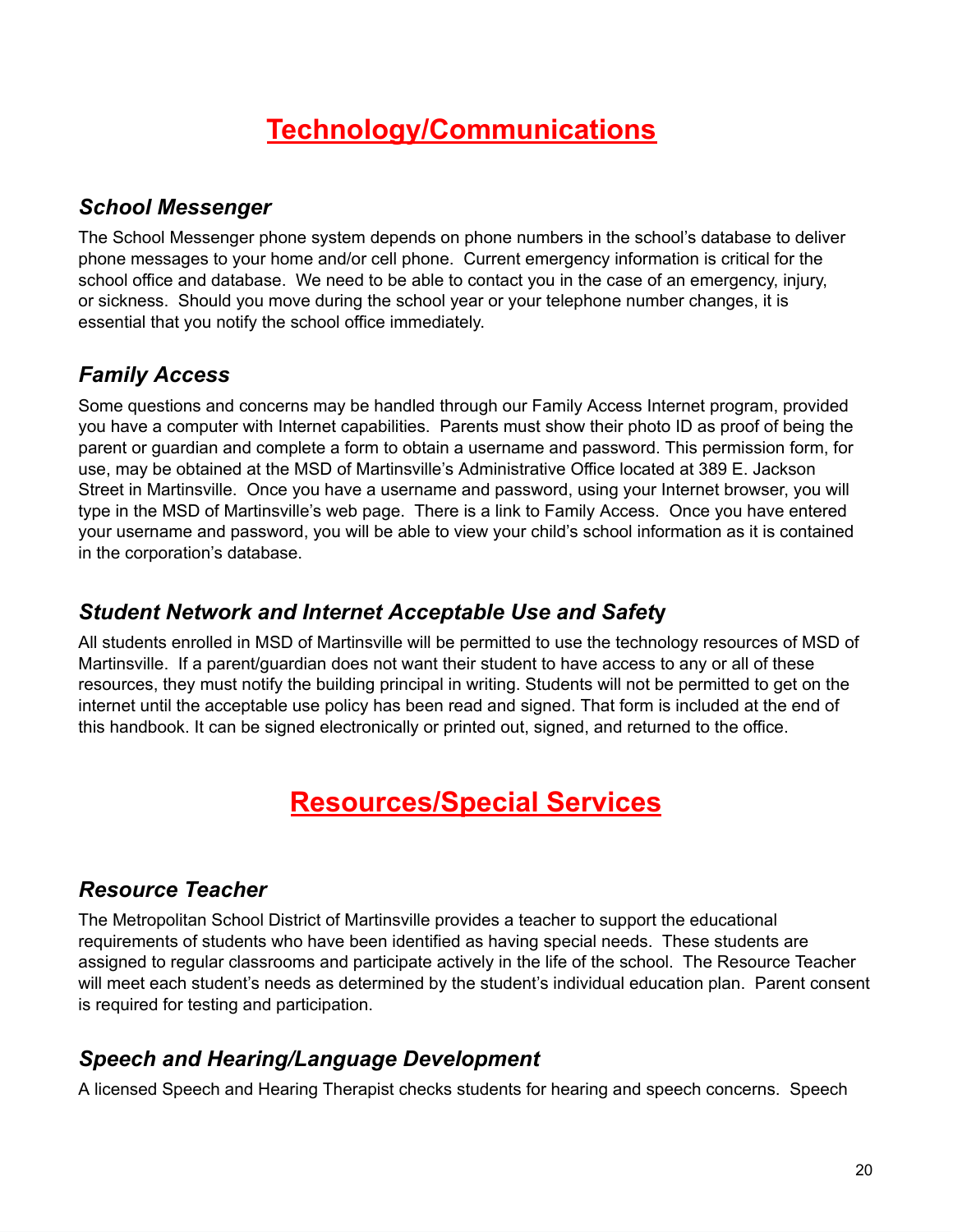# Technology/Communications

### *School Messenger*

The School Messenger phone system depends on phone numbers in the school's database to deliver phone messages to your home and/or cell phone. Current emergency information is critical for the school office and database. We need to be able to contact you in the case of an emergency, injury, or sickness. Should you move during the school year or your telephone number changes, it is essential that you notify the school office immediately.

### *Family Access*

Some questions and concerns may be handled through our Family Access Internet program, provided you have a computer with Internet capabilities. Parents must show their photo ID as proof of being the parent or guardian and complete a form to obtain a username and password. This permission form, for use, may be obtained at the MSD of Martinsville's Administrative Office located at 389 E. Jackson Street in Martinsville. Once you have a username and password, using your Internet browser, you will type in the MSD of Martinsville's web page. There is a link to Family Access. Once you have entered your username and password, you will be able to view your child's school information as it is contained in the corporation's database.

### *Student Network and Internet Acceptable Use and Safety*

All students enrolled in MSD of Martinsville will be permitted to use the technology resources of MSD of Martinsville. If a parent/guardian does not want their student to have access to any or all of these resources, they must notify the building principal in writing. Students will not be permitted to get on the internet until the acceptable use policy has been read and signed. That form is included at the end of this handbook. It can be signed electronically or printed out, signed, and returned to the office.

# Resources/Special Services

### *Resource Teacher*

The Metropolitan School District of Martinsville provides a teacher to support the educational requirements of students who have been identified as having special needs. These students are assigned to regular classrooms and participate actively in the life of the school. The Resource Teacher will meet each student's needs as determined by the student's individual education plan. Parent consent is required for testing and participation.

### *Speech and Hearing/Language Development*

A licensed Speech and Hearing Therapist checks students for hearing and speech concerns. Speech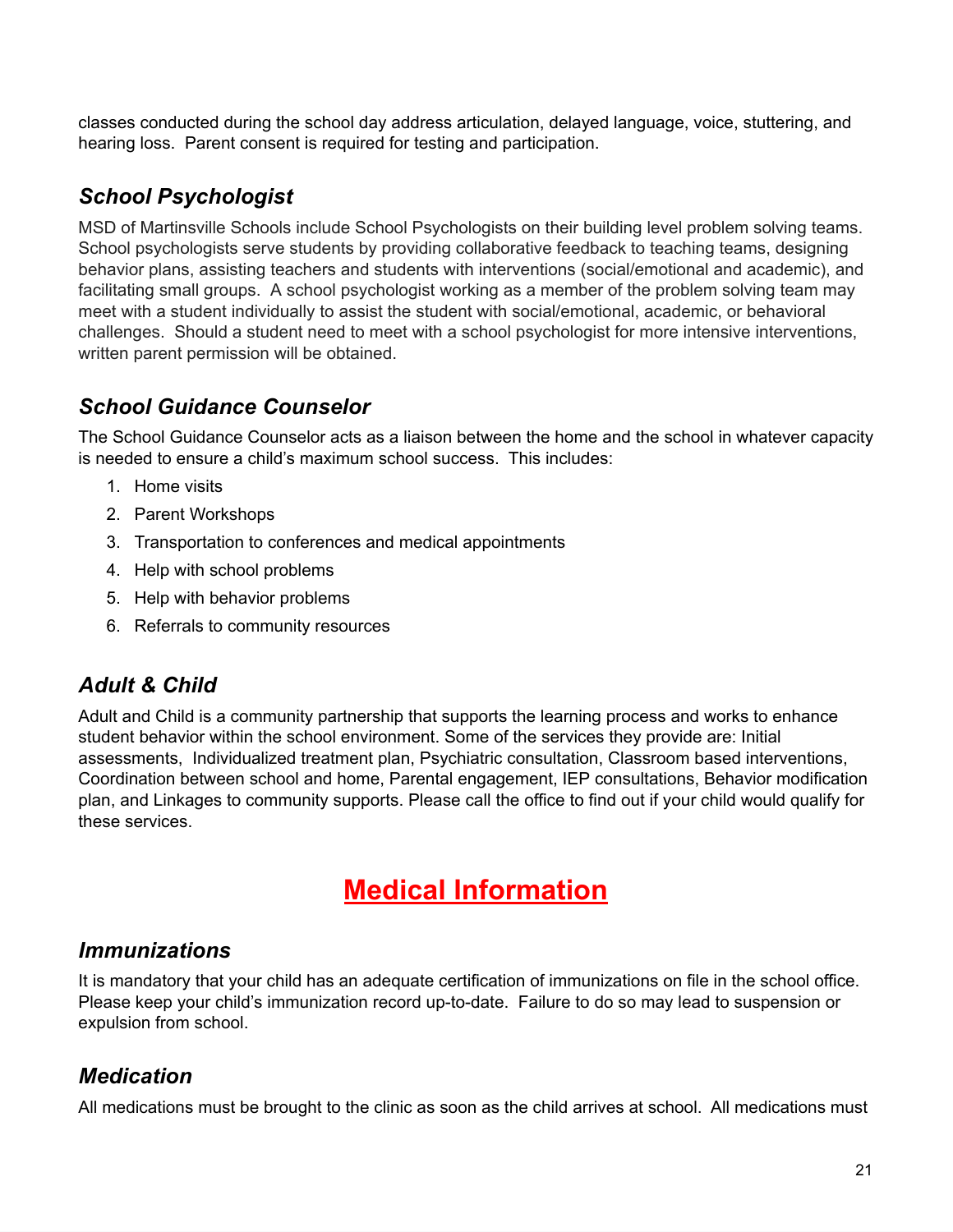classes conducted during the school day address articulation, delayed language, voice, stuttering, and hearing loss.  Parent consent is required for testing and participation.

### *School Psychologist*

MSD of Martinsville Schools include School Psychologists on their building level problem solving teams. School psychologists serve students by providing collaborative feedback to teaching teams, designing behavior plans, assisting teachers and students with interventions (social/emotional and academic), and facilitating small groups.  A school psychologist working as a member of the problem solving team may meet with a student individually to assist the student with social/emotional, academic, or behavioral challenges.  Should a student need to meet with a school psychologist for more intensive interventions, written parent permission will be obtained.

### *School Guidance Counselor*

The School Guidance Counselor acts as a liaison between the home and the school in whatever capacity is needed to ensure a child's maximum school success.  This includes:

1. Home visits
2. Parent Workshops
3. Transportation to conferences and medical appointments
4. Help with school problems
5. Help with behavior problems
6. Referrals to community resources

### *Adult & Child*

Adult and Child is a community partnership that supports the learning process and works to enhance student behavior within the school environment. Some of the services they provide are: Initial assessments,  Individualized treatment plan, Psychiatric consultation, Classroom based interventions, Coordination between school and home, Parental engagement, IEP consultations, Behavior modification plan, and Linkages to community supports. Please call the office to find out if your child would qualify for these services.

## Medical Information

### *Immunizations*

It is mandatory that your child has an adequate certification of immunizations on file in the school office. Please keep your child's immunization record up-to-date.  Failure to do so may lead to suspension or expulsion from school.

### *Medication*

All medications must be brought to the clinic as soon as the child arrives at school.  All medications must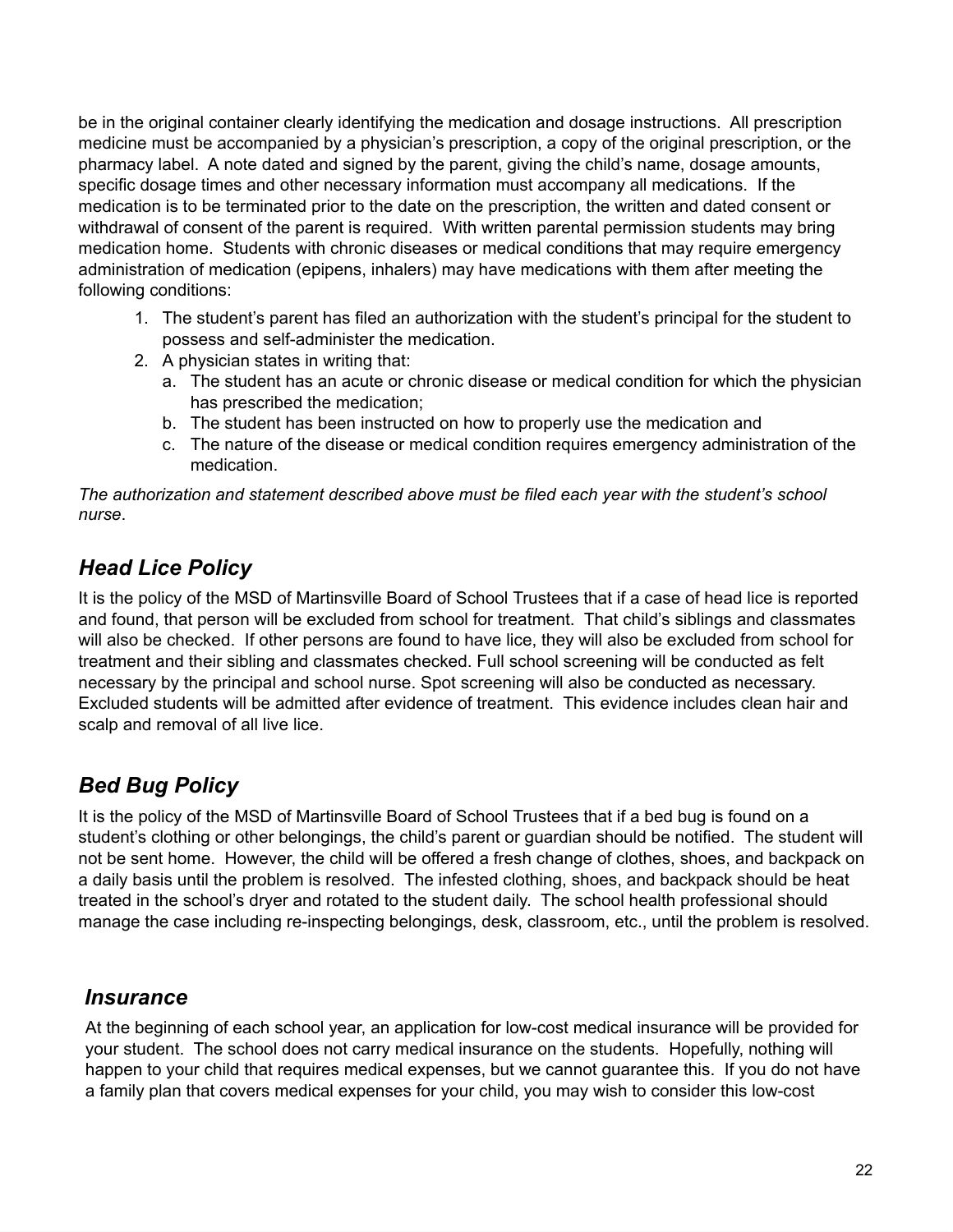be in the original container clearly identifying the medication and dosage instructions. All prescription medicine must be accompanied by a physician's prescription, a copy of the original prescription, or the pharmacy label. A note dated and signed by the parent, giving the child's name, dosage amounts, specific dosage times and other necessary information must accompany all medications. If the medication is to be terminated prior to the date on the prescription, the written and dated consent or withdrawal of consent of the parent is required. With written parental permission students may bring medication home. Students with chronic diseases or medical conditions that may require emergency administration of medication (epipens, inhalers) may have medications with them after meeting the following conditions:

1. The student's parent has filed an authorization with the student's principal for the student to possess and self-administer the medication.
2. A physician states in writing that:
   a. The student has an acute or chronic disease or medical condition for which the physician has prescribed the medication;
   b. The student has been instructed on how to properly use the medication and
   c. The nature of the disease or medical condition requires emergency administration of the medication.

*The authorization and statement described above must be filed each year with the student's school nurse*.

## *Head Lice Policy*

It is the policy of the MSD of Martinsville Board of School Trustees that if a case of head lice is reported and found, that person will be excluded from school for treatment. That child's siblings and classmates will also be checked. If other persons are found to have lice, they will also be excluded from school for treatment and their sibling and classmates checked. Full school screening will be conducted as felt necessary by the principal and school nurse. Spot screening will also be conducted as necessary. Excluded students will be admitted after evidence of treatment. This evidence includes clean hair and scalp and removal of all live lice.

## *Bed Bug Policy*

It is the policy of the MSD of Martinsville Board of School Trustees that if a bed bug is found on a student's clothing or other belongings, the child's parent or guardian should be notified. The student will not be sent home. However, the child will be offered a fresh change of clothes, shoes, and backpack on a daily basis until the problem is resolved. The infested clothing, shoes, and backpack should be heat treated in the school's dryer and rotated to the student daily. The school health professional should manage the case including re-inspecting belongings, desk, classroom, etc., until the problem is resolved.

## *Insurance*

At the beginning of each school year, an application for low-cost medical insurance will be provided for your student. The school does not carry medical insurance on the students. Hopefully, nothing will happen to your child that requires medical expenses, but we cannot guarantee this. If you do not have a family plan that covers medical expenses for your child, you may wish to consider this low-cost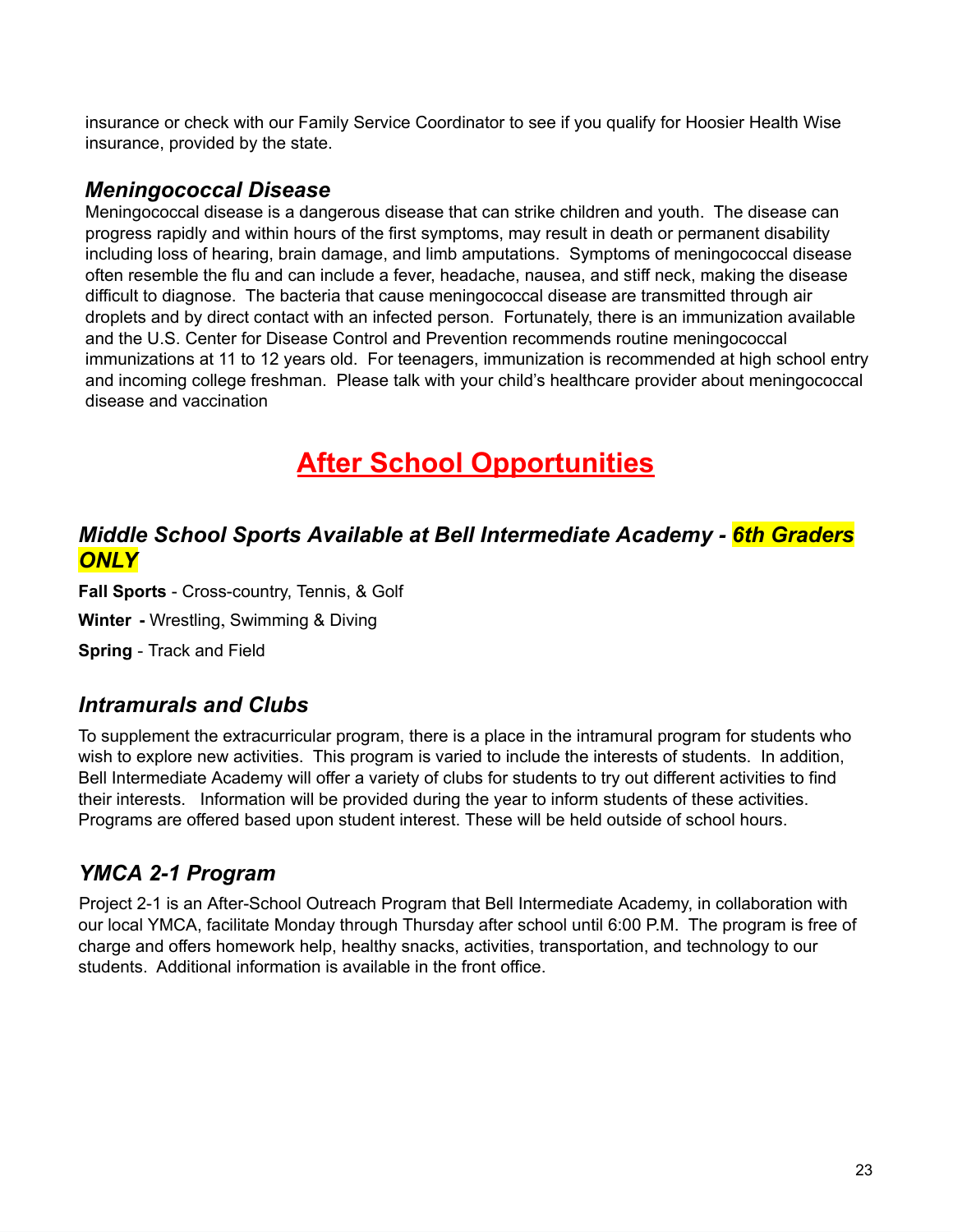insurance or check with our Family Service Coordinator to see if you qualify for Hoosier Health Wise insurance, provided by the state.

### *Meningococcal Disease*

Meningococcal disease is a dangerous disease that can strike children and youth. The disease can progress rapidly and within hours of the first symptoms, may result in death or permanent disability including loss of hearing, brain damage, and limb amputations. Symptoms of meningococcal disease often resemble the flu and can include a fever, headache, nausea, and stiff neck, making the disease difficult to diagnose. The bacteria that cause meningococcal disease are transmitted through air droplets and by direct contact with an infected person. Fortunately, there is an immunization available and the U.S. Center for Disease Control and Prevention recommends routine meningococcal immunizations at 11 to 12 years old. For teenagers, immunization is recommended at high school entry and incoming college freshman. Please talk with your child's healthcare provider about meningococcal disease and vaccination

# After School Opportunities

### *Middle School Sports Available at Bell Intermediate Academy - 6th Graders ONLY*

**Fall Sports** - Cross-country, Tennis, & Golf

**Winter -** Wrestling, Swimming & Diving

**Spring** - Track and Field

### *Intramurals and Clubs*

To supplement the extracurricular program, there is a place in the intramural program for students who wish to explore new activities. This program is varied to include the interests of students. In addition, Bell Intermediate Academy will offer a variety of clubs for students to try out different activities to find their interests. Information will be provided during the year to inform students of these activities. Programs are offered based upon student interest. These will be held outside of school hours.

### *YMCA 2-1 Program*

Project 2-1 is an After-School Outreach Program that Bell Intermediate Academy, in collaboration with our local YMCA, facilitate Monday through Thursday after school until 6:00 P.M. The program is free of charge and offers homework help, healthy snacks, activities, transportation, and technology to our students. Additional information is available in the front office.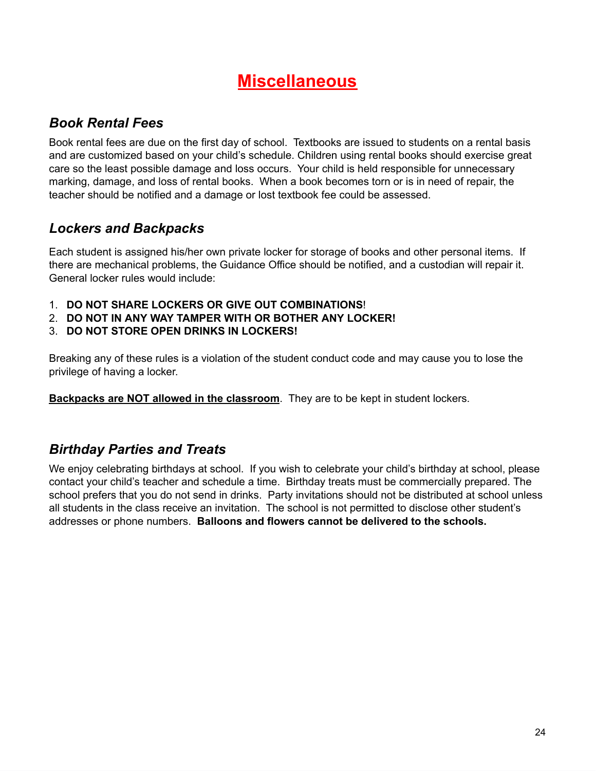# Miscellaneous

## *Book Rental Fees*

Book rental fees are due on the first day of school. Textbooks are issued to students on a rental basis and are customized based on your child's schedule. Children using rental books should exercise great care so the least possible damage and loss occurs. Your child is held responsible for unnecessary marking, damage, and loss of rental books. When a book becomes torn or is in need of repair, the teacher should be notified and a damage or lost textbook fee could be assessed.

## *Lockers and Backpacks*

Each student is assigned his/her own private locker for storage of books and other personal items. If there are mechanical problems, the Guidance Office should be notified, and a custodian will repair it. General locker rules would include:

1. **DO NOT SHARE LOCKERS OR GIVE OUT COMBINATIONS**!
2. **DO NOT IN ANY WAY TAMPER WITH OR BOTHER ANY LOCKER!**
3. **DO NOT STORE OPEN DRINKS IN LOCKERS!**

Breaking any of these rules is a violation of the student conduct code and may cause you to lose the privilege of having a locker.

**Backpacks are NOT allowed in the classroom**. They are to be kept in student lockers.

## *Birthday Parties and Treats*

We enjoy celebrating birthdays at school. If you wish to celebrate your child's birthday at school, please contact your child's teacher and schedule a time. Birthday treats must be commercially prepared. The school prefers that you do not send in drinks. Party invitations should not be distributed at school unless all students in the class receive an invitation. The school is not permitted to disclose other student's addresses or phone numbers. **Balloons and flowers cannot be delivered to the schools.**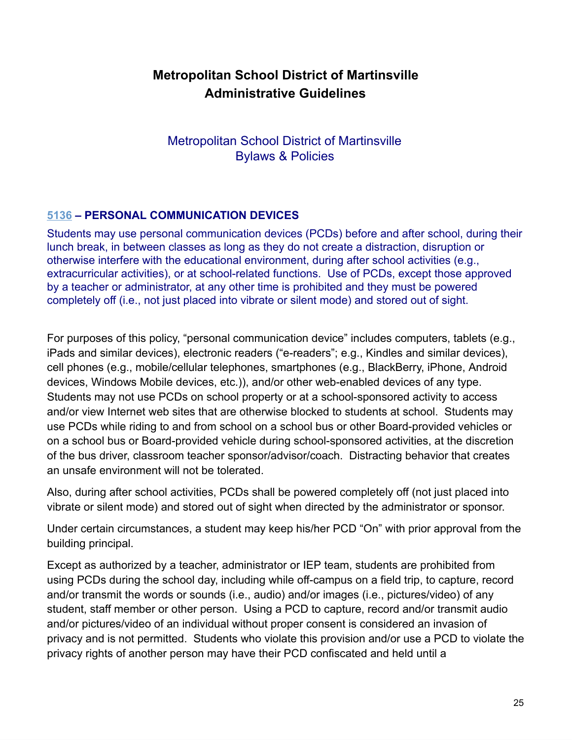# Metropolitan School District of Martinsville
# Administrative Guidelines

Metropolitan School District of Martinsville
Bylaws & Policies

### 5136 – PERSONAL COMMUNICATION DEVICES

Students may use personal communication devices (PCDs) before and after school, during their lunch break, in between classes as long as they do not create a distraction, disruption or otherwise interfere with the educational environment, during after school activities (e.g., extracurricular activities), or at school-related functions. Use of PCDs, except those approved by a teacher or administrator, at any other time is prohibited and they must be powered completely off (i.e., not just placed into vibrate or silent mode) and stored out of sight.

For purposes of this policy, "personal communication device" includes computers, tablets (e.g., iPads and similar devices), electronic readers ("e-readers"; e.g., Kindles and similar devices), cell phones (e.g., mobile/cellular telephones, smartphones (e.g., BlackBerry, iPhone, Android devices, Windows Mobile devices, etc.)), and/or other web-enabled devices of any type. Students may not use PCDs on school property or at a school-sponsored activity to access and/or view Internet web sites that are otherwise blocked to students at school. Students may use PCDs while riding to and from school on a school bus or other Board-provided vehicles or on a school bus or Board-provided vehicle during school-sponsored activities, at the discretion of the bus driver, classroom teacher sponsor/advisor/coach. Distracting behavior that creates an unsafe environment will not be tolerated.

Also, during after school activities, PCDs shall be powered completely off (not just placed into vibrate or silent mode) and stored out of sight when directed by the administrator or sponsor.

Under certain circumstances, a student may keep his/her PCD "On" with prior approval from the building principal.

Except as authorized by a teacher, administrator or IEP team, students are prohibited from using PCDs during the school day, including while off-campus on a field trip, to capture, record and/or transmit the words or sounds (i.e., audio) and/or images (i.e., pictures/video) of any student, staff member or other person. Using a PCD to capture, record and/or transmit audio and/or pictures/video of an individual without proper consent is considered an invasion of privacy and is not permitted. Students who violate this provision and/or use a PCD to violate the privacy rights of another person may have their PCD confiscated and held until a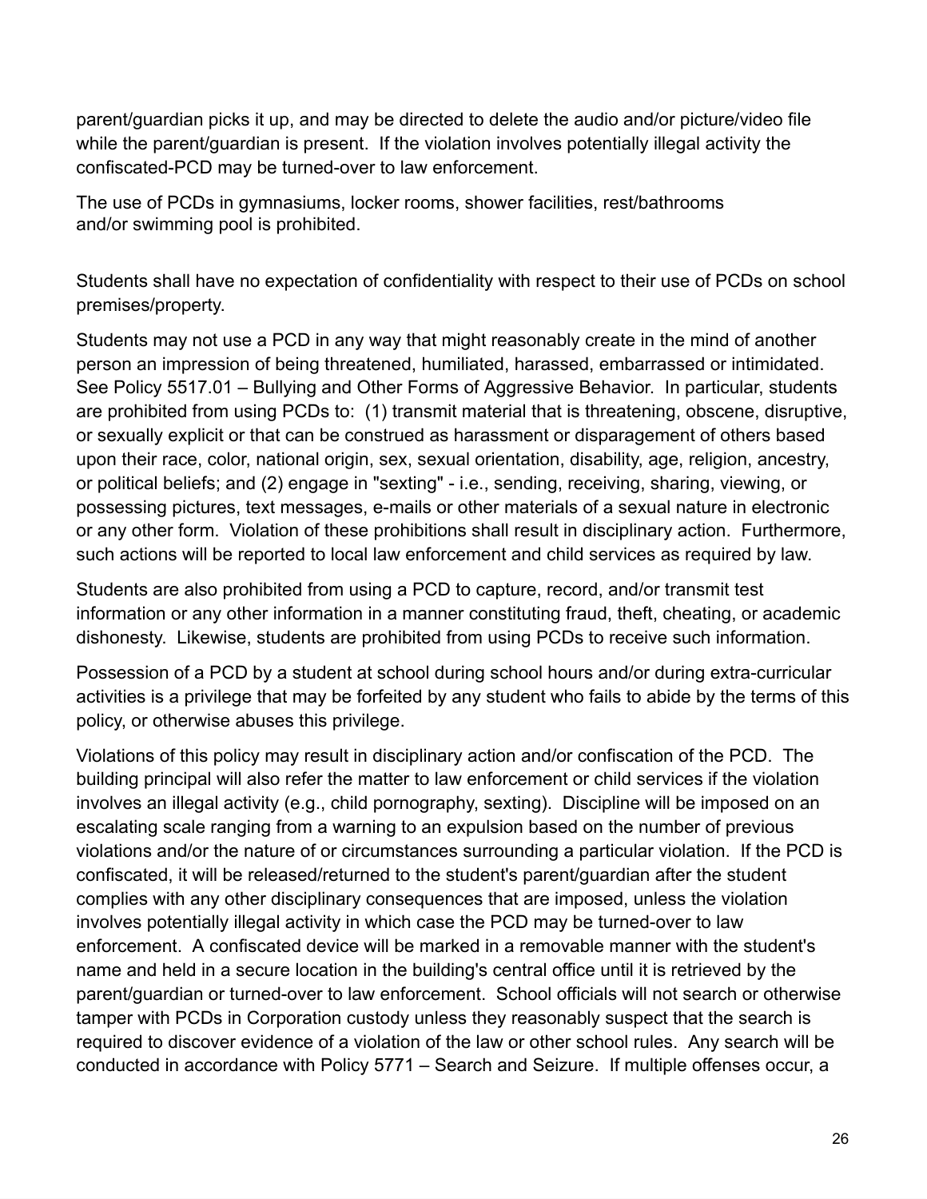parent/guardian picks it up, and may be directed to delete the audio and/or picture/video file while the parent/guardian is present. If the violation involves potentially illegal activity the confiscated-PCD may be turned-over to law enforcement.

The use of PCDs in gymnasiums, locker rooms, shower facilities, rest/bathrooms and/or swimming pool is prohibited.

Students shall have no expectation of confidentiality with respect to their use of PCDs on school premises/property.

Students may not use a PCD in any way that might reasonably create in the mind of another person an impression of being threatened, humiliated, harassed, embarrassed or intimidated. See Policy 5517.01 – Bullying and Other Forms of Aggressive Behavior. In particular, students are prohibited from using PCDs to: (1) transmit material that is threatening, obscene, disruptive, or sexually explicit or that can be construed as harassment or disparagement of others based upon their race, color, national origin, sex, sexual orientation, disability, age, religion, ancestry, or political beliefs; and (2) engage in "sexting" - i.e., sending, receiving, sharing, viewing, or possessing pictures, text messages, e-mails or other materials of a sexual nature in electronic or any other form. Violation of these prohibitions shall result in disciplinary action. Furthermore, such actions will be reported to local law enforcement and child services as required by law.

Students are also prohibited from using a PCD to capture, record, and/or transmit test information or any other information in a manner constituting fraud, theft, cheating, or academic dishonesty. Likewise, students are prohibited from using PCDs to receive such information.

Possession of a PCD by a student at school during school hours and/or during extra-curricular activities is a privilege that may be forfeited by any student who fails to abide by the terms of this policy, or otherwise abuses this privilege.

Violations of this policy may result in disciplinary action and/or confiscation of the PCD. The building principal will also refer the matter to law enforcement or child services if the violation involves an illegal activity (e.g., child pornography, sexting). Discipline will be imposed on an escalating scale ranging from a warning to an expulsion based on the number of previous violations and/or the nature of or circumstances surrounding a particular violation. If the PCD is confiscated, it will be released/returned to the student's parent/guardian after the student complies with any other disciplinary consequences that are imposed, unless the violation involves potentially illegal activity in which case the PCD may be turned-over to law enforcement. A confiscated device will be marked in a removable manner with the student's name and held in a secure location in the building's central office until it is retrieved by the parent/guardian or turned-over to law enforcement. School officials will not search or otherwise tamper with PCDs in Corporation custody unless they reasonably suspect that the search is required to discover evidence of a violation of the law or other school rules. Any search will be conducted in accordance with Policy 5771 – Search and Seizure. If multiple offenses occur, a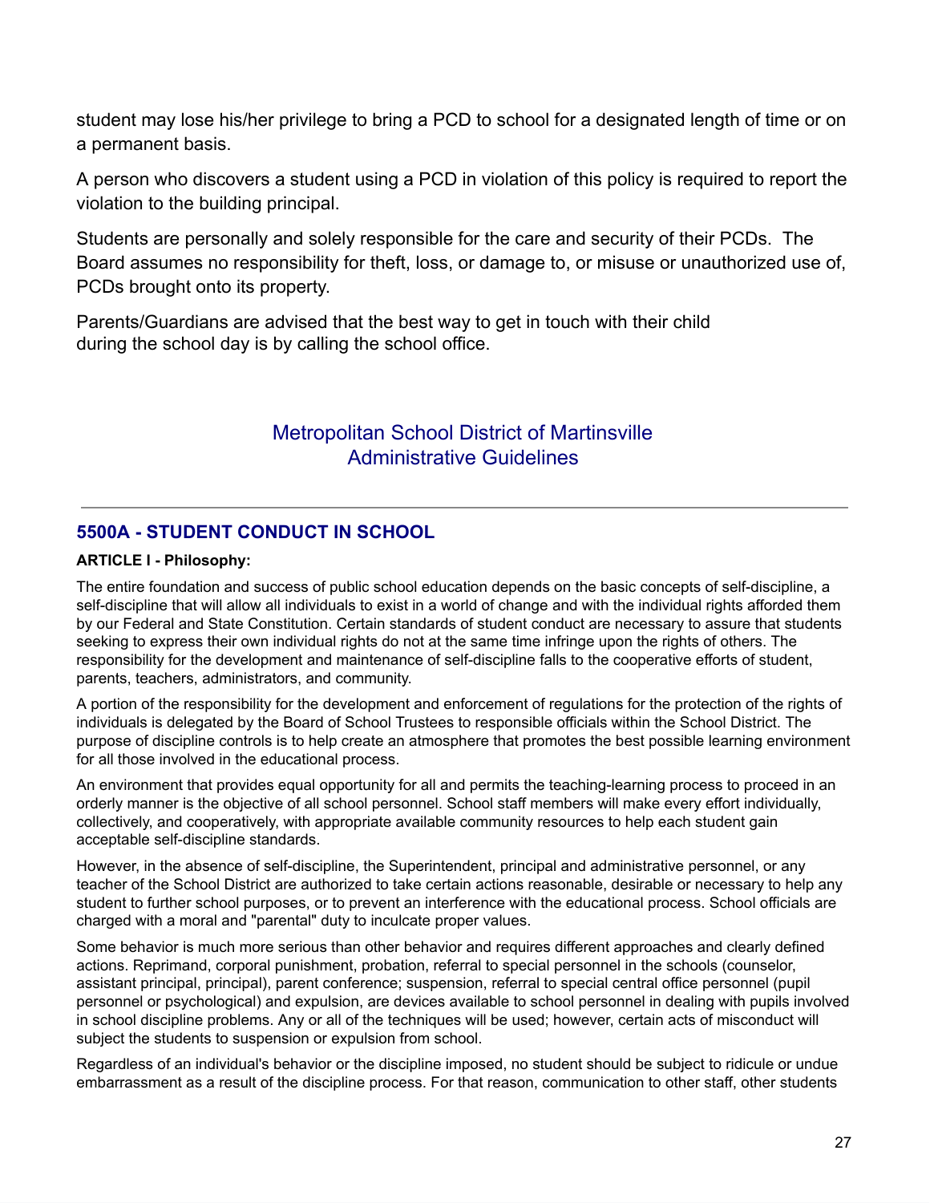student may lose his/her privilege to bring a PCD to school for a designated length of time or on a permanent basis.

A person who discovers a student using a PCD in violation of this policy is required to report the violation to the building principal.

Students are personally and solely responsible for the care and security of their PCDs. The Board assumes no responsibility for theft, loss, or damage to, or misuse or unauthorized use of, PCDs brought onto its property.

Parents/Guardians are advised that the best way to get in touch with their child during the school day is by calling the school office.

Metropolitan School District of Martinsville
Administrative Guidelines

---

## 5500A - STUDENT CONDUCT IN SCHOOL

**ARTICLE I - Philosophy:**

The entire foundation and success of public school education depends on the basic concepts of self-discipline, a self-discipline that will allow all individuals to exist in a world of change and with the individual rights afforded them by our Federal and State Constitution. Certain standards of student conduct are necessary to assure that students seeking to express their own individual rights do not at the same time infringe upon the rights of others. The responsibility for the development and maintenance of self-discipline falls to the cooperative efforts of student, parents, teachers, administrators, and community.

A portion of the responsibility for the development and enforcement of regulations for the protection of the rights of individuals is delegated by the Board of School Trustees to responsible officials within the School District. The purpose of discipline controls is to help create an atmosphere that promotes the best possible learning environment for all those involved in the educational process.

An environment that provides equal opportunity for all and permits the teaching-learning process to proceed in an orderly manner is the objective of all school personnel. School staff members will make every effort individually, collectively, and cooperatively, with appropriate available community resources to help each student gain acceptable self-discipline standards.

However, in the absence of self-discipline, the Superintendent, principal and administrative personnel, or any teacher of the School District are authorized to take certain actions reasonable, desirable or necessary to help any student to further school purposes, or to prevent an interference with the educational process. School officials are charged with a moral and "parental" duty to inculcate proper values.

Some behavior is much more serious than other behavior and requires different approaches and clearly defined actions. Reprimand, corporal punishment, probation, referral to special personnel in the schools (counselor, assistant principal, principal), parent conference; suspension, referral to special central office personnel (pupil personnel or psychological) and expulsion, are devices available to school personnel in dealing with pupils involved in school discipline problems. Any or all of the techniques will be used; however, certain acts of misconduct will subject the students to suspension or expulsion from school.

Regardless of an individual's behavior or the discipline imposed, no student should be subject to ridicule or undue embarrassment as a result of the discipline process. For that reason, communication to other staff, other students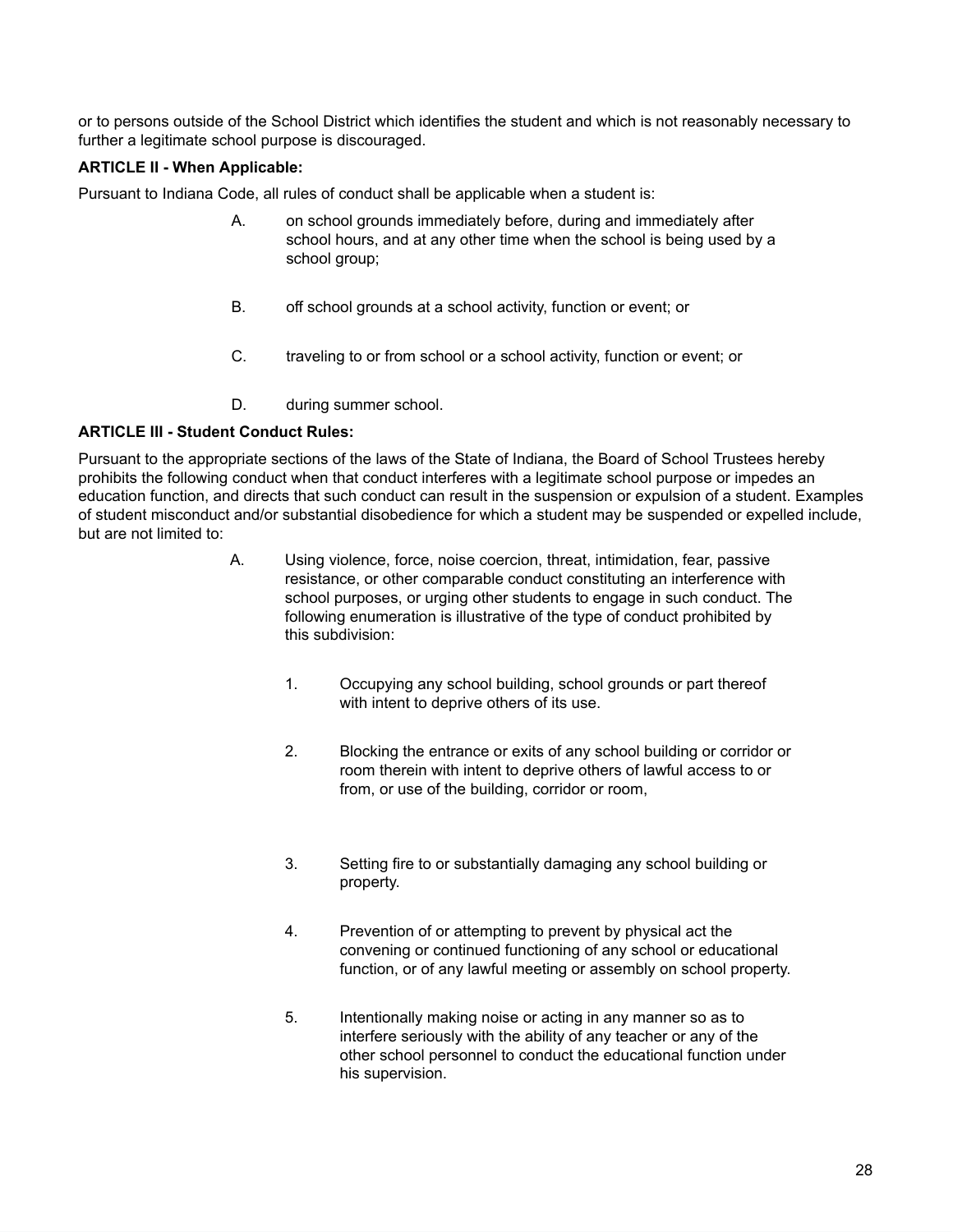or to persons outside of the School District which identifies the student and which is not reasonably necessary to further a legitimate school purpose is discouraged.

**ARTICLE II - When Applicable:**

Pursuant to Indiana Code, all rules of conduct shall be applicable when a student is:

A. on school grounds immediately before, during and immediately after school hours, and at any other time when the school is being used by a school group;

B. off school grounds at a school activity, function or event; or

C. traveling to or from school or a school activity, function or event; or

D. during summer school.

**ARTICLE III - Student Conduct Rules:**

Pursuant to the appropriate sections of the laws of the State of Indiana, the Board of School Trustees hereby prohibits the following conduct when that conduct interferes with a legitimate school purpose or impedes an education function, and directs that such conduct can result in the suspension or expulsion of a student. Examples of student misconduct and/or substantial disobedience for which a student may be suspended or expelled include, but are not limited to:

A. Using violence, force, noise coercion, threat, intimidation, fear, passive resistance, or other comparable conduct constituting an interference with school purposes, or urging other students to engage in such conduct. The following enumeration is illustrative of the type of conduct prohibited by this subdivision:

   1. Occupying any school building, school grounds or part thereof with intent to deprive others of its use.

   2. Blocking the entrance or exits of any school building or corridor or room therein with intent to deprive others of lawful access to or from, or use of the building, corridor or room,

   3. Setting fire to or substantially damaging any school building or property.

   4. Prevention of or attempting to prevent by physical act the convening or continued functioning of any school or educational function, or of any lawful meeting or assembly on school property.

   5. Intentionally making noise or acting in any manner so as to interfere seriously with the ability of any teacher or any of the other school personnel to conduct the educational function under his supervision.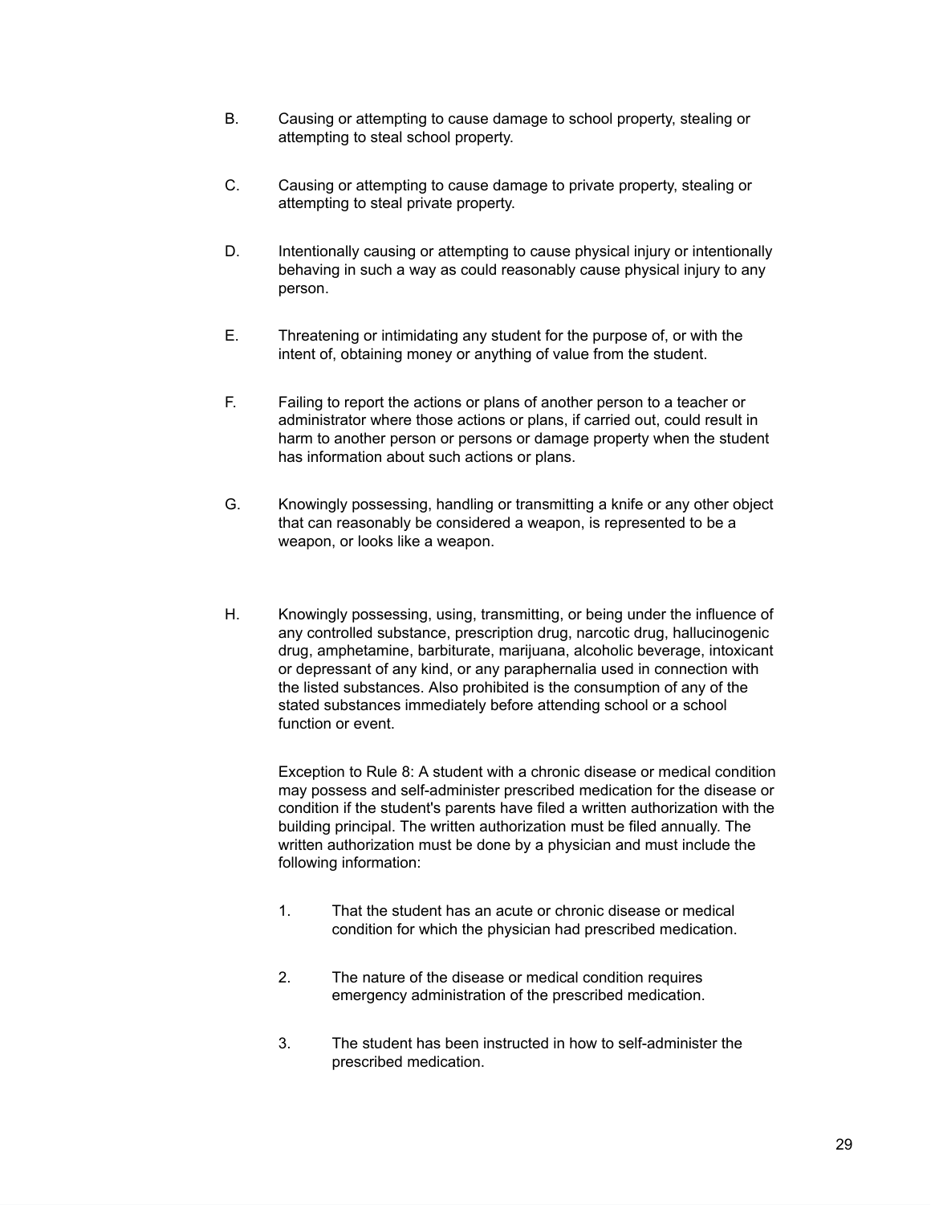B. Causing or attempting to cause damage to school property, stealing or attempting to steal school property.

C. Causing or attempting to cause damage to private property, stealing or attempting to steal private property.

D. Intentionally causing or attempting to cause physical injury or intentionally behaving in such a way as could reasonably cause physical injury to any person.

E. Threatening or intimidating any student for the purpose of, or with the intent of, obtaining money or anything of value from the student.

F. Failing to report the actions or plans of another person to a teacher or administrator where those actions or plans, if carried out, could result in harm to another person or persons or damage property when the student has information about such actions or plans.

G. Knowingly possessing, handling or transmitting a knife or any other object that can reasonably be considered a weapon, is represented to be a weapon, or looks like a weapon.

H. Knowingly possessing, using, transmitting, or being under the influence of any controlled substance, prescription drug, narcotic drug, hallucinogenic drug, amphetamine, barbiturate, marijuana, alcoholic beverage, intoxicant or depressant of any kind, or any paraphernalia used in connection with the listed substances. Also prohibited is the consumption of any of the stated substances immediately before attending school or a school function or event.

   Exception to Rule 8: A student with a chronic disease or medical condition may possess and self-administer prescribed medication for the disease or condition if the student's parents have filed a written authorization with the building principal. The written authorization must be filed annually. The written authorization must be done by a physician and must include the following information:

   1. That the student has an acute or chronic disease or medical condition for which the physician had prescribed medication.

   2. The nature of the disease or medical condition requires emergency administration of the prescribed medication.

   3. The student has been instructed in how to self-administer the prescribed medication.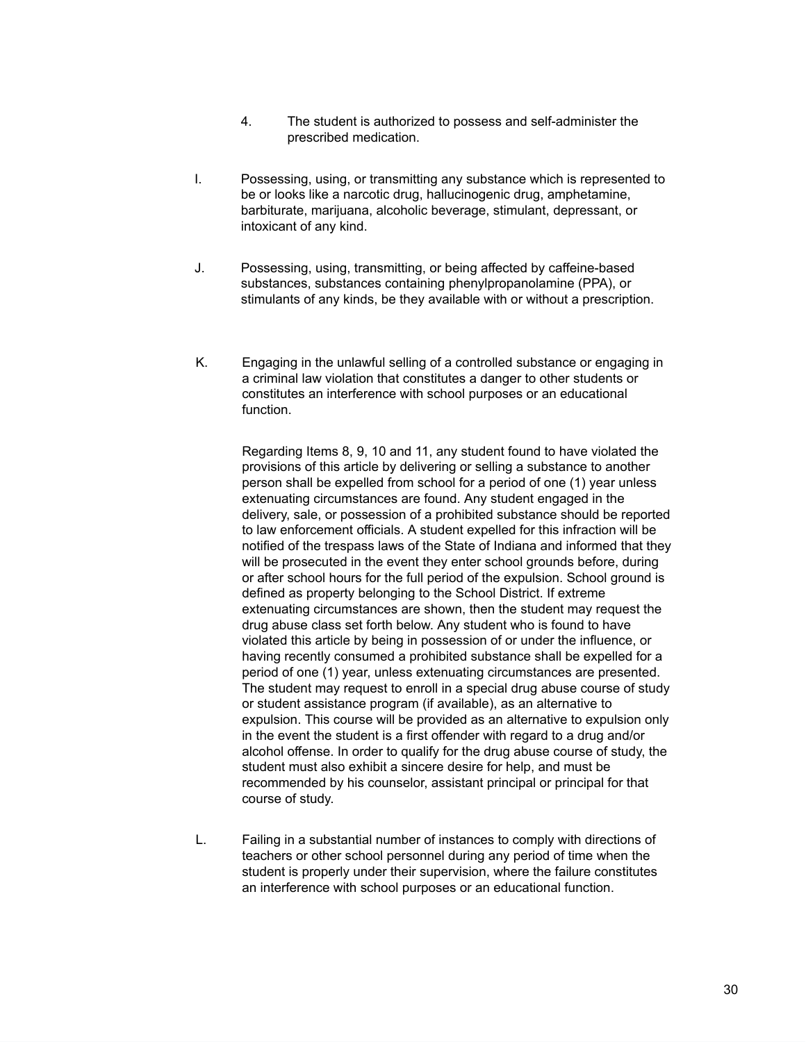4. The student is authorized to possess and self-administer the prescribed medication.

I. Possessing, using, or transmitting any substance which is represented to be or looks like a narcotic drug, hallucinogenic drug, amphetamine, barbiturate, marijuana, alcoholic beverage, stimulant, depressant, or intoxicant of any kind.

J. Possessing, using, transmitting, or being affected by caffeine-based substances, substances containing phenylpropanolamine (PPA), or stimulants of any kinds, be they available with or without a prescription.

K. Engaging in the unlawful selling of a controlled substance or engaging in a criminal law violation that constitutes a danger to other students or constitutes an interference with school purposes or an educational function.

   Regarding Items 8, 9, 10 and 11, any student found to have violated the provisions of this article by delivering or selling a substance to another person shall be expelled from school for a period of one (1) year unless extenuating circumstances are found. Any student engaged in the delivery, sale, or possession of a prohibited substance should be reported to law enforcement officials. A student expelled for this infraction will be notified of the trespass laws of the State of Indiana and informed that they will be prosecuted in the event they enter school grounds before, during or after school hours for the full period of the expulsion. School ground is defined as property belonging to the School District. If extreme extenuating circumstances are shown, then the student may request the drug abuse class set forth below. Any student who is found to have violated this article by being in possession of or under the influence, or having recently consumed a prohibited substance shall be expelled for a period of one (1) year, unless extenuating circumstances are presented. The student may request to enroll in a special drug abuse course of study or student assistance program (if available), as an alternative to expulsion. This course will be provided as an alternative to expulsion only in the event the student is a first offender with regard to a drug and/or alcohol offense. In order to qualify for the drug abuse course of study, the student must also exhibit a sincere desire for help, and must be recommended by his counselor, assistant principal or principal for that course of study.

L. Failing in a substantial number of instances to comply with directions of teachers or other school personnel during any period of time when the student is properly under their supervision, where the failure constitutes an interference with school purposes or an educational function.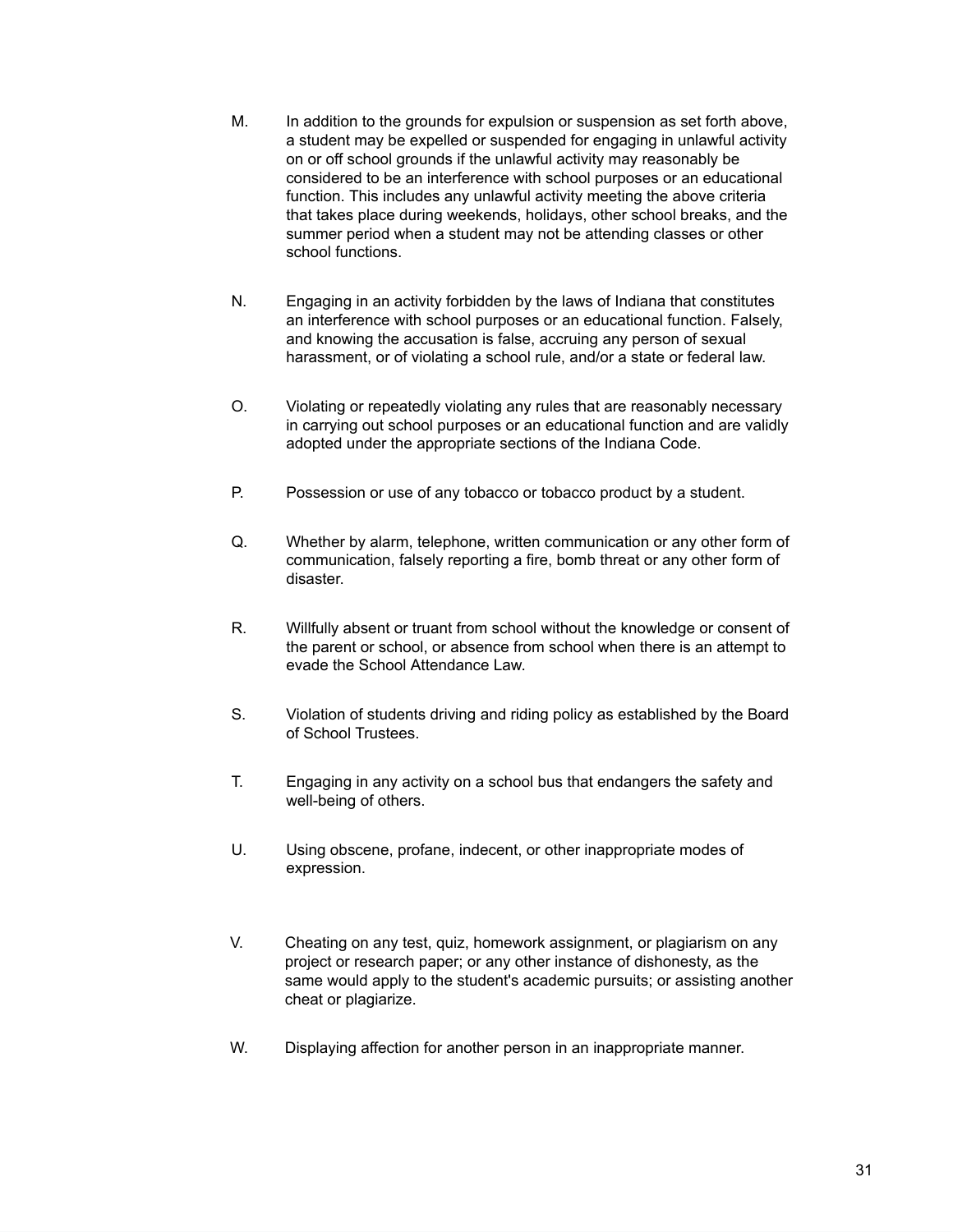M. In addition to the grounds for expulsion or suspension as set forth above, a student may be expelled or suspended for engaging in unlawful activity on or off school grounds if the unlawful activity may reasonably be considered to be an interference with school purposes or an educational function. This includes any unlawful activity meeting the above criteria that takes place during weekends, holidays, other school breaks, and the summer period when a student may not be attending classes or other school functions.

N. Engaging in an activity forbidden by the laws of Indiana that constitutes an interference with school purposes or an educational function. Falsely, and knowing the accusation is false, accruing any person of sexual harassment, or of violating a school rule, and/or a state or federal law.

O. Violating or repeatedly violating any rules that are reasonably necessary in carrying out school purposes or an educational function and are validly adopted under the appropriate sections of the Indiana Code.

P. Possession or use of any tobacco or tobacco product by a student.

Q. Whether by alarm, telephone, written communication or any other form of communication, falsely reporting a fire, bomb threat or any other form of disaster.

R. Willfully absent or truant from school without the knowledge or consent of the parent or school, or absence from school when there is an attempt to evade the School Attendance Law.

S. Violation of students driving and riding policy as established by the Board of School Trustees.

T. Engaging in any activity on a school bus that endangers the safety and well-being of others.

U. Using obscene, profane, indecent, or other inappropriate modes of expression.

V. Cheating on any test, quiz, homework assignment, or plagiarism on any project or research paper; or any other instance of dishonesty, as the same would apply to the student's academic pursuits; or assisting another cheat or plagiarize.

W. Displaying affection for another person in an inappropriate manner.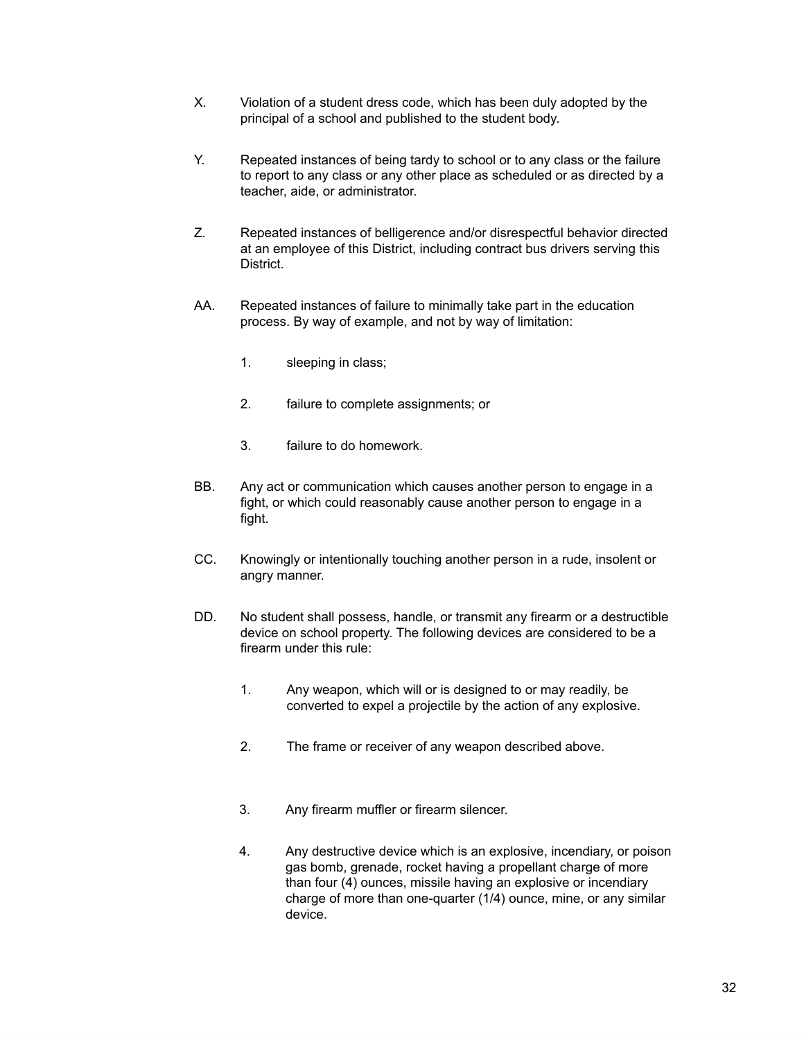X. Violation of a student dress code, which has been duly adopted by the principal of a school and published to the student body.

Y. Repeated instances of being tardy to school or to any class or the failure to report to any class or any other place as scheduled or as directed by a teacher, aide, or administrator.

Z. Repeated instances of belligerence and/or disrespectful behavior directed at an employee of this District, including contract bus drivers serving this District.

AA. Repeated instances of failure to minimally take part in the education process. By way of example, and not by way of limitation:

1. sleeping in class;

2. failure to complete assignments; or

3. failure to do homework.

BB. Any act or communication which causes another person to engage in a fight, or which could reasonably cause another person to engage in a fight.

CC. Knowingly or intentionally touching another person in a rude, insolent or angry manner.

DD. No student shall possess, handle, or transmit any firearm or a destructible device on school property. The following devices are considered to be a firearm under this rule:

1. Any weapon, which will or is designed to or may readily, be converted to expel a projectile by the action of any explosive.

2. The frame or receiver of any weapon described above.

3. Any firearm muffler or firearm silencer.

4. Any destructive device which is an explosive, incendiary, or poison gas bomb, grenade, rocket having a propellant charge of more than four (4) ounces, missile having an explosive or incendiary charge of more than one-quarter (1/4) ounce, mine, or any similar device.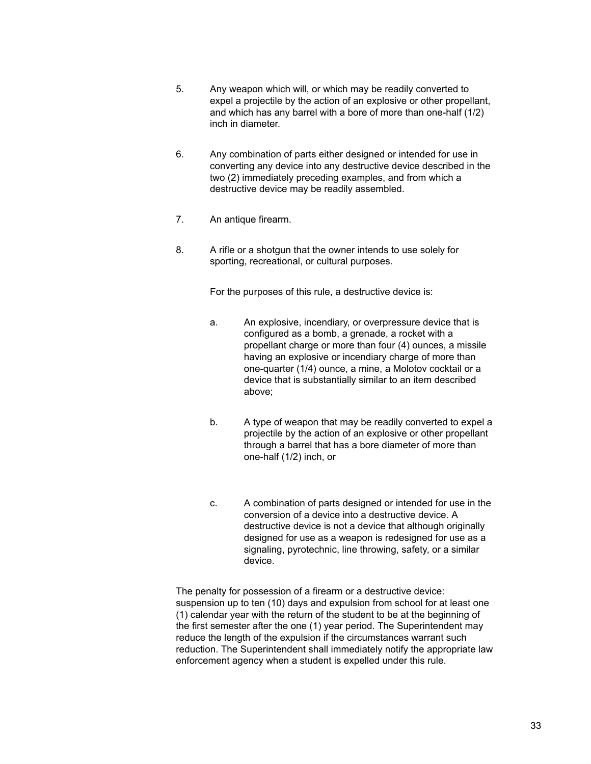5. Any weapon which will, or which may be readily converted to expel a projectile by the action of an explosive or other propellant, and which has any barrel with a bore of more than one-half (1/2) inch in diameter.

6. Any combination of parts either designed or intended for use in converting any device into any destructive device described in the two (2) immediately preceding examples, and from which a destructive device may be readily assembled.

7. An antique firearm.

8. A rifle or a shotgun that the owner intends to use solely for sporting, recreational, or cultural purposes.

   For the purposes of this rule, a destructive device is:

   a. An explosive, incendiary, or overpressure device that is configured as a bomb, a grenade, a rocket with a propellant charge or more than four (4) ounces, a missile having an explosive or incendiary charge of more than one-quarter (1/4) ounce, a mine, a Molotov cocktail or a device that is substantially similar to an item described above;

   b. A type of weapon that may be readily converted to expel a projectile by the action of an explosive or other propellant through a barrel that has a bore diameter of more than one-half (1/2) inch, or

   c. A combination of parts designed or intended for use in the conversion of a device into a destructive device. A destructive device is not a device that although originally designed for use as a weapon is redesigned for use as a signaling, pyrotechnic, line throwing, safety, or a similar device.

The penalty for possession of a firearm or a destructive device: suspension up to ten (10) days and expulsion from school for at least one (1) calendar year with the return of the student to be at the beginning of the first semester after the one (1) year period. The Superintendent may reduce the length of the expulsion if the circumstances warrant such reduction. The Superintendent shall immediately notify the appropriate law enforcement agency when a student is expelled under this rule.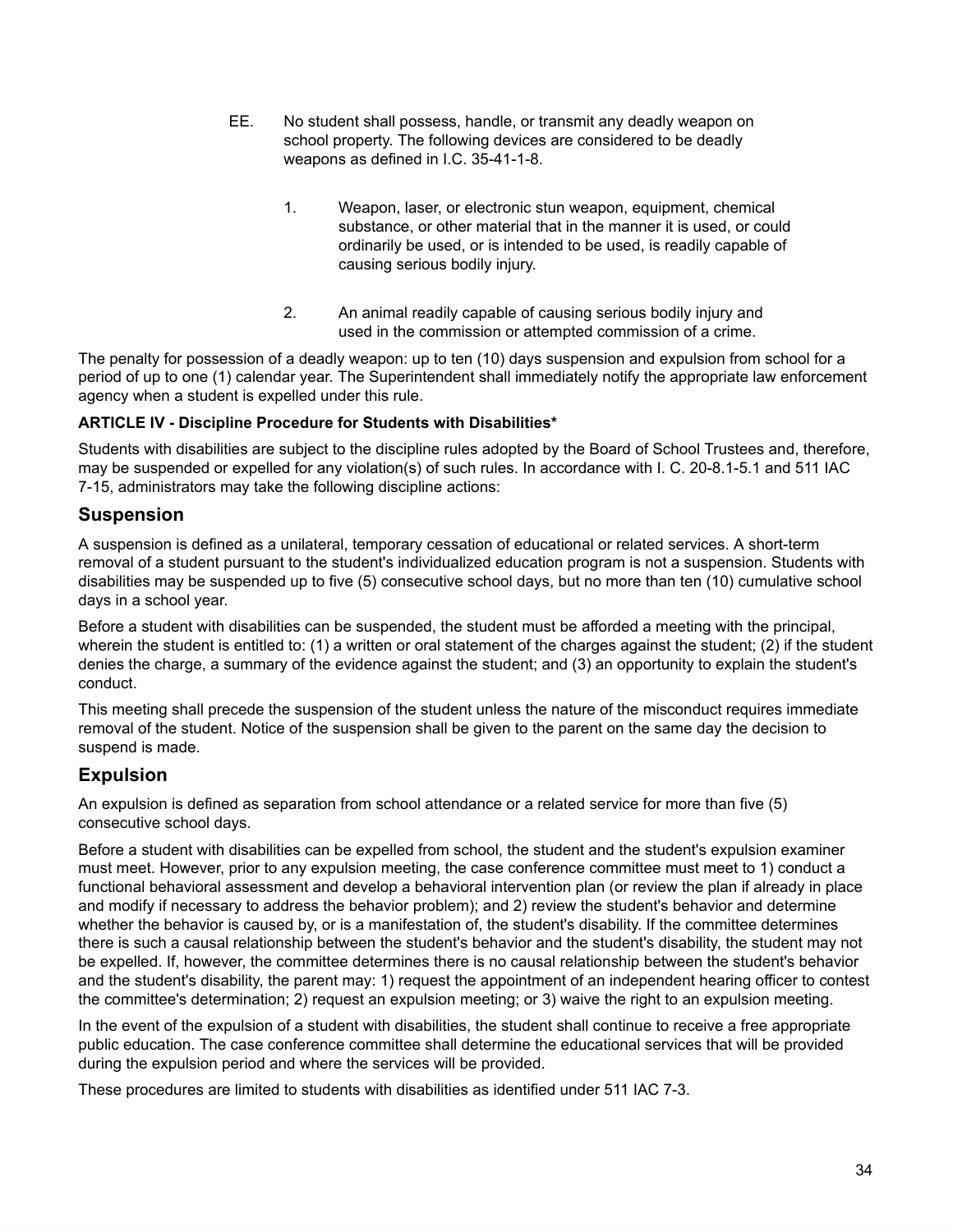EE. No student shall possess, handle, or transmit any deadly weapon on school property. The following devices are considered to be deadly weapons as defined in I.C. 35-41-1-8.

1. Weapon, laser, or electronic stun weapon, equipment, chemical substance, or other material that in the manner it is used, or could ordinarily be used, or is intended to be used, is readily capable of causing serious bodily injury.

2. An animal readily capable of causing serious bodily injury and used in the commission or attempted commission of a crime.

The penalty for possession of a deadly weapon: up to ten (10) days suspension and expulsion from school for a period of up to one (1) calendar year. The Superintendent shall immediately notify the appropriate law enforcement agency when a student is expelled under this rule.

**ARTICLE IV - Discipline Procedure for Students with Disabilities***

Students with disabilities are subject to the discipline rules adopted by the Board of School Trustees and, therefore, may be suspended or expelled for any violation(s) of such rules. In accordance with I. C. 20-8.1-5.1 and 511 IAC 7-15, administrators may take the following discipline actions:

## Suspension

A suspension is defined as a unilateral, temporary cessation of educational or related services. A short-term removal of a student pursuant to the student's individualized education program is not a suspension. Students with disabilities may be suspended up to five (5) consecutive school days, but no more than ten (10) cumulative school days in a school year.

Before a student with disabilities can be suspended, the student must be afforded a meeting with the principal, wherein the student is entitled to: (1) a written or oral statement of the charges against the student; (2) if the student denies the charge, a summary of the evidence against the student; and (3) an opportunity to explain the student's conduct.

This meeting shall precede the suspension of the student unless the nature of the misconduct requires immediate removal of the student. Notice of the suspension shall be given to the parent on the same day the decision to suspend is made.

## Expulsion

An expulsion is defined as separation from school attendance or a related service for more than five (5) consecutive school days.

Before a student with disabilities can be expelled from school, the student and the student's expulsion examiner must meet. However, prior to any expulsion meeting, the case conference committee must meet to 1) conduct a functional behavioral assessment and develop a behavioral intervention plan (or review the plan if already in place and modify if necessary to address the behavior problem); and 2) review the student's behavior and determine whether the behavior is caused by, or is a manifestation of, the student's disability. If the committee determines there is such a causal relationship between the student's behavior and the student's disability, the student may not be expelled. If, however, the committee determines there is no causal relationship between the student's behavior and the student's disability, the parent may: 1) request the appointment of an independent hearing officer to contest the committee's determination; 2) request an expulsion meeting; or 3) waive the right to an expulsion meeting.

In the event of the expulsion of a student with disabilities, the student shall continue to receive a free appropriate public education. The case conference committee shall determine the educational services that will be provided during the expulsion period and where the services will be provided.

These procedures are limited to students with disabilities as identified under 511 IAC 7-3.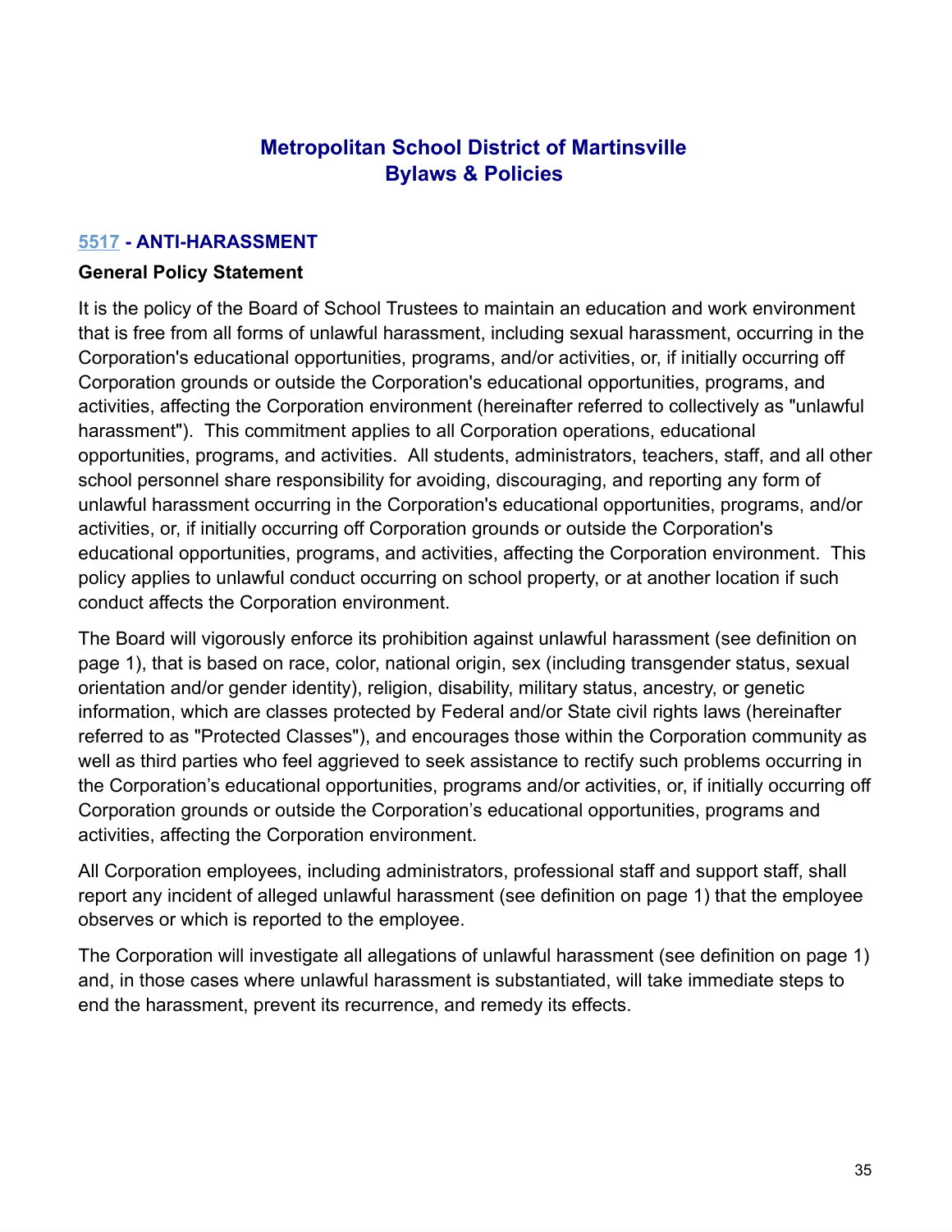# Metropolitan School District of Martinsville
# Bylaws & Policies

## 5517 - ANTI-HARASSMENT

**General Policy Statement**

It is the policy of the Board of School Trustees to maintain an education and work environment that is free from all forms of unlawful harassment, including sexual harassment, occurring in the Corporation's educational opportunities, programs, and/or activities, or, if initially occurring off Corporation grounds or outside the Corporation's educational opportunities, programs, and activities, affecting the Corporation environment (hereinafter referred to collectively as "unlawful harassment"). This commitment applies to all Corporation operations, educational opportunities, programs, and activities. All students, administrators, teachers, staff, and all other school personnel share responsibility for avoiding, discouraging, and reporting any form of unlawful harassment occurring in the Corporation's educational opportunities, programs, and/or activities, or, if initially occurring off Corporation grounds or outside the Corporation's educational opportunities, programs, and activities, affecting the Corporation environment. This policy applies to unlawful conduct occurring on school property, or at another location if such conduct affects the Corporation environment.

The Board will vigorously enforce its prohibition against unlawful harassment (see definition on page 1), that is based on race, color, national origin, sex (including transgender status, sexual orientation and/or gender identity), religion, disability, military status, ancestry, or genetic information, which are classes protected by Federal and/or State civil rights laws (hereinafter referred to as "Protected Classes"), and encourages those within the Corporation community as well as third parties who feel aggrieved to seek assistance to rectify such problems occurring in the Corporation's educational opportunities, programs and/or activities, or, if initially occurring off Corporation grounds or outside the Corporation's educational opportunities, programs and activities, affecting the Corporation environment.

All Corporation employees, including administrators, professional staff and support staff, shall report any incident of alleged unlawful harassment (see definition on page 1) that the employee observes or which is reported to the employee.

The Corporation will investigate all allegations of unlawful harassment (see definition on page 1) and, in those cases where unlawful harassment is substantiated, will take immediate steps to end the harassment, prevent its recurrence, and remedy its effects.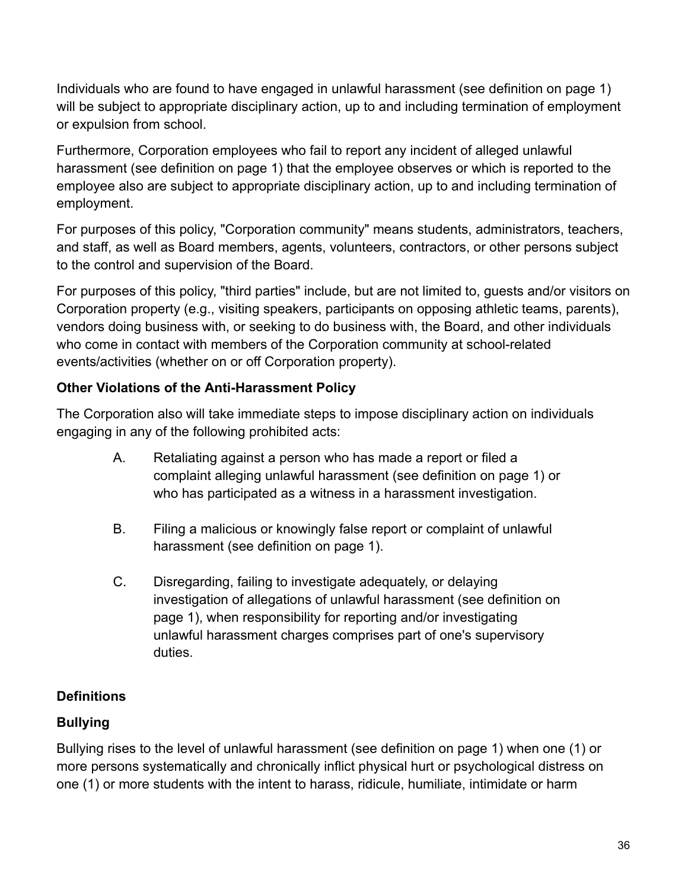Individuals who are found to have engaged in unlawful harassment (see definition on page 1) will be subject to appropriate disciplinary action, up to and including termination of employment or expulsion from school.

Furthermore, Corporation employees who fail to report any incident of alleged unlawful harassment (see definition on page 1) that the employee observes or which is reported to the employee also are subject to appropriate disciplinary action, up to and including termination of employment.

For purposes of this policy, "Corporation community" means students, administrators, teachers, and staff, as well as Board members, agents, volunteers, contractors, or other persons subject to the control and supervision of the Board.

For purposes of this policy, "third parties" include, but are not limited to, guests and/or visitors on Corporation property (e.g., visiting speakers, participants on opposing athletic teams, parents), vendors doing business with, or seeking to do business with, the Board, and other individuals who come in contact with members of the Corporation community at school-related events/activities (whether on or off Corporation property).

**Other Violations of the Anti-Harassment Policy**

The Corporation also will take immediate steps to impose disciplinary action on individuals engaging in any of the following prohibited acts:

A. Retaliating against a person who has made a report or filed a complaint alleging unlawful harassment (see definition on page 1) or who has participated as a witness in a harassment investigation.

B. Filing a malicious or knowingly false report or complaint of unlawful harassment (see definition on page 1).

C. Disregarding, failing to investigate adequately, or delaying investigation of allegations of unlawful harassment (see definition on page 1), when responsibility for reporting and/or investigating unlawful harassment charges comprises part of one's supervisory duties.

**Definitions**

**Bullying**

Bullying rises to the level of unlawful harassment (see definition on page 1) when one (1) or more persons systematically and chronically inflict physical hurt or psychological distress on one (1) or more students with the intent to harass, ridicule, humiliate, intimidate or harm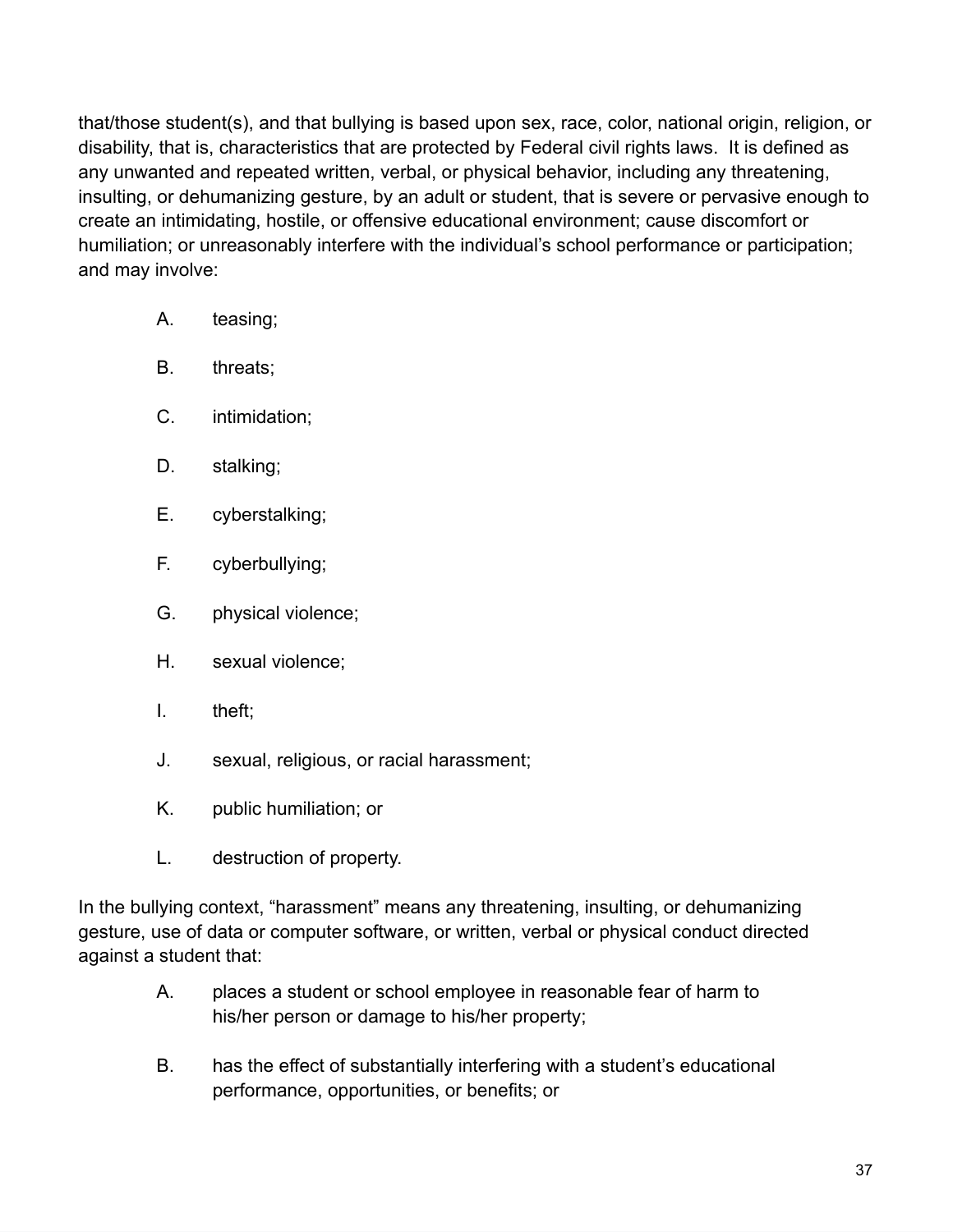that/those student(s), and that bullying is based upon sex, race, color, national origin, religion, or disability, that is, characteristics that are protected by Federal civil rights laws. It is defined as any unwanted and repeated written, verbal, or physical behavior, including any threatening, insulting, or dehumanizing gesture, by an adult or student, that is severe or pervasive enough to create an intimidating, hostile, or offensive educational environment; cause discomfort or humiliation; or unreasonably interfere with the individual's school performance or participation; and may involve:

A. teasing;

B. threats;

C. intimidation;

D. stalking;

E. cyberstalking;

F. cyberbullying;

G. physical violence;

H. sexual violence;

I. theft;

J. sexual, religious, or racial harassment;

K. public humiliation; or

L. destruction of property.

In the bullying context, "harassment" means any threatening, insulting, or dehumanizing gesture, use of data or computer software, or written, verbal or physical conduct directed against a student that:

A. places a student or school employee in reasonable fear of harm to his/her person or damage to his/her property;

B. has the effect of substantially interfering with a student's educational performance, opportunities, or benefits; or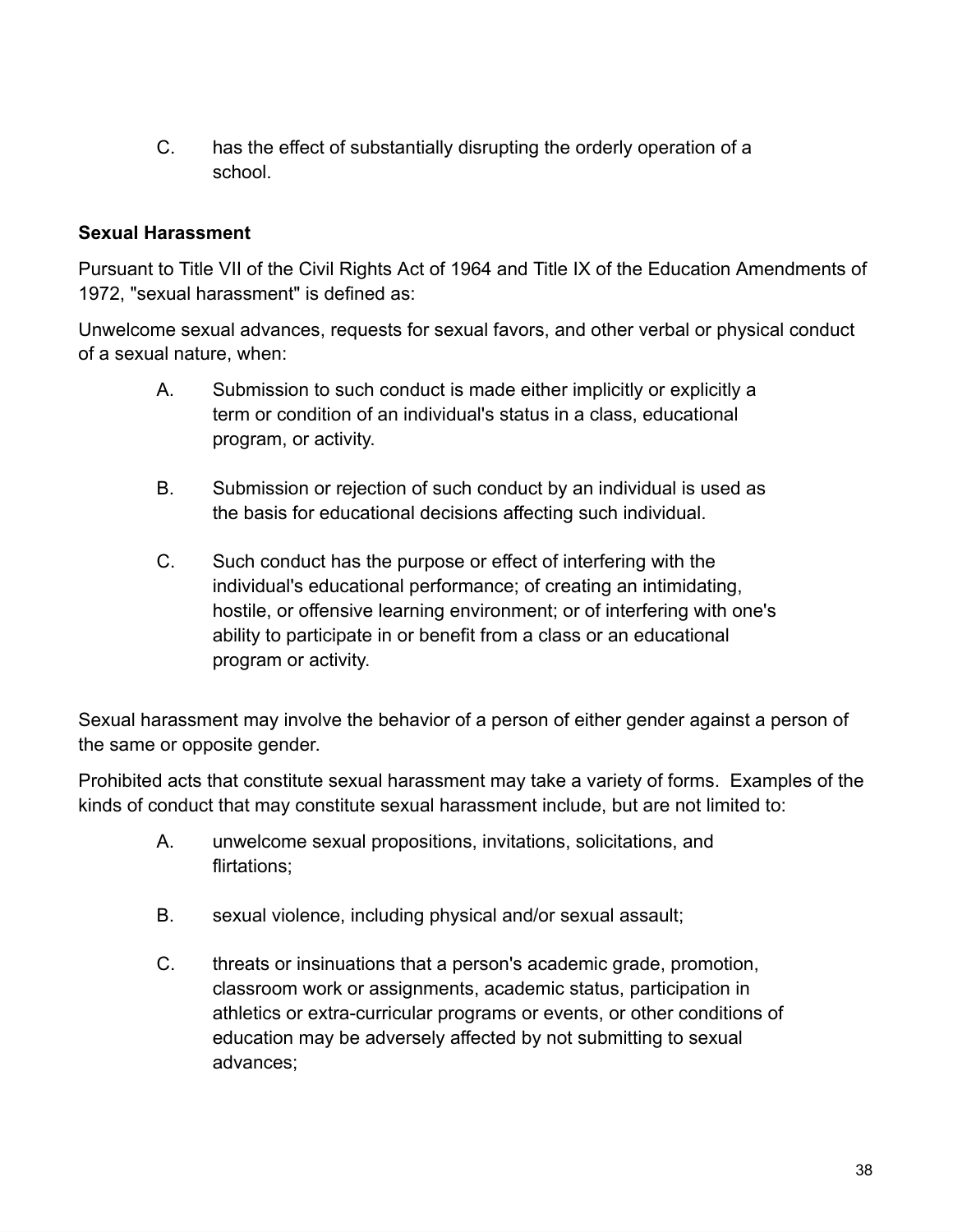C. has the effect of substantially disrupting the orderly operation of a school.

### Sexual Harassment

Pursuant to Title VII of the Civil Rights Act of 1964 and Title IX of the Education Amendments of 1972, "sexual harassment" is defined as:

Unwelcome sexual advances, requests for sexual favors, and other verbal or physical conduct of a sexual nature, when:

A. Submission to such conduct is made either implicitly or explicitly a term or condition of an individual's status in a class, educational program, or activity.

B. Submission or rejection of such conduct by an individual is used as the basis for educational decisions affecting such individual.

C. Such conduct has the purpose or effect of interfering with the individual's educational performance; of creating an intimidating, hostile, or offensive learning environment; or of interfering with one's ability to participate in or benefit from a class or an educational program or activity.

Sexual harassment may involve the behavior of a person of either gender against a person of the same or opposite gender.

Prohibited acts that constitute sexual harassment may take a variety of forms. Examples of the kinds of conduct that may constitute sexual harassment include, but are not limited to:

A. unwelcome sexual propositions, invitations, solicitations, and flirtations;

B. sexual violence, including physical and/or sexual assault;

C. threats or insinuations that a person's academic grade, promotion, classroom work or assignments, academic status, participation in athletics or extra-curricular programs or events, or other conditions of education may be adversely affected by not submitting to sexual advances;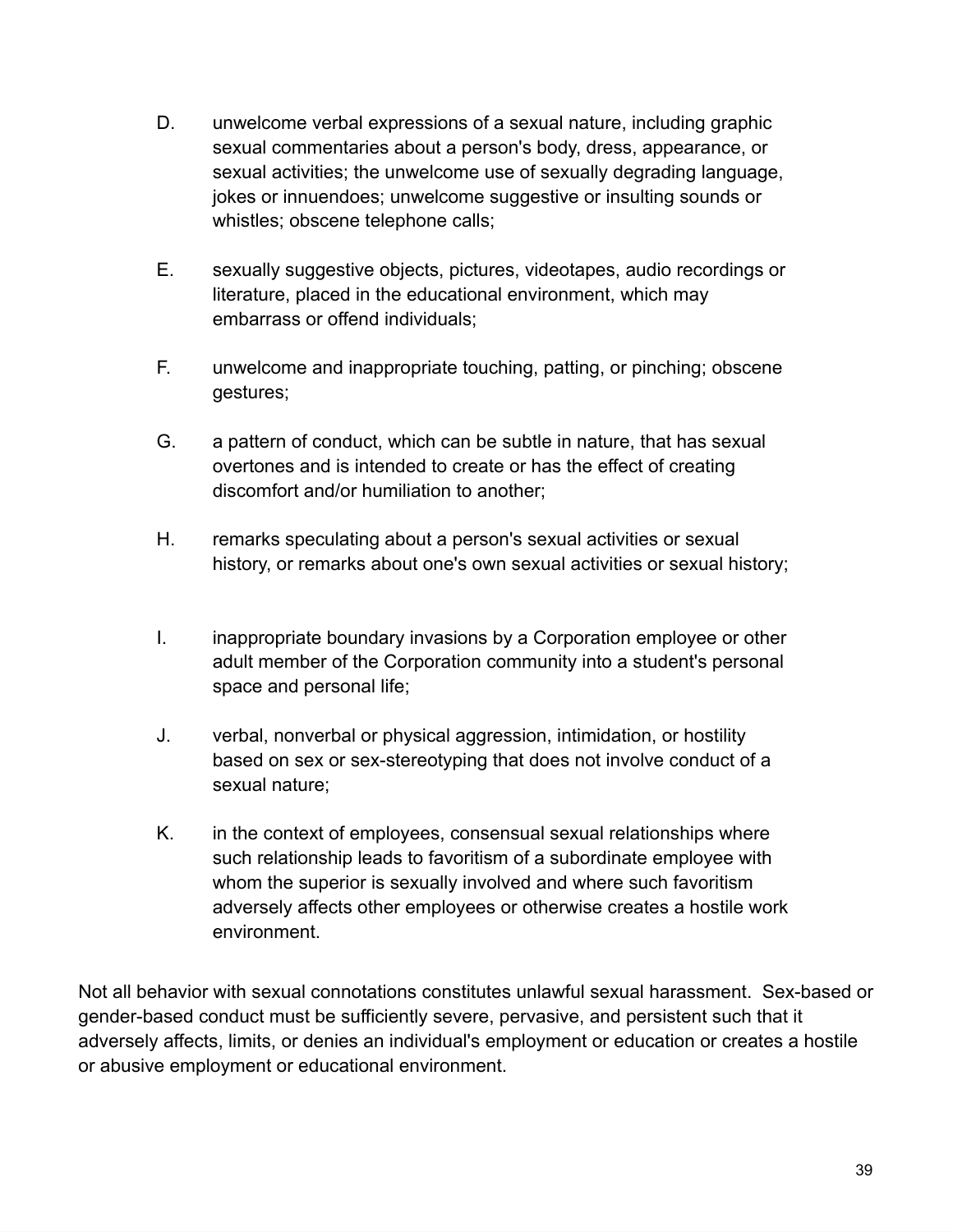D. unwelcome verbal expressions of a sexual nature, including graphic sexual commentaries about a person's body, dress, appearance, or sexual activities; the unwelcome use of sexually degrading language, jokes or innuendoes; unwelcome suggestive or insulting sounds or whistles; obscene telephone calls;

E. sexually suggestive objects, pictures, videotapes, audio recordings or literature, placed in the educational environment, which may embarrass or offend individuals;

F. unwelcome and inappropriate touching, patting, or pinching; obscene gestures;

G. a pattern of conduct, which can be subtle in nature, that has sexual overtones and is intended to create or has the effect of creating discomfort and/or humiliation to another;

H. remarks speculating about a person's sexual activities or sexual history, or remarks about one's own sexual activities or sexual history;

I. inappropriate boundary invasions by a Corporation employee or other adult member of the Corporation community into a student's personal space and personal life;

J. verbal, nonverbal or physical aggression, intimidation, or hostility based on sex or sex-stereotyping that does not involve conduct of a sexual nature;

K. in the context of employees, consensual sexual relationships where such relationship leads to favoritism of a subordinate employee with whom the superior is sexually involved and where such favoritism adversely affects other employees or otherwise creates a hostile work environment.

Not all behavior with sexual connotations constitutes unlawful sexual harassment. Sex-based or gender-based conduct must be sufficiently severe, pervasive, and persistent such that it adversely affects, limits, or denies an individual's employment or education or creates a hostile or abusive employment or educational environment.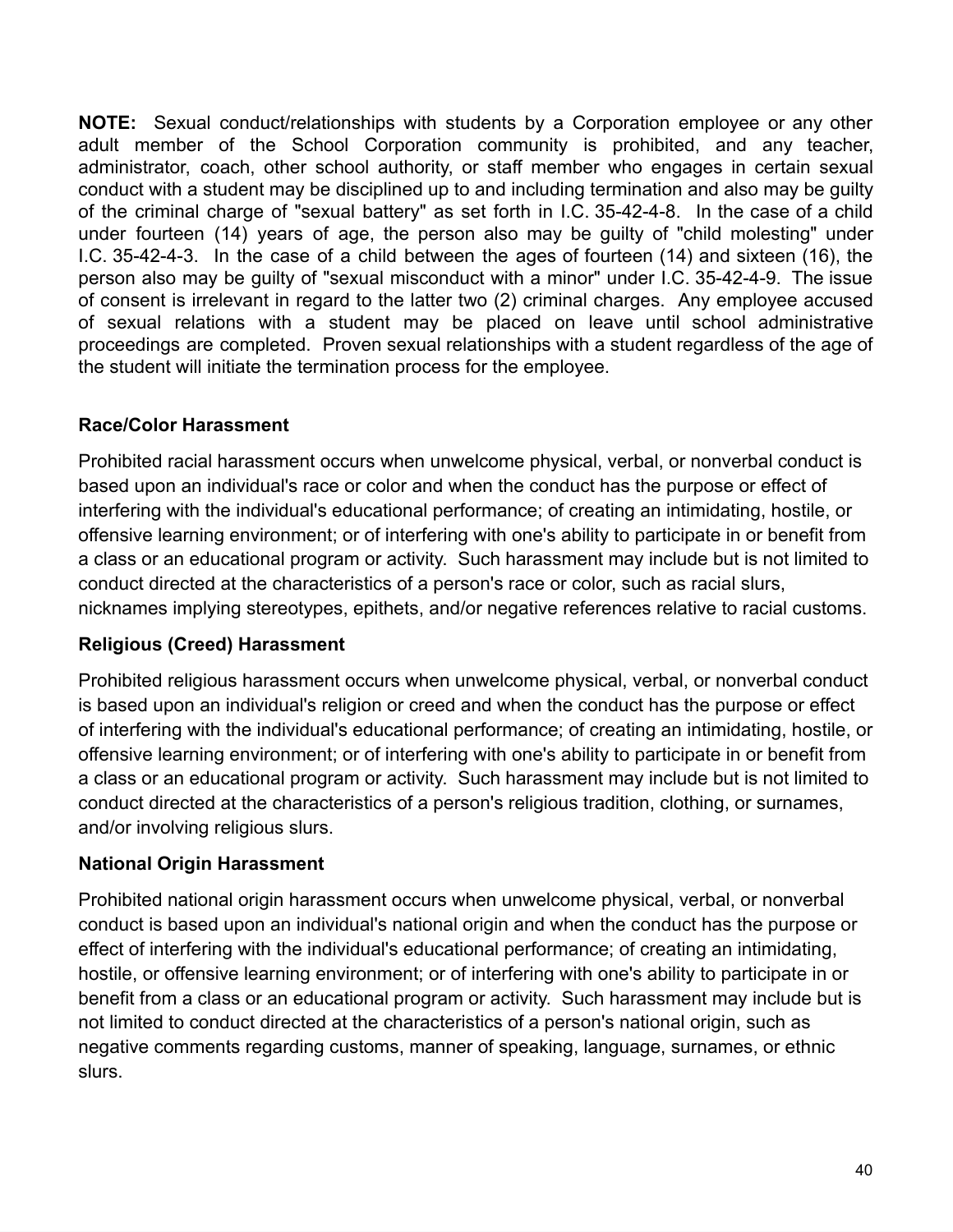**NOTE:** Sexual conduct/relationships with students by a Corporation employee or any other adult member of the School Corporation community is prohibited, and any teacher, administrator, coach, other school authority, or staff member who engages in certain sexual conduct with a student may be disciplined up to and including termination and also may be guilty of the criminal charge of "sexual battery" as set forth in I.C. 35-42-4-8. In the case of a child under fourteen (14) years of age, the person also may be guilty of "child molesting" under I.C. 35-42-4-3. In the case of a child between the ages of fourteen (14) and sixteen (16), the person also may be guilty of "sexual misconduct with a minor" under I.C. 35-42-4-9. The issue of consent is irrelevant in regard to the latter two (2) criminal charges. Any employee accused of sexual relations with a student may be placed on leave until school administrative proceedings are completed. Proven sexual relationships with a student regardless of the age of the student will initiate the termination process for the employee.

**Race/Color Harassment**

Prohibited racial harassment occurs when unwelcome physical, verbal, or nonverbal conduct is based upon an individual's race or color and when the conduct has the purpose or effect of interfering with the individual's educational performance; of creating an intimidating, hostile, or offensive learning environment; or of interfering with one's ability to participate in or benefit from a class or an educational program or activity. Such harassment may include but is not limited to conduct directed at the characteristics of a person's race or color, such as racial slurs, nicknames implying stereotypes, epithets, and/or negative references relative to racial customs.

**Religious (Creed) Harassment**

Prohibited religious harassment occurs when unwelcome physical, verbal, or nonverbal conduct is based upon an individual's religion or creed and when the conduct has the purpose or effect of interfering with the individual's educational performance; of creating an intimidating, hostile, or offensive learning environment; or of interfering with one's ability to participate in or benefit from a class or an educational program or activity. Such harassment may include but is not limited to conduct directed at the characteristics of a person's religious tradition, clothing, or surnames, and/or involving religious slurs.

**National Origin Harassment**

Prohibited national origin harassment occurs when unwelcome physical, verbal, or nonverbal conduct is based upon an individual's national origin and when the conduct has the purpose or effect of interfering with the individual's educational performance; of creating an intimidating, hostile, or offensive learning environment; or of interfering with one's ability to participate in or benefit from a class or an educational program or activity. Such harassment may include but is not limited to conduct directed at the characteristics of a person's national origin, such as negative comments regarding customs, manner of speaking, language, surnames, or ethnic slurs.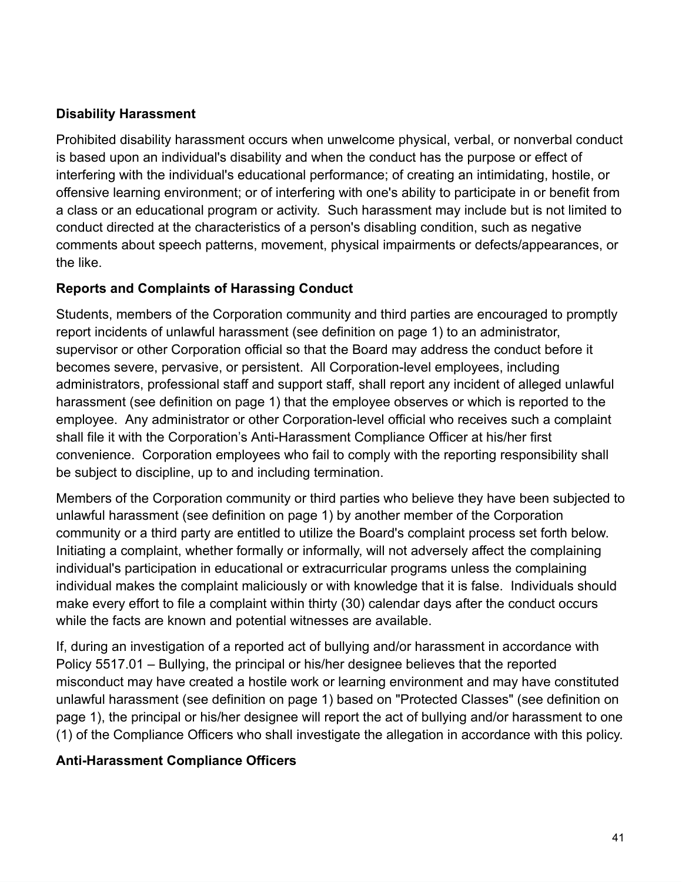**Disability Harassment**

Prohibited disability harassment occurs when unwelcome physical, verbal, or nonverbal conduct is based upon an individual's disability and when the conduct has the purpose or effect of interfering with the individual's educational performance; of creating an intimidating, hostile, or offensive learning environment; or of interfering with one's ability to participate in or benefit from a class or an educational program or activity. Such harassment may include but is not limited to conduct directed at the characteristics of a person's disabling condition, such as negative comments about speech patterns, movement, physical impairments or defects/appearances, or the like.

**Reports and Complaints of Harassing Conduct**

Students, members of the Corporation community and third parties are encouraged to promptly report incidents of unlawful harassment (see definition on page 1) to an administrator, supervisor or other Corporation official so that the Board may address the conduct before it becomes severe, pervasive, or persistent. All Corporation-level employees, including administrators, professional staff and support staff, shall report any incident of alleged unlawful harassment (see definition on page 1) that the employee observes or which is reported to the employee. Any administrator or other Corporation-level official who receives such a complaint shall file it with the Corporation's Anti-Harassment Compliance Officer at his/her first convenience. Corporation employees who fail to comply with the reporting responsibility shall be subject to discipline, up to and including termination.

Members of the Corporation community or third parties who believe they have been subjected to unlawful harassment (see definition on page 1) by another member of the Corporation community or a third party are entitled to utilize the Board's complaint process set forth below. Initiating a complaint, whether formally or informally, will not adversely affect the complaining individual's participation in educational or extracurricular programs unless the complaining individual makes the complaint maliciously or with knowledge that it is false. Individuals should make every effort to file a complaint within thirty (30) calendar days after the conduct occurs while the facts are known and potential witnesses are available.

If, during an investigation of a reported act of bullying and/or harassment in accordance with Policy 5517.01 – Bullying, the principal or his/her designee believes that the reported misconduct may have created a hostile work or learning environment and may have constituted unlawful harassment (see definition on page 1) based on "Protected Classes" (see definition on page 1), the principal or his/her designee will report the act of bullying and/or harassment to one (1) of the Compliance Officers who shall investigate the allegation in accordance with this policy.

**Anti-Harassment Compliance Officers**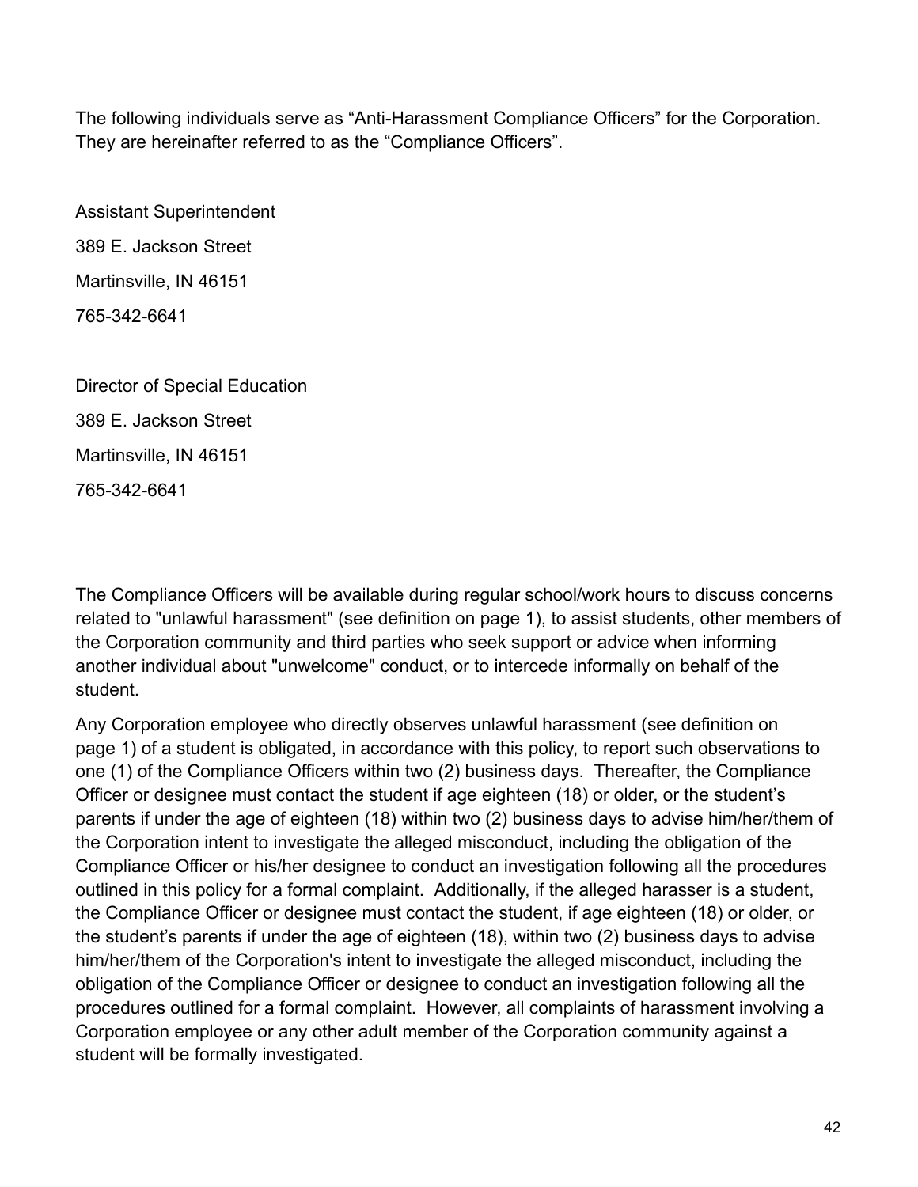The following individuals serve as “Anti-Harassment Compliance Officers” for the Corporation. They are hereinafter referred to as the “Compliance Officers”.

Assistant Superintendent

389 E. Jackson Street

Martinsville, IN 46151

765-342-6641

Director of Special Education

389 E. Jackson Street

Martinsville, IN 46151

765-342-6641

The Compliance Officers will be available during regular school/work hours to discuss concerns related to "unlawful harassment" (see definition on page 1), to assist students, other members of the Corporation community and third parties who seek support or advice when informing another individual about "unwelcome" conduct, or to intercede informally on behalf of the student.

Any Corporation employee who directly observes unlawful harassment (see definition on page 1) of a student is obligated, in accordance with this policy, to report such observations to one (1) of the Compliance Officers within two (2) business days. Thereafter, the Compliance Officer or designee must contact the student if age eighteen (18) or older, or the student’s parents if under the age of eighteen (18) within two (2) business days to advise him/her/them of the Corporation intent to investigate the alleged misconduct, including the obligation of the Compliance Officer or his/her designee to conduct an investigation following all the procedures outlined in this policy for a formal complaint. Additionally, if the alleged harasser is a student, the Compliance Officer or designee must contact the student, if age eighteen (18) or older, or the student’s parents if under the age of eighteen (18), within two (2) business days to advise him/her/them of the Corporation's intent to investigate the alleged misconduct, including the obligation of the Compliance Officer or designee to conduct an investigation following all the procedures outlined for a formal complaint. However, all complaints of harassment involving a Corporation employee or any other adult member of the Corporation community against a student will be formally investigated.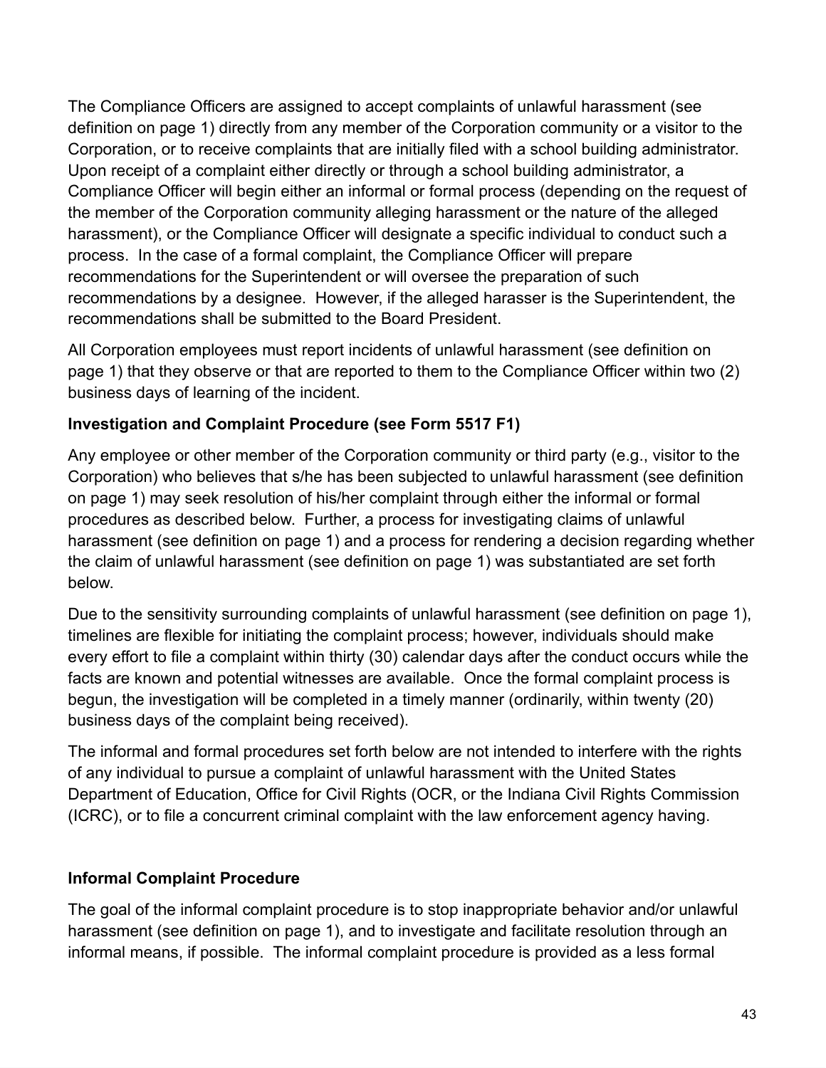The Compliance Officers are assigned to accept complaints of unlawful harassment (see definition on page 1) directly from any member of the Corporation community or a visitor to the Corporation, or to receive complaints that are initially filed with a school building administrator. Upon receipt of a complaint either directly or through a school building administrator, a Compliance Officer will begin either an informal or formal process (depending on the request of the member of the Corporation community alleging harassment or the nature of the alleged harassment), or the Compliance Officer will designate a specific individual to conduct such a process. In the case of a formal complaint, the Compliance Officer will prepare recommendations for the Superintendent or will oversee the preparation of such recommendations by a designee. However, if the alleged harasser is the Superintendent, the recommendations shall be submitted to the Board President.

All Corporation employees must report incidents of unlawful harassment (see definition on page 1) that they observe or that are reported to them to the Compliance Officer within two (2) business days of learning of the incident.

**Investigation and Complaint Procedure (see Form 5517 F1)**

Any employee or other member of the Corporation community or third party (e.g., visitor to the Corporation) who believes that s/he has been subjected to unlawful harassment (see definition on page 1) may seek resolution of his/her complaint through either the informal or formal procedures as described below. Further, a process for investigating claims of unlawful harassment (see definition on page 1) and a process for rendering a decision regarding whether the claim of unlawful harassment (see definition on page 1) was substantiated are set forth below.

Due to the sensitivity surrounding complaints of unlawful harassment (see definition on page 1), timelines are flexible for initiating the complaint process; however, individuals should make every effort to file a complaint within thirty (30) calendar days after the conduct occurs while the facts are known and potential witnesses are available. Once the formal complaint process is begun, the investigation will be completed in a timely manner (ordinarily, within twenty (20) business days of the complaint being received).

The informal and formal procedures set forth below are not intended to interfere with the rights of any individual to pursue a complaint of unlawful harassment with the United States Department of Education, Office for Civil Rights (OCR, or the Indiana Civil Rights Commission (ICRC), or to file a concurrent criminal complaint with the law enforcement agency having.

**Informal Complaint Procedure**

The goal of the informal complaint procedure is to stop inappropriate behavior and/or unlawful harassment (see definition on page 1), and to investigate and facilitate resolution through an informal means, if possible. The informal complaint procedure is provided as a less formal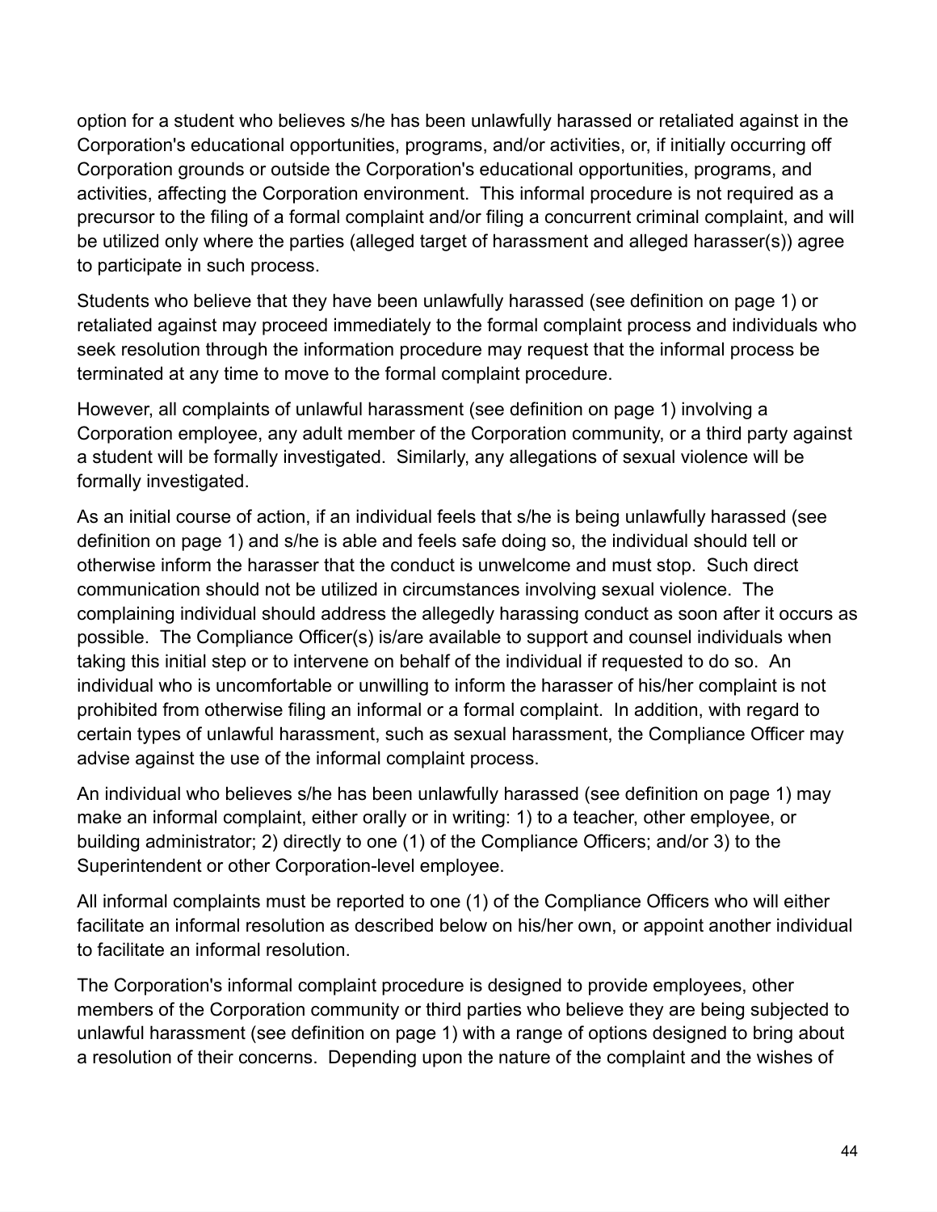option for a student who believes s/he has been unlawfully harassed or retaliated against in the Corporation's educational opportunities, programs, and/or activities, or, if initially occurring off Corporation grounds or outside the Corporation's educational opportunities, programs, and activities, affecting the Corporation environment. This informal procedure is not required as a precursor to the filing of a formal complaint and/or filing a concurrent criminal complaint, and will be utilized only where the parties (alleged target of harassment and alleged harasser(s)) agree to participate in such process.

Students who believe that they have been unlawfully harassed (see definition on page 1) or retaliated against may proceed immediately to the formal complaint process and individuals who seek resolution through the information procedure may request that the informal process be terminated at any time to move to the formal complaint procedure.

However, all complaints of unlawful harassment (see definition on page 1) involving a Corporation employee, any adult member of the Corporation community, or a third party against a student will be formally investigated. Similarly, any allegations of sexual violence will be formally investigated.

As an initial course of action, if an individual feels that s/he is being unlawfully harassed (see definition on page 1) and s/he is able and feels safe doing so, the individual should tell or otherwise inform the harasser that the conduct is unwelcome and must stop. Such direct communication should not be utilized in circumstances involving sexual violence. The complaining individual should address the allegedly harassing conduct as soon after it occurs as possible. The Compliance Officer(s) is/are available to support and counsel individuals when taking this initial step or to intervene on behalf of the individual if requested to do so. An individual who is uncomfortable or unwilling to inform the harasser of his/her complaint is not prohibited from otherwise filing an informal or a formal complaint. In addition, with regard to certain types of unlawful harassment, such as sexual harassment, the Compliance Officer may advise against the use of the informal complaint process.

An individual who believes s/he has been unlawfully harassed (see definition on page 1) may make an informal complaint, either orally or in writing: 1) to a teacher, other employee, or building administrator; 2) directly to one (1) of the Compliance Officers; and/or 3) to the Superintendent or other Corporation-level employee.

All informal complaints must be reported to one (1) of the Compliance Officers who will either facilitate an informal resolution as described below on his/her own, or appoint another individual to facilitate an informal resolution.

The Corporation's informal complaint procedure is designed to provide employees, other members of the Corporation community or third parties who believe they are being subjected to unlawful harassment (see definition on page 1) with a range of options designed to bring about a resolution of their concerns. Depending upon the nature of the complaint and the wishes of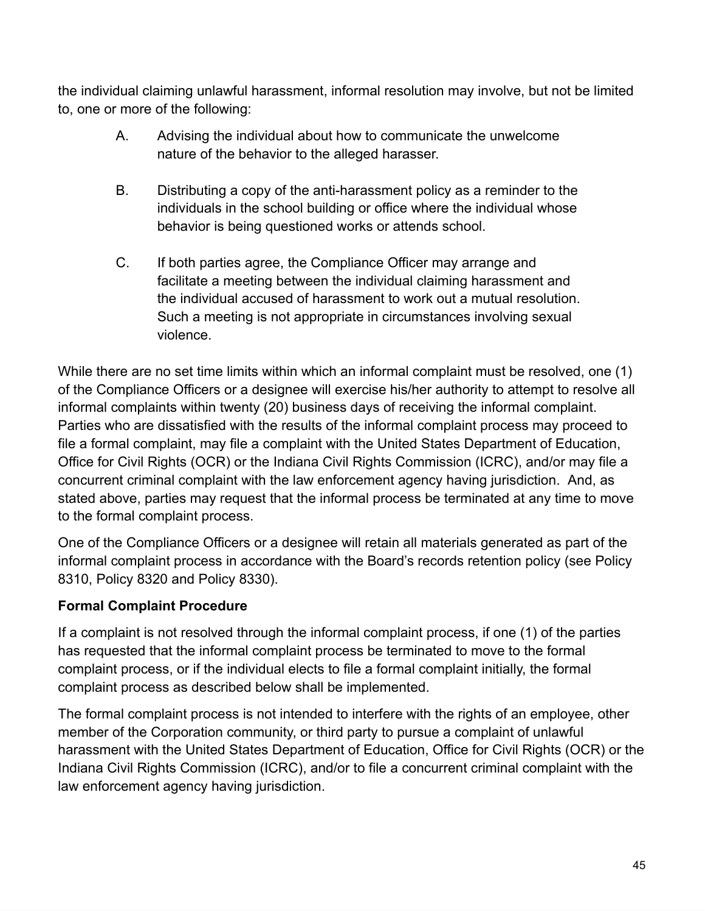the individual claiming unlawful harassment, informal resolution may involve, but not be limited to, one or more of the following:

A. Advising the individual about how to communicate the unwelcome nature of the behavior to the alleged harasser.

B. Distributing a copy of the anti-harassment policy as a reminder to the individuals in the school building or office where the individual whose behavior is being questioned works or attends school.

C. If both parties agree, the Compliance Officer may arrange and facilitate a meeting between the individual claiming harassment and the individual accused of harassment to work out a mutual resolution. Such a meeting is not appropriate in circumstances involving sexual violence.

While there are no set time limits within which an informal complaint must be resolved, one (1) of the Compliance Officers or a designee will exercise his/her authority to attempt to resolve all informal complaints within twenty (20) business days of receiving the informal complaint. Parties who are dissatisfied with the results of the informal complaint process may proceed to file a formal complaint, may file a complaint with the United States Department of Education, Office for Civil Rights (OCR) or the Indiana Civil Rights Commission (ICRC), and/or may file a concurrent criminal complaint with the law enforcement agency having jurisdiction. And, as stated above, parties may request that the informal process be terminated at any time to move to the formal complaint process.

One of the Compliance Officers or a designee will retain all materials generated as part of the informal complaint process in accordance with the Board's records retention policy (see Policy 8310, Policy 8320 and Policy 8330).

**Formal Complaint Procedure**

If a complaint is not resolved through the informal complaint process, if one (1) of the parties has requested that the informal complaint process be terminated to move to the formal complaint process, or if the individual elects to file a formal complaint initially, the formal complaint process as described below shall be implemented.

The formal complaint process is not intended to interfere with the rights of an employee, other member of the Corporation community, or third party to pursue a complaint of unlawful harassment with the United States Department of Education, Office for Civil Rights (OCR) or the Indiana Civil Rights Commission (ICRC), and/or to file a concurrent criminal complaint with the law enforcement agency having jurisdiction.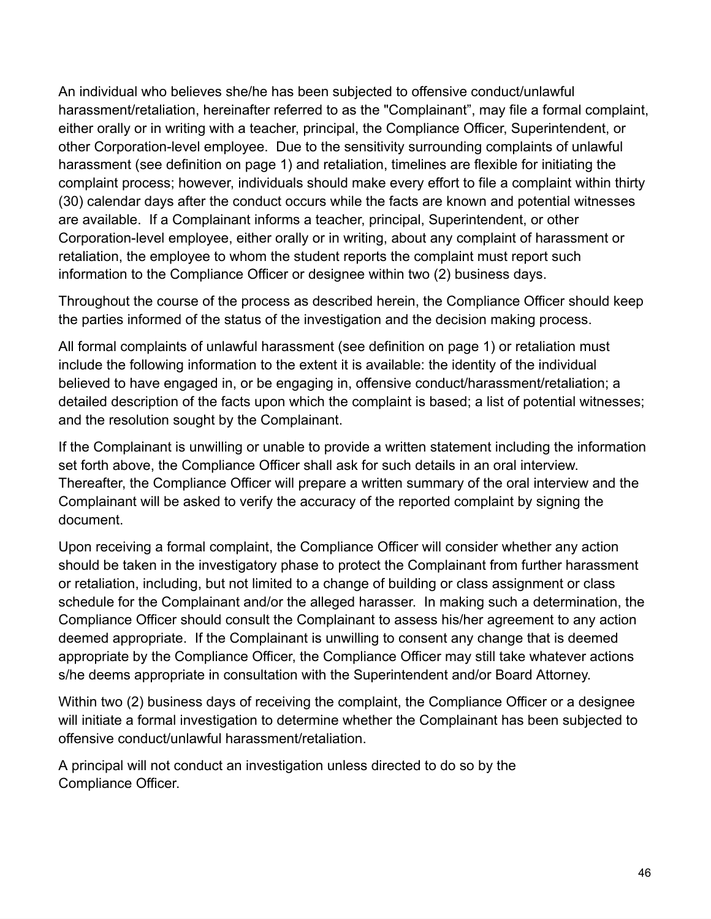An individual who believes she/he has been subjected to offensive conduct/unlawful harassment/retaliation, hereinafter referred to as the "Complainant", may file a formal complaint, either orally or in writing with a teacher, principal, the Compliance Officer, Superintendent, or other Corporation-level employee. Due to the sensitivity surrounding complaints of unlawful harassment (see definition on page 1) and retaliation, timelines are flexible for initiating the complaint process; however, individuals should make every effort to file a complaint within thirty (30) calendar days after the conduct occurs while the facts are known and potential witnesses are available. If a Complainant informs a teacher, principal, Superintendent, or other Corporation-level employee, either orally or in writing, about any complaint of harassment or retaliation, the employee to whom the student reports the complaint must report such information to the Compliance Officer or designee within two (2) business days.

Throughout the course of the process as described herein, the Compliance Officer should keep the parties informed of the status of the investigation and the decision making process.

All formal complaints of unlawful harassment (see definition on page 1) or retaliation must include the following information to the extent it is available: the identity of the individual believed to have engaged in, or be engaging in, offensive conduct/harassment/retaliation; a detailed description of the facts upon which the complaint is based; a list of potential witnesses; and the resolution sought by the Complainant.

If the Complainant is unwilling or unable to provide a written statement including the information set forth above, the Compliance Officer shall ask for such details in an oral interview. Thereafter, the Compliance Officer will prepare a written summary of the oral interview and the Complainant will be asked to verify the accuracy of the reported complaint by signing the document.

Upon receiving a formal complaint, the Compliance Officer will consider whether any action should be taken in the investigatory phase to protect the Complainant from further harassment or retaliation, including, but not limited to a change of building or class assignment or class schedule for the Complainant and/or the alleged harasser. In making such a determination, the Compliance Officer should consult the Complainant to assess his/her agreement to any action deemed appropriate. If the Complainant is unwilling to consent any change that is deemed appropriate by the Compliance Officer, the Compliance Officer may still take whatever actions s/he deems appropriate in consultation with the Superintendent and/or Board Attorney.

Within two (2) business days of receiving the complaint, the Compliance Officer or a designee will initiate a formal investigation to determine whether the Complainant has been subjected to offensive conduct/unlawful harassment/retaliation.

A principal will not conduct an investigation unless directed to do so by the Compliance Officer.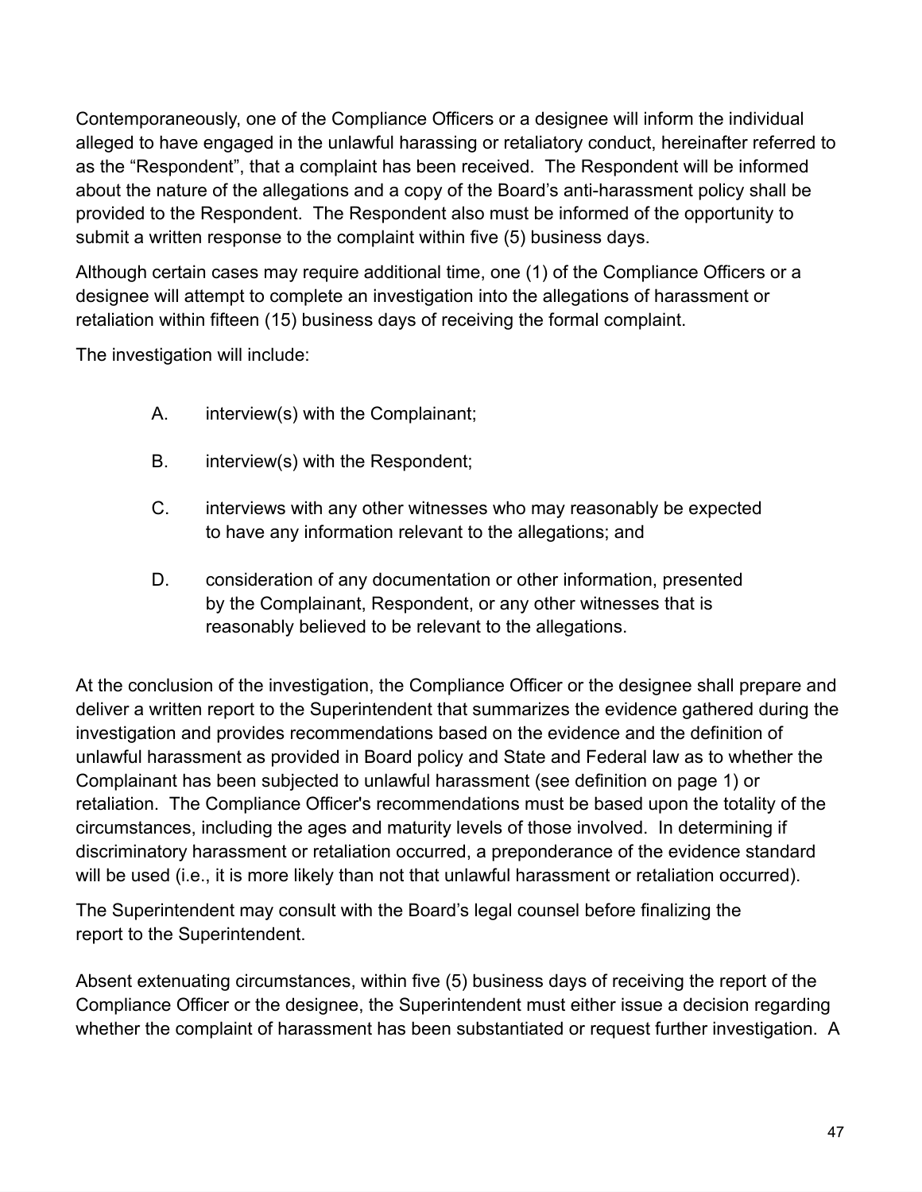Contemporaneously, one of the Compliance Officers or a designee will inform the individual alleged to have engaged in the unlawful harassing or retaliatory conduct, hereinafter referred to as the "Respondent", that a complaint has been received. The Respondent will be informed about the nature of the allegations and a copy of the Board's anti-harassment policy shall be provided to the Respondent. The Respondent also must be informed of the opportunity to submit a written response to the complaint within five (5) business days.

Although certain cases may require additional time, one (1) of the Compliance Officers or a designee will attempt to complete an investigation into the allegations of harassment or retaliation within fifteen (15) business days of receiving the formal complaint.

The investigation will include:

A. interview(s) with the Complainant;

B. interview(s) with the Respondent;

C. interviews with any other witnesses who may reasonably be expected to have any information relevant to the allegations; and

D. consideration of any documentation or other information, presented by the Complainant, Respondent, or any other witnesses that is reasonably believed to be relevant to the allegations.

At the conclusion of the investigation, the Compliance Officer or the designee shall prepare and deliver a written report to the Superintendent that summarizes the evidence gathered during the investigation and provides recommendations based on the evidence and the definition of unlawful harassment as provided in Board policy and State and Federal law as to whether the Complainant has been subjected to unlawful harassment (see definition on page 1) or retaliation. The Compliance Officer's recommendations must be based upon the totality of the circumstances, including the ages and maturity levels of those involved. In determining if discriminatory harassment or retaliation occurred, a preponderance of the evidence standard will be used (i.e., it is more likely than not that unlawful harassment or retaliation occurred).

The Superintendent may consult with the Board's legal counsel before finalizing the report to the Superintendent.

Absent extenuating circumstances, within five (5) business days of receiving the report of the Compliance Officer or the designee, the Superintendent must either issue a decision regarding whether the complaint of harassment has been substantiated or request further investigation. A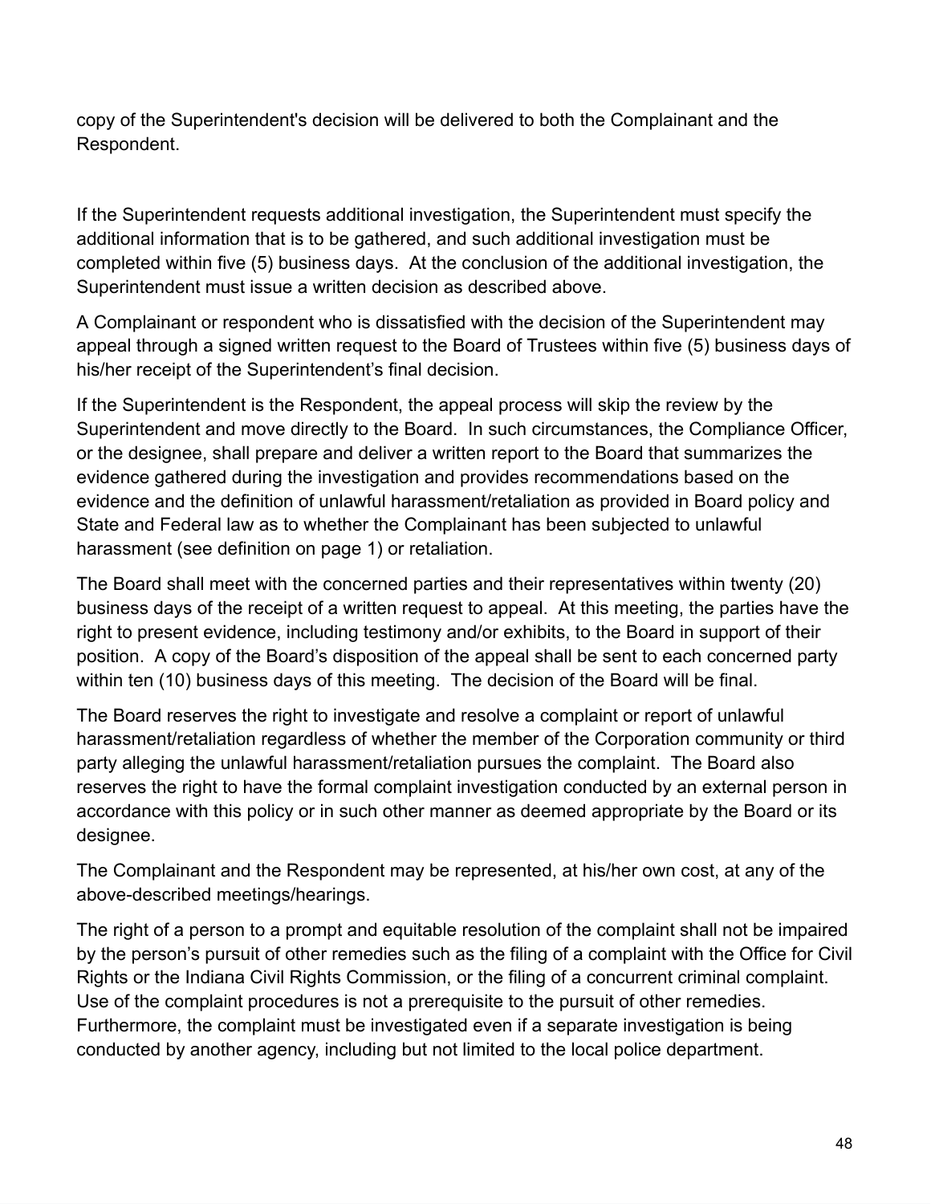copy of the Superintendent's decision will be delivered to both the Complainant and the Respondent.

If the Superintendent requests additional investigation, the Superintendent must specify the additional information that is to be gathered, and such additional investigation must be completed within five (5) business days. At the conclusion of the additional investigation, the Superintendent must issue a written decision as described above.

A Complainant or respondent who is dissatisfied with the decision of the Superintendent may appeal through a signed written request to the Board of Trustees within five (5) business days of his/her receipt of the Superintendent's final decision.

If the Superintendent is the Respondent, the appeal process will skip the review by the Superintendent and move directly to the Board. In such circumstances, the Compliance Officer, or the designee, shall prepare and deliver a written report to the Board that summarizes the evidence gathered during the investigation and provides recommendations based on the evidence and the definition of unlawful harassment/retaliation as provided in Board policy and State and Federal law as to whether the Complainant has been subjected to unlawful harassment (see definition on page 1) or retaliation.

The Board shall meet with the concerned parties and their representatives within twenty (20) business days of the receipt of a written request to appeal. At this meeting, the parties have the right to present evidence, including testimony and/or exhibits, to the Board in support of their position. A copy of the Board's disposition of the appeal shall be sent to each concerned party within ten (10) business days of this meeting. The decision of the Board will be final.

The Board reserves the right to investigate and resolve a complaint or report of unlawful harassment/retaliation regardless of whether the member of the Corporation community or third party alleging the unlawful harassment/retaliation pursues the complaint. The Board also reserves the right to have the formal complaint investigation conducted by an external person in accordance with this policy or in such other manner as deemed appropriate by the Board or its designee.

The Complainant and the Respondent may be represented, at his/her own cost, at any of the above-described meetings/hearings.

The right of a person to a prompt and equitable resolution of the complaint shall not be impaired by the person's pursuit of other remedies such as the filing of a complaint with the Office for Civil Rights or the Indiana Civil Rights Commission, or the filing of a concurrent criminal complaint. Use of the complaint procedures is not a prerequisite to the pursuit of other remedies. Furthermore, the complaint must be investigated even if a separate investigation is being conducted by another agency, including but not limited to the local police department.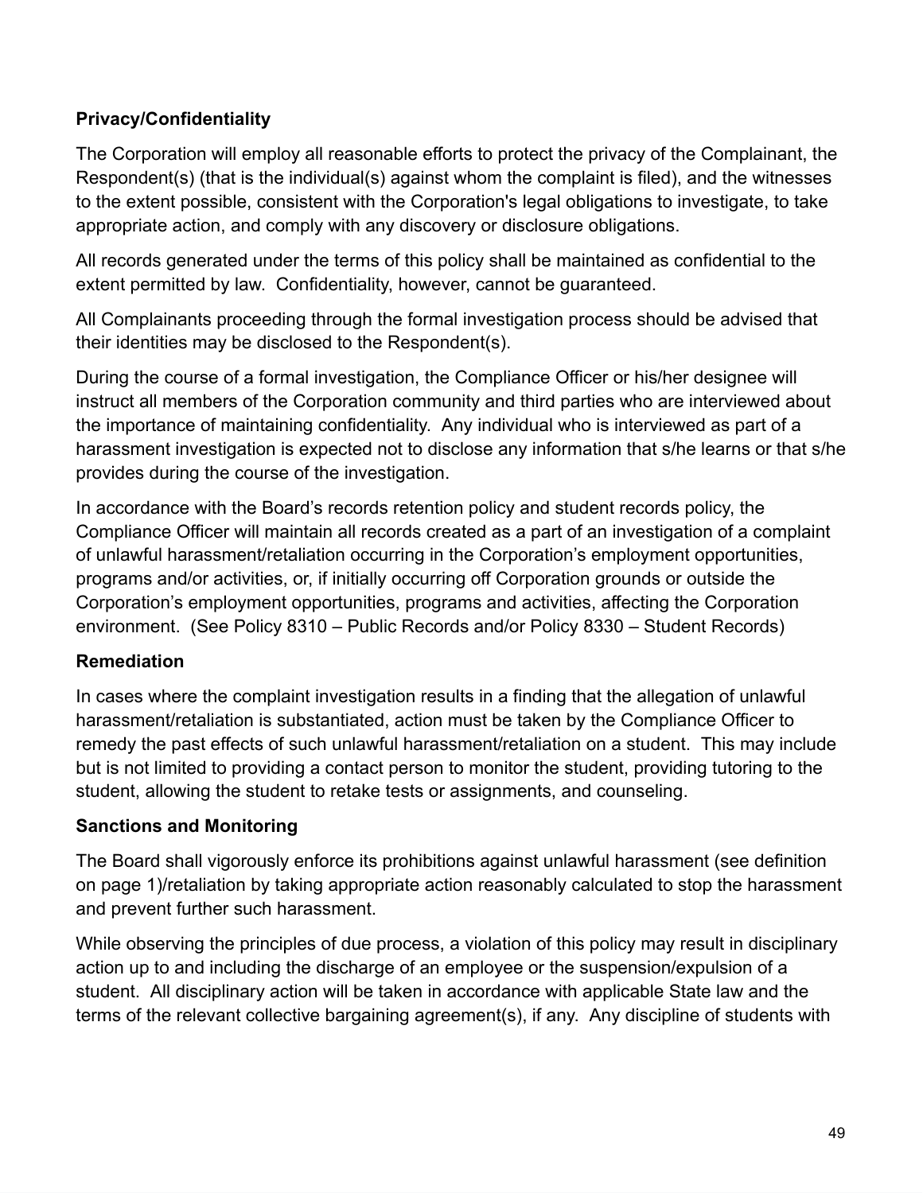**Privacy/Confidentiality**

The Corporation will employ all reasonable efforts to protect the privacy of the Complainant, the Respondent(s) (that is the individual(s) against whom the complaint is filed), and the witnesses to the extent possible, consistent with the Corporation's legal obligations to investigate, to take appropriate action, and comply with any discovery or disclosure obligations.

All records generated under the terms of this policy shall be maintained as confidential to the extent permitted by law. Confidentiality, however, cannot be guaranteed.

All Complainants proceeding through the formal investigation process should be advised that their identities may be disclosed to the Respondent(s).

During the course of a formal investigation, the Compliance Officer or his/her designee will instruct all members of the Corporation community and third parties who are interviewed about the importance of maintaining confidentiality. Any individual who is interviewed as part of a harassment investigation is expected not to disclose any information that s/he learns or that s/he provides during the course of the investigation.

In accordance with the Board's records retention policy and student records policy, the Compliance Officer will maintain all records created as a part of an investigation of a complaint of unlawful harassment/retaliation occurring in the Corporation's employment opportunities, programs and/or activities, or, if initially occurring off Corporation grounds or outside the Corporation's employment opportunities, programs and activities, affecting the Corporation environment. (See Policy 8310 – Public Records and/or Policy 8330 – Student Records)

**Remediation**

In cases where the complaint investigation results in a finding that the allegation of unlawful harassment/retaliation is substantiated, action must be taken by the Compliance Officer to remedy the past effects of such unlawful harassment/retaliation on a student. This may include but is not limited to providing a contact person to monitor the student, providing tutoring to the student, allowing the student to retake tests or assignments, and counseling.

**Sanctions and Monitoring**

The Board shall vigorously enforce its prohibitions against unlawful harassment (see definition on page 1)/retaliation by taking appropriate action reasonably calculated to stop the harassment and prevent further such harassment.

While observing the principles of due process, a violation of this policy may result in disciplinary action up to and including the discharge of an employee or the suspension/expulsion of a student. All disciplinary action will be taken in accordance with applicable State law and the terms of the relevant collective bargaining agreement(s), if any. Any discipline of students with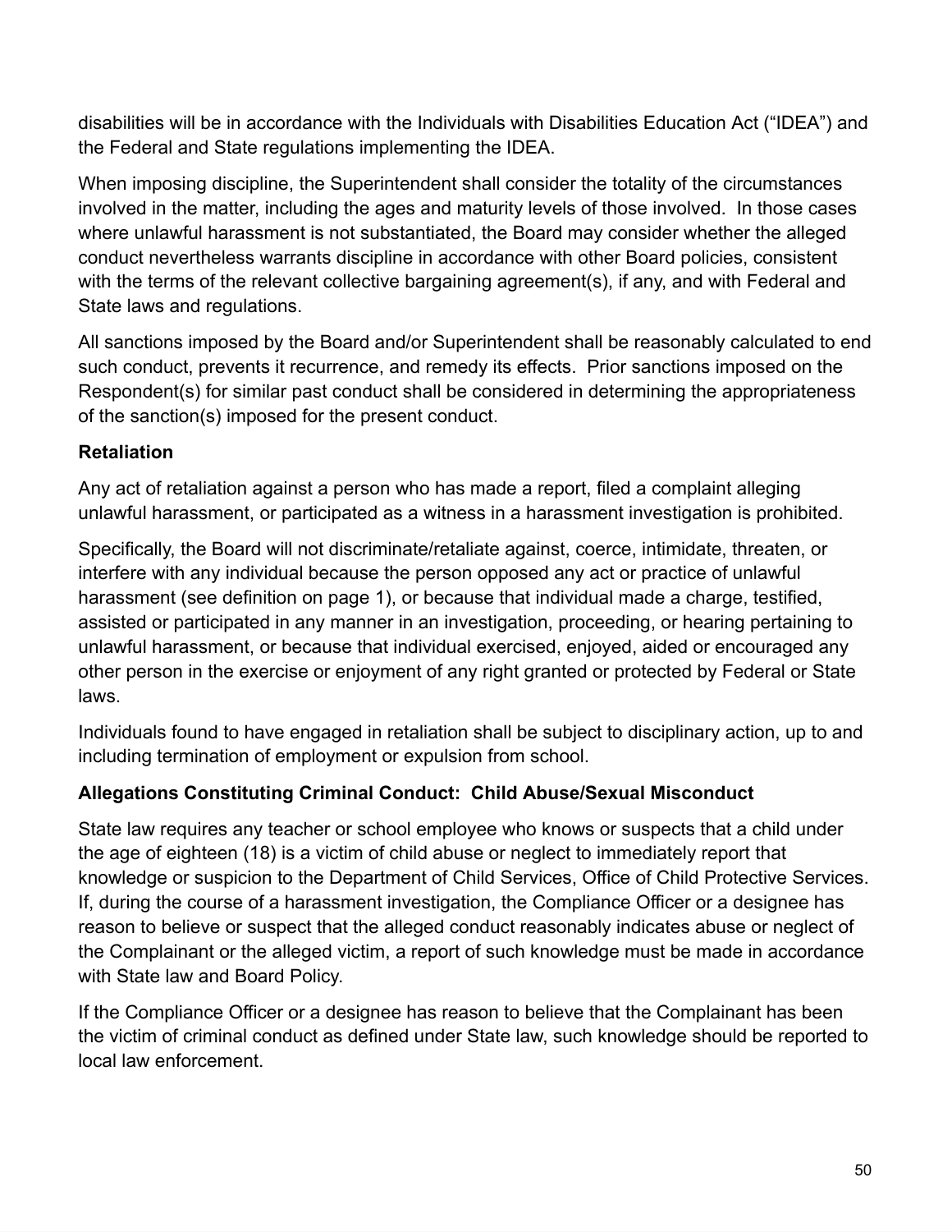disabilities will be in accordance with the Individuals with Disabilities Education Act ("IDEA") and the Federal and State regulations implementing the IDEA.

When imposing discipline, the Superintendent shall consider the totality of the circumstances involved in the matter, including the ages and maturity levels of those involved. In those cases where unlawful harassment is not substantiated, the Board may consider whether the alleged conduct nevertheless warrants discipline in accordance with other Board policies, consistent with the terms of the relevant collective bargaining agreement(s), if any, and with Federal and State laws and regulations.

All sanctions imposed by the Board and/or Superintendent shall be reasonably calculated to end such conduct, prevents it recurrence, and remedy its effects. Prior sanctions imposed on the Respondent(s) for similar past conduct shall be considered in determining the appropriateness of the sanction(s) imposed for the present conduct.

**Retaliation**

Any act of retaliation against a person who has made a report, filed a complaint alleging unlawful harassment, or participated as a witness in a harassment investigation is prohibited.

Specifically, the Board will not discriminate/retaliate against, coerce, intimidate, threaten, or interfere with any individual because the person opposed any act or practice of unlawful harassment (see definition on page 1), or because that individual made a charge, testified, assisted or participated in any manner in an investigation, proceeding, or hearing pertaining to unlawful harassment, or because that individual exercised, enjoyed, aided or encouraged any other person in the exercise or enjoyment of any right granted or protected by Federal or State laws.

Individuals found to have engaged in retaliation shall be subject to disciplinary action, up to and including termination of employment or expulsion from school.

**Allegations Constituting Criminal Conduct: Child Abuse/Sexual Misconduct**

State law requires any teacher or school employee who knows or suspects that a child under the age of eighteen (18) is a victim of child abuse or neglect to immediately report that knowledge or suspicion to the Department of Child Services, Office of Child Protective Services. If, during the course of a harassment investigation, the Compliance Officer or a designee has reason to believe or suspect that the alleged conduct reasonably indicates abuse or neglect of the Complainant or the alleged victim, a report of such knowledge must be made in accordance with State law and Board Policy.

If the Compliance Officer or a designee has reason to believe that the Complainant has been the victim of criminal conduct as defined under State law, such knowledge should be reported to local law enforcement.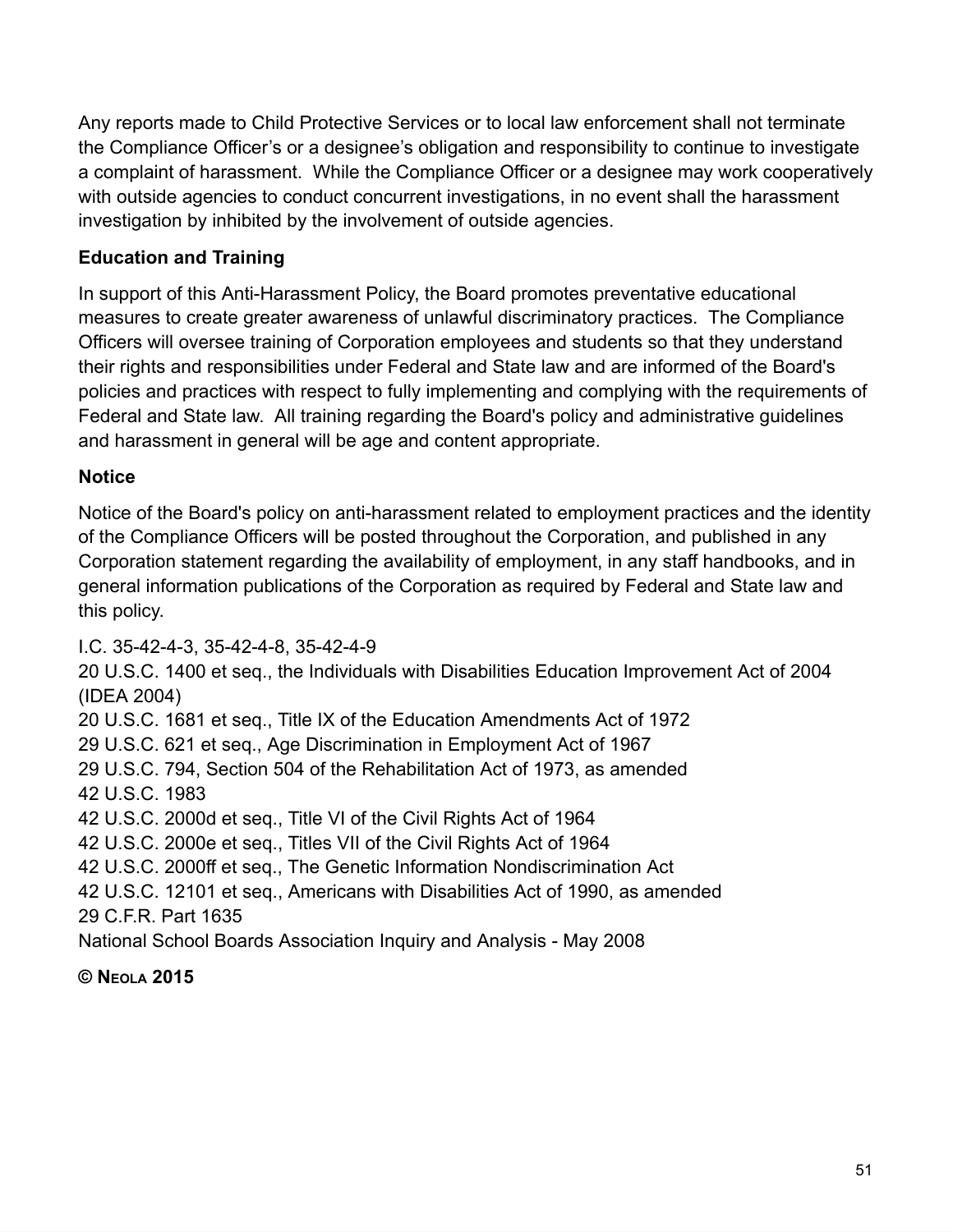Any reports made to Child Protective Services or to local law enforcement shall not terminate the Compliance Officer's or a designee's obligation and responsibility to continue to investigate a complaint of harassment. While the Compliance Officer or a designee may work cooperatively with outside agencies to conduct concurrent investigations, in no event shall the harassment investigation by inhibited by the involvement of outside agencies.

**Education and Training**

In support of this Anti-Harassment Policy, the Board promotes preventative educational measures to create greater awareness of unlawful discriminatory practices. The Compliance Officers will oversee training of Corporation employees and students so that they understand their rights and responsibilities under Federal and State law and are informed of the Board's policies and practices with respect to fully implementing and complying with the requirements of Federal and State law. All training regarding the Board's policy and administrative guidelines and harassment in general will be age and content appropriate.

**Notice**

Notice of the Board's policy on anti-harassment related to employment practices and the identity of the Compliance Officers will be posted throughout the Corporation, and published in any Corporation statement regarding the availability of employment, in any staff handbooks, and in general information publications of the Corporation as required by Federal and State law and this policy.

I.C. 35-42-4-3, 35-42-4-8, 35-42-4-9
20 U.S.C. 1400 et seq., the Individuals with Disabilities Education Improvement Act of 2004 (IDEA 2004)
20 U.S.C. 1681 et seq., Title IX of the Education Amendments Act of 1972
29 U.S.C. 621 et seq., Age Discrimination in Employment Act of 1967
29 U.S.C. 794, Section 504 of the Rehabilitation Act of 1973, as amended
42 U.S.C. 1983
42 U.S.C. 2000d et seq., Title VI of the Civil Rights Act of 1964
42 U.S.C. 2000e et seq., Titles VII of the Civil Rights Act of 1964
42 U.S.C. 2000ff et seq., The Genetic Information Nondiscrimination Act
42 U.S.C. 12101 et seq., Americans with Disabilities Act of 1990, as amended
29 C.F.R. Part 1635
National School Boards Association Inquiry and Analysis - May 2008

**© NEOLA 2015**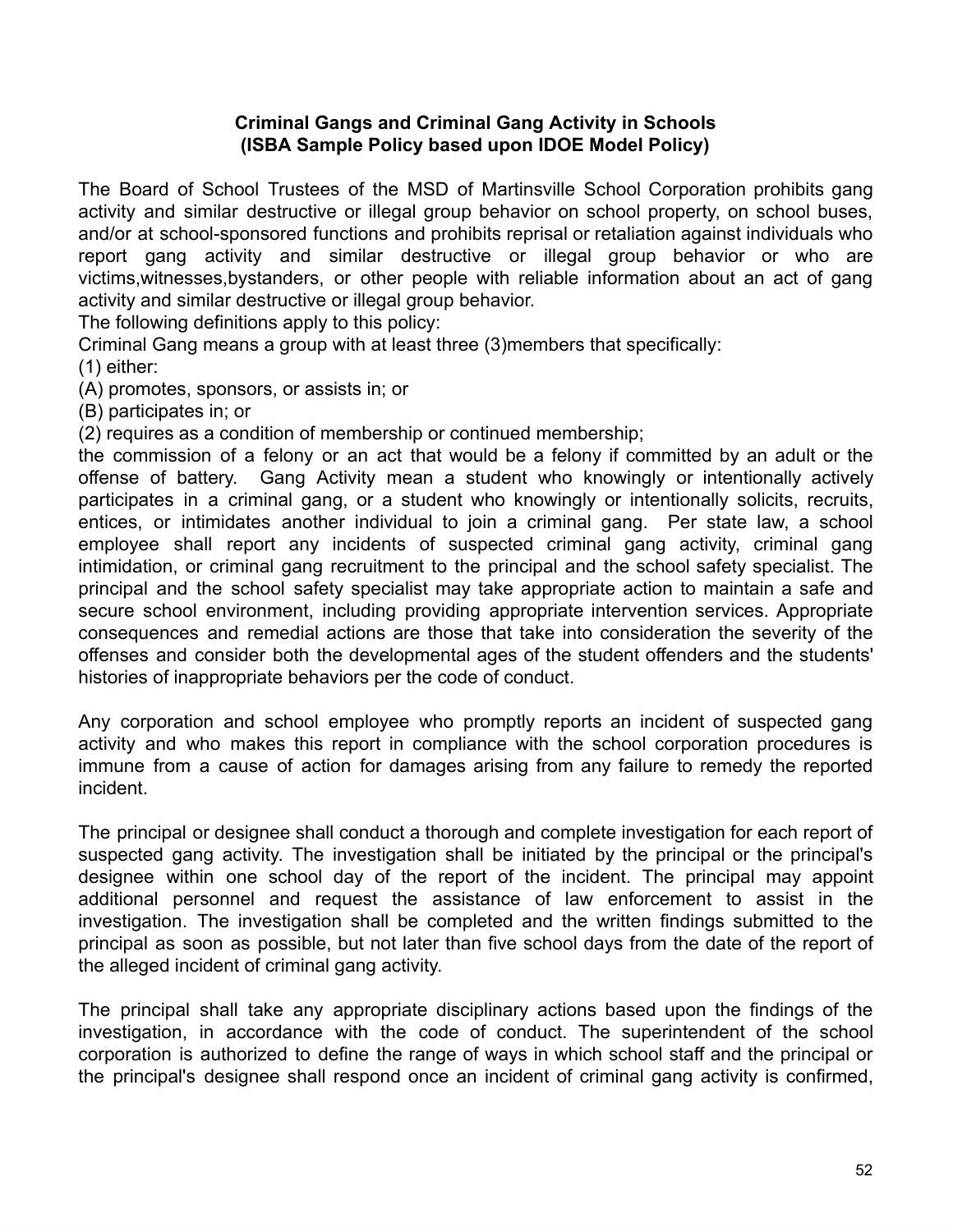**Criminal Gangs and Criminal Gang Activity in Schools**
**(ISBA Sample Policy based upon IDOE Model Policy)**

The Board of School Trustees of the MSD of Martinsville School Corporation prohibits gang activity and similar destructive or illegal group behavior on school property, on school buses, and/or at school-sponsored functions and prohibits reprisal or retaliation against individuals who report gang activity and similar destructive or illegal group behavior or who are victims,witnesses,bystanders, or other people with reliable information about an act of gang activity and similar destructive or illegal group behavior.

The following definitions apply to this policy:

Criminal Gang means a group with at least three (3)members that specifically:

(1) either:

(A) promotes, sponsors, or assists in; or

(B) participates in; or

(2) requires as a condition of membership or continued membership;

the commission of a felony or an act that would be a felony if committed by an adult or the offense of battery. Gang Activity mean a student who knowingly or intentionally actively participates in a criminal gang, or a student who knowingly or intentionally solicits, recruits, entices, or intimidates another individual to join a criminal gang. Per state law, a school employee shall report any incidents of suspected criminal gang activity, criminal gang intimidation, or criminal gang recruitment to the principal and the school safety specialist. The principal and the school safety specialist may take appropriate action to maintain a safe and secure school environment, including providing appropriate intervention services. Appropriate consequences and remedial actions are those that take into consideration the severity of the offenses and consider both the developmental ages of the student offenders and the students' histories of inappropriate behaviors per the code of conduct.

Any corporation and school employee who promptly reports an incident of suspected gang activity and who makes this report in compliance with the school corporation procedures is immune from a cause of action for damages arising from any failure to remedy the reported incident.

The principal or designee shall conduct a thorough and complete investigation for each report of suspected gang activity. The investigation shall be initiated by the principal or the principal's designee within one school day of the report of the incident. The principal may appoint additional personnel and request the assistance of law enforcement to assist in the investigation. The investigation shall be completed and the written findings submitted to the principal as soon as possible, but not later than five school days from the date of the report of the alleged incident of criminal gang activity.

The principal shall take any appropriate disciplinary actions based upon the findings of the investigation, in accordance with the code of conduct. The superintendent of the school corporation is authorized to define the range of ways in which school staff and the principal or the principal's designee shall respond once an incident of criminal gang activity is confirmed,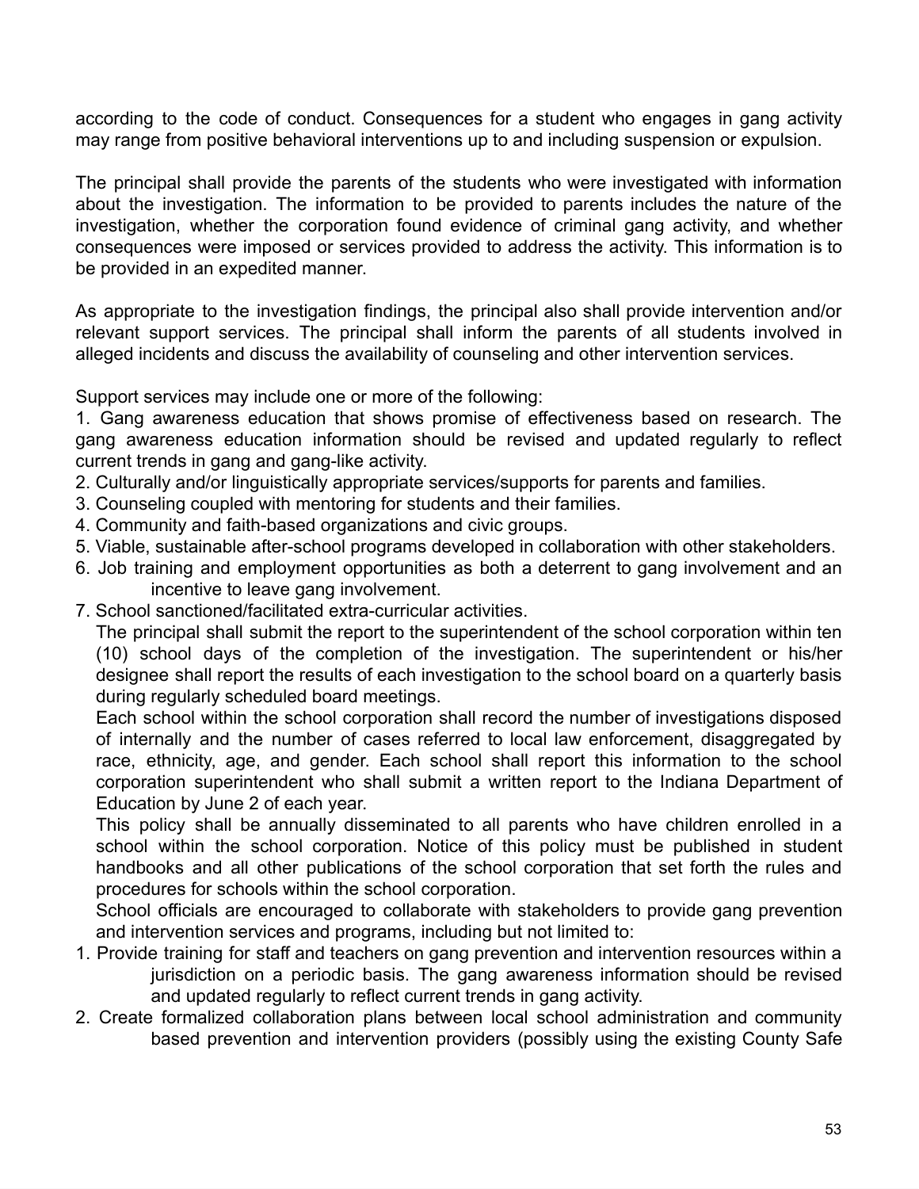according to the code of conduct. Consequences for a student who engages in gang activity may range from positive behavioral interventions up to and including suspension or expulsion.

The principal shall provide the parents of the students who were investigated with information about the investigation. The information to be provided to parents includes the nature of the investigation, whether the corporation found evidence of criminal gang activity, and whether consequences were imposed or services provided to address the activity. This information is to be provided in an expedited manner.

As appropriate to the investigation findings, the principal also shall provide intervention and/or relevant support services. The principal shall inform the parents of all students involved in alleged incidents and discuss the availability of counseling and other intervention services.

Support services may include one or more of the following:

1. Gang awareness education that shows promise of effectiveness based on research. The gang awareness education information should be revised and updated regularly to reflect current trends in gang and gang-like activity.
2. Culturally and/or linguistically appropriate services/supports for parents and families.
3. Counseling coupled with mentoring for students and their families.
4. Community and faith-based organizations and civic groups.
5. Viable, sustainable after-school programs developed in collaboration with other stakeholders.
6. Job training and employment opportunities as both a deterrent to gang involvement and an incentive to leave gang involvement.
7. School sanctioned/facilitated extra-curricular activities.

The principal shall submit the report to the superintendent of the school corporation within ten (10) school days of the completion of the investigation. The superintendent or his/her designee shall report the results of each investigation to the school board on a quarterly basis during regularly scheduled board meetings.

Each school within the school corporation shall record the number of investigations disposed of internally and the number of cases referred to local law enforcement, disaggregated by race, ethnicity, age, and gender. Each school shall report this information to the school corporation superintendent who shall submit a written report to the Indiana Department of Education by June 2 of each year.

This policy shall be annually disseminated to all parents who have children enrolled in a school within the school corporation. Notice of this policy must be published in student handbooks and all other publications of the school corporation that set forth the rules and procedures for schools within the school corporation.

School officials are encouraged to collaborate with stakeholders to provide gang prevention and intervention services and programs, including but not limited to:

1. Provide training for staff and teachers on gang prevention and intervention resources within a jurisdiction on a periodic basis. The gang awareness information should be revised and updated regularly to reflect current trends in gang activity.
2. Create formalized collaboration plans between local school administration and community based prevention and intervention providers (possibly using the existing County Safe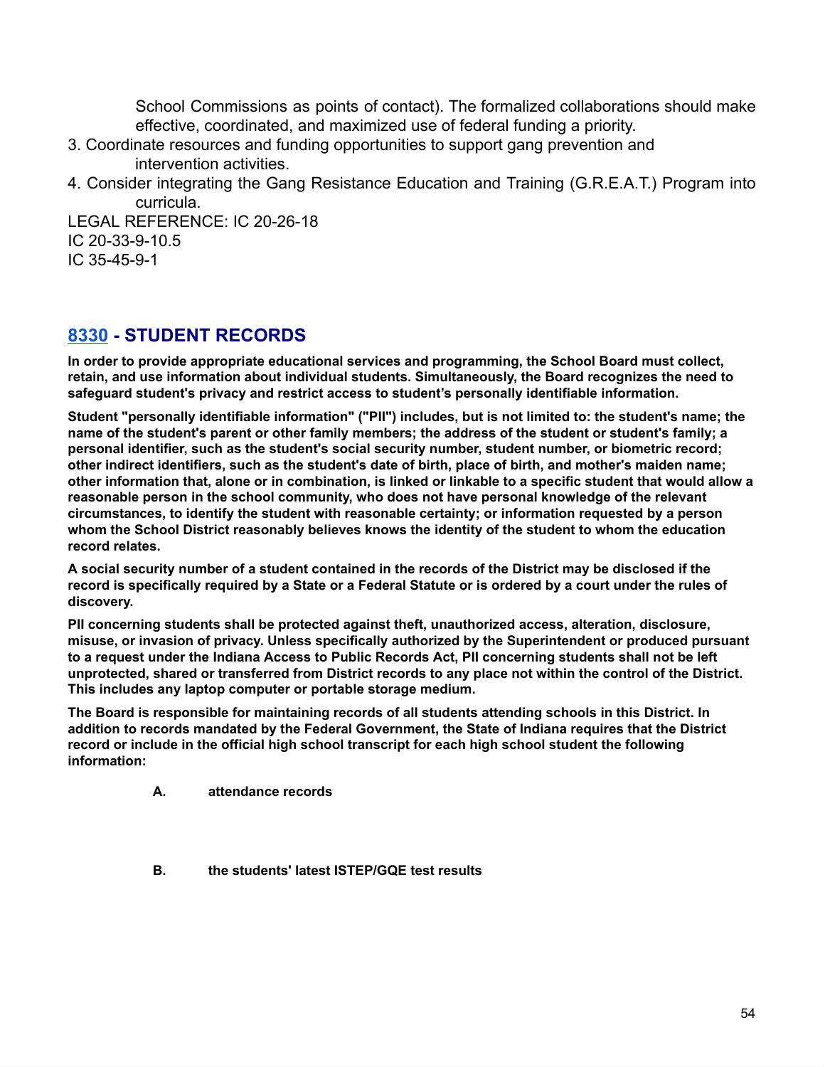School Commissions as points of contact). The formalized collaborations should make effective, coordinated, and maximized use of federal funding a priority.

3. Coordinate resources and funding opportunities to support gang prevention and intervention activities.
4. Consider integrating the Gang Resistance Education and Training (G.R.E.A.T.) Program into curricula.

LEGAL REFERENCE: IC 20-26-18
IC 20-33-9-10.5
IC 35-45-9-1

## 8330 - STUDENT RECORDS

**In order to provide appropriate educational services and programming, the School Board must collect, retain, and use information about individual students. Simultaneously, the Board recognizes the need to safeguard student's privacy and restrict access to student's personally identifiable information.**

**Student "personally identifiable information" ("PII") includes, but is not limited to: the student's name; the name of the student's parent or other family members; the address of the student or student's family; a personal identifier, such as the student's social security number, student number, or biometric record; other indirect identifiers, such as the student's date of birth, place of birth, and mother's maiden name; other information that, alone or in combination, is linked or linkable to a specific student that would allow a reasonable person in the school community, who does not have personal knowledge of the relevant circumstances, to identify the student with reasonable certainty; or information requested by a person whom the School District reasonably believes knows the identity of the student to whom the education record relates.**

**A social security number of a student contained in the records of the District may be disclosed if the record is specifically required by a State or a Federal Statute or is ordered by a court under the rules of discovery.**

**PII concerning students shall be protected against theft, unauthorized access, alteration, disclosure, misuse, or invasion of privacy. Unless specifically authorized by the Superintendent or produced pursuant to a request under the Indiana Access to Public Records Act, PII concerning students shall not be left unprotected, shared or transferred from District records to any place not within the control of the District. This includes any laptop computer or portable storage medium.**

**The Board is responsible for maintaining records of all students attending schools in this District. In addition to records mandated by the Federal Government, the State of Indiana requires that the District record or include in the official high school transcript for each high school student the following information:**

**A. attendance records**

**B. the students' latest ISTEP/GQE test results**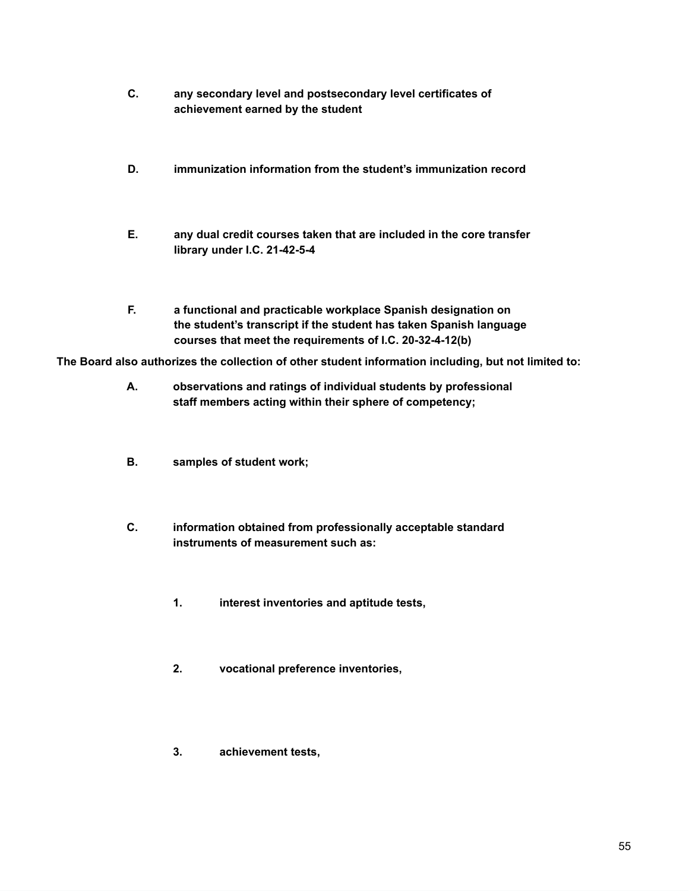**C. any secondary level and postsecondary level certificates of achievement earned by the student**

**D. immunization information from the student's immunization record**

**E. any dual credit courses taken that are included in the core transfer library under I.C. 21-42-5-4**

**F. a functional and practicable workplace Spanish designation on the student's transcript if the student has taken Spanish language courses that meet the requirements of I.C. 20-32-4-12(b)**

**The Board also authorizes the collection of other student information including, but not limited to:**

**A. observations and ratings of individual students by professional staff members acting within their sphere of competency;**

**B. samples of student work;**

**C. information obtained from professionally acceptable standard instruments of measurement such as:**

**1. interest inventories and aptitude tests,**

**2. vocational preference inventories,**

**3. achievement tests,**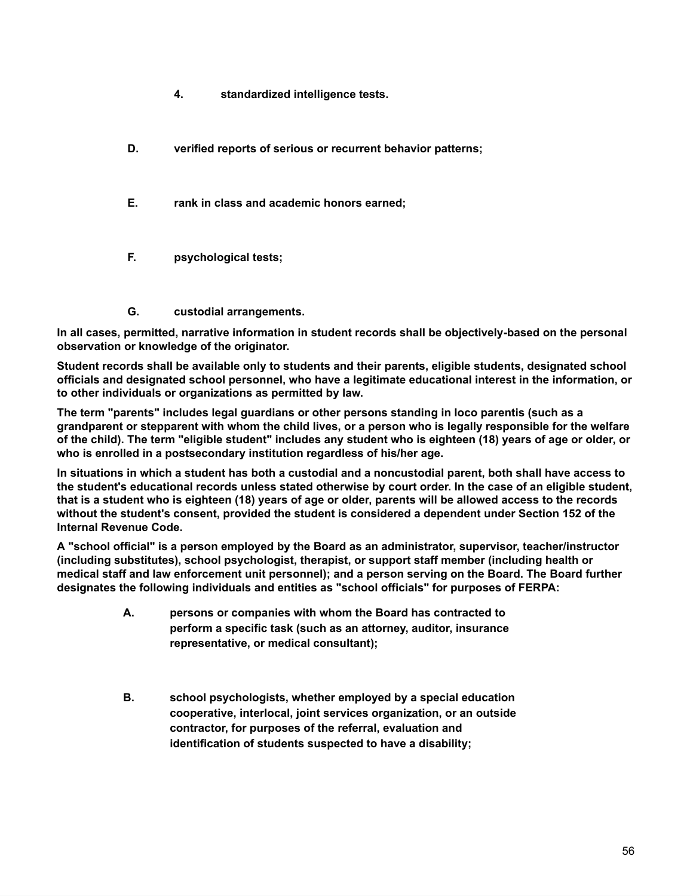4. standardized intelligence tests.

D. verified reports of serious or recurrent behavior patterns;

E. rank in class and academic honors earned;

F. psychological tests;

G. custodial arrangements.

**In all cases, permitted, narrative information in student records shall be objectively-based on the personal observation or knowledge of the originator.**

**Student records shall be available only to students and their parents, eligible students, designated school officials and designated school personnel, who have a legitimate educational interest in the information, or to other individuals or organizations as permitted by law.**

**The term "parents" includes legal guardians or other persons standing in loco parentis (such as a grandparent or stepparent with whom the child lives, or a person who is legally responsible for the welfare of the child). The term "eligible student" includes any student who is eighteen (18) years of age or older, or who is enrolled in a postsecondary institution regardless of his/her age.**

**In situations in which a student has both a custodial and a noncustodial parent, both shall have access to the student's educational records unless stated otherwise by court order. In the case of an eligible student, that is a student who is eighteen (18) years of age or older, parents will be allowed access to the records without the student's consent, provided the student is considered a dependent under Section 152 of the Internal Revenue Code.**

**A "school official" is a person employed by the Board as an administrator, supervisor, teacher/instructor (including substitutes), school psychologist, therapist, or support staff member (including health or medical staff and law enforcement unit personnel); and a person serving on the Board. The Board further designates the following individuals and entities as "school officials" for purposes of FERPA:**

A. persons or companies with whom the Board has contracted to perform a specific task (such as an attorney, auditor, insurance representative, or medical consultant);

B. school psychologists, whether employed by a special education cooperative, interlocal, joint services organization, or an outside contractor, for purposes of the referral, evaluation and identification of students suspected to have a disability;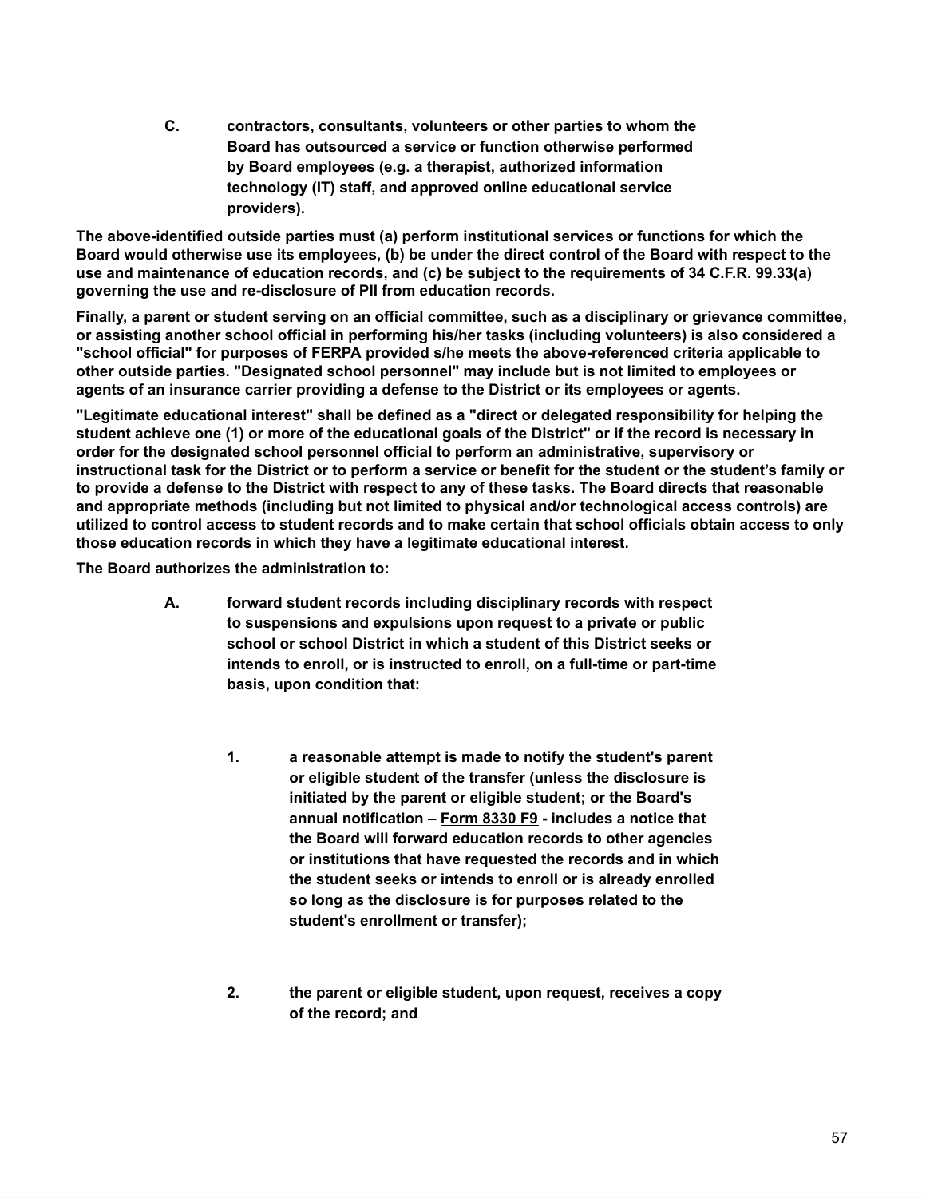C. **contractors, consultants, volunteers or other parties to whom the Board has outsourced a service or function otherwise performed by Board employees (e.g. a therapist, authorized information technology (IT) staff, and approved online educational service providers).**

**The above-identified outside parties must (a) perform institutional services or functions for which the Board would otherwise use its employees, (b) be under the direct control of the Board with respect to the use and maintenance of education records, and (c) be subject to the requirements of 34 C.F.R. 99.33(a) governing the use and re-disclosure of PII from education records.**

**Finally, a parent or student serving on an official committee, such as a disciplinary or grievance committee, or assisting another school official in performing his/her tasks (including volunteers) is also considered a "school official" for purposes of FERPA provided s/he meets the above-referenced criteria applicable to other outside parties. "Designated school personnel" may include but is not limited to employees or agents of an insurance carrier providing a defense to the District or its employees or agents.**

**"Legitimate educational interest" shall be defined as a "direct or delegated responsibility for helping the student achieve one (1) or more of the educational goals of the District" or if the record is necessary in order for the designated school personnel official to perform an administrative, supervisory or instructional task for the District or to perform a service or benefit for the student or the student's family or to provide a defense to the District with respect to any of these tasks. The Board directs that reasonable and appropriate methods (including but not limited to physical and/or technological access controls) are utilized to control access to student records and to make certain that school officials obtain access to only those education records in which they have a legitimate educational interest.**

**The Board authorizes the administration to:**

A. **forward student records including disciplinary records with respect to suspensions and expulsions upon request to a private or public school or school District in which a student of this District seeks or intends to enroll, or is instructed to enroll, on a full-time or part-time basis, upon condition that:**

   1. **a reasonable attempt is made to notify the student's parent or eligible student of the transfer (unless the disclosure is initiated by the parent or eligible student; or the Board's annual notification – Form 8330 F9 - includes a notice that the Board will forward education records to other agencies or institutions that have requested the records and in which the student seeks or intends to enroll or is already enrolled so long as the disclosure is for purposes related to the student's enrollment or transfer);**

   2. **the parent or eligible student, upon request, receives a copy of the record; and**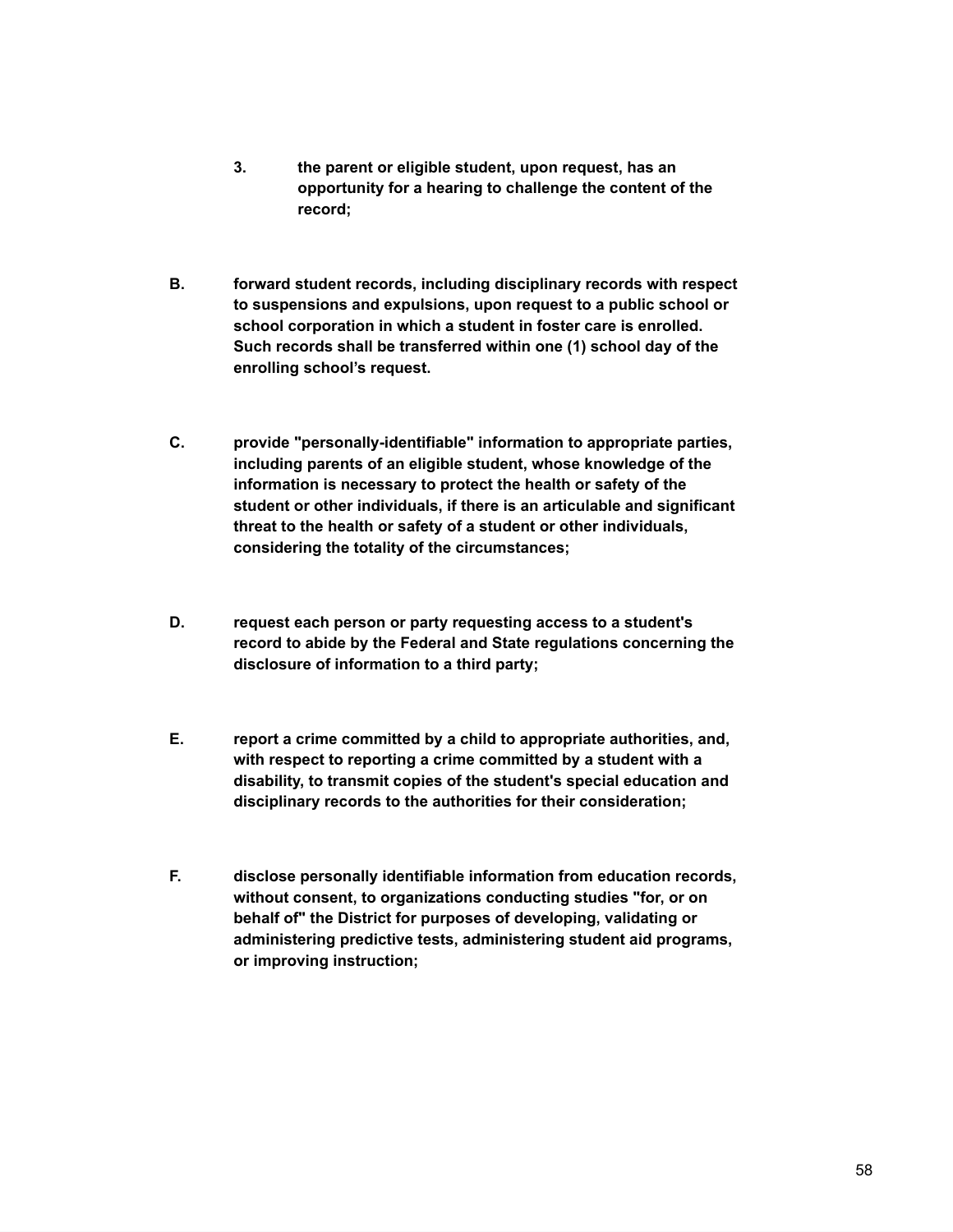**3. the parent or eligible student, upon request, has an opportunity for a hearing to challenge the content of the record;**

**B. forward student records, including disciplinary records with respect to suspensions and expulsions, upon request to a public school or school corporation in which a student in foster care is enrolled. Such records shall be transferred within one (1) school day of the enrolling school's request.**

**C. provide "personally-identifiable" information to appropriate parties, including parents of an eligible student, whose knowledge of the information is necessary to protect the health or safety of the student or other individuals, if there is an articulable and significant threat to the health or safety of a student or other individuals, considering the totality of the circumstances;**

**D. request each person or party requesting access to a student's record to abide by the Federal and State regulations concerning the disclosure of information to a third party;**

**E. report a crime committed by a child to appropriate authorities, and, with respect to reporting a crime committed by a student with a disability, to transmit copies of the student's special education and disciplinary records to the authorities for their consideration;**

**F. disclose personally identifiable information from education records, without consent, to organizations conducting studies "for, or on behalf of" the District for purposes of developing, validating or administering predictive tests, administering student aid programs, or improving instruction;**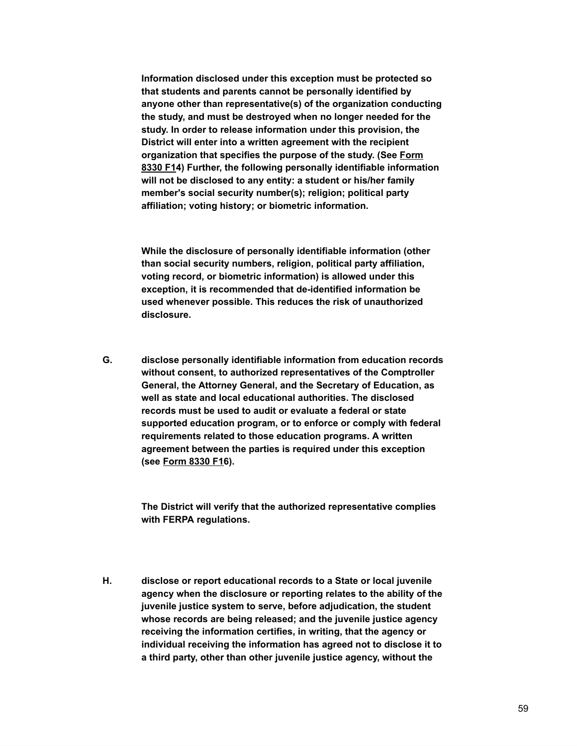**Information disclosed under this exception must be protected so that students and parents cannot be personally identified by anyone other than representative(s) of the organization conducting the study, and must be destroyed when no longer needed for the study. In order to release information under this provision, the District will enter into a written agreement with the recipient organization that specifies the purpose of the study. (See Form 8330 F14) Further, the following personally identifiable information will not be disclosed to any entity: a student or his/her family member's social security number(s); religion; political party affiliation; voting history; or biometric information.**

**While the disclosure of personally identifiable information (other than social security numbers, religion, political party affiliation, voting record, or biometric information) is allowed under this exception, it is recommended that de-identified information be used whenever possible. This reduces the risk of unauthorized disclosure.**

**G. disclose personally identifiable information from education records without consent, to authorized representatives of the Comptroller General, the Attorney General, and the Secretary of Education, as well as state and local educational authorities. The disclosed records must be used to audit or evaluate a federal or state supported education program, or to enforce or comply with federal requirements related to those education programs. A written agreement between the parties is required under this exception (see Form 8330 F16).**

**The District will verify that the authorized representative complies with FERPA regulations.**

**H. disclose or report educational records to a State or local juvenile agency when the disclosure or reporting relates to the ability of the juvenile justice system to serve, before adjudication, the student whose records are being released; and the juvenile justice agency receiving the information certifies, in writing, that the agency or individual receiving the information has agreed not to disclose it to a third party, other than other juvenile justice agency, without the**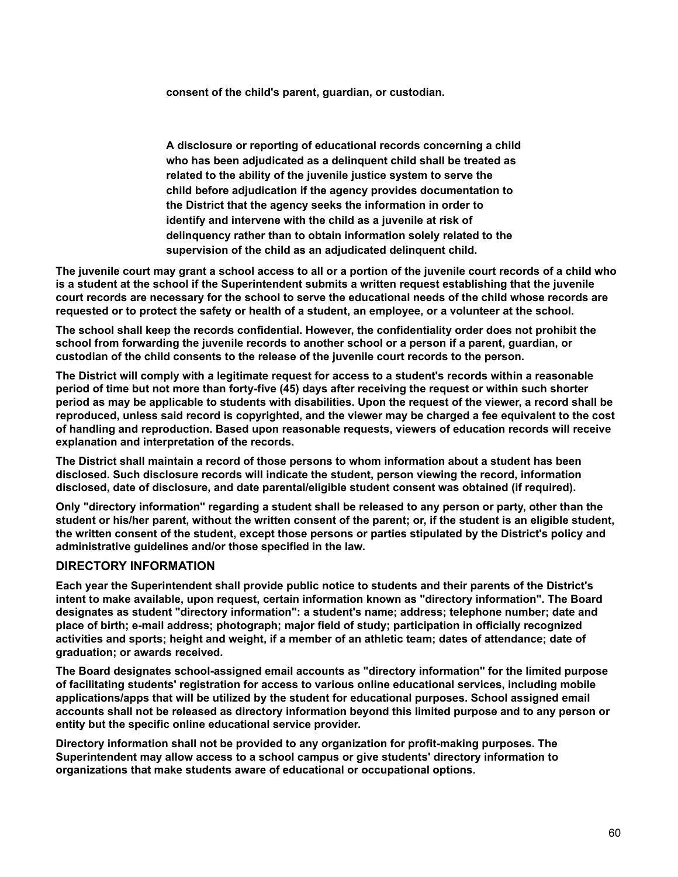**consent of the child's parent, guardian, or custodian.**

> **A disclosure or reporting of educational records concerning a child who has been adjudicated as a delinquent child shall be treated as related to the ability of the juvenile justice system to serve the child before adjudication if the agency provides documentation to the District that the agency seeks the information in order to identify and intervene with the child as a juvenile at risk of delinquency rather than to obtain information solely related to the supervision of the child as an adjudicated delinquent child.**

**The juvenile court may grant a school access to all or a portion of the juvenile court records of a child who is a student at the school if the Superintendent submits a written request establishing that the juvenile court records are necessary for the school to serve the educational needs of the child whose records are requested or to protect the safety or health of a student, an employee, or a volunteer at the school.**

**The school shall keep the records confidential. However, the confidentiality order does not prohibit the school from forwarding the juvenile records to another school or a person if a parent, guardian, or custodian of the child consents to the release of the juvenile court records to the person.**

**The District will comply with a legitimate request for access to a student's records within a reasonable period of time but not more than forty-five (45) days after receiving the request or within such shorter period as may be applicable to students with disabilities. Upon the request of the viewer, a record shall be reproduced, unless said record is copyrighted, and the viewer may be charged a fee equivalent to the cost of handling and reproduction. Based upon reasonable requests, viewers of education records will receive explanation and interpretation of the records.**

**The District shall maintain a record of those persons to whom information about a student has been disclosed. Such disclosure records will indicate the student, person viewing the record, information disclosed, date of disclosure, and date parental/eligible student consent was obtained (if required).**

**Only "directory information" regarding a student shall be released to any person or party, other than the student or his/her parent, without the written consent of the parent; or, if the student is an eligible student, the written consent of the student, except those persons or parties stipulated by the District's policy and administrative guidelines and/or those specified in the law.**

### DIRECTORY INFORMATION

**Each year the Superintendent shall provide public notice to students and their parents of the District's intent to make available, upon request, certain information known as "directory information". The Board designates as student "directory information": a student's name; address; telephone number; date and place of birth; e-mail address; photograph; major field of study; participation in officially recognized activities and sports; height and weight, if a member of an athletic team; dates of attendance; date of graduation; or awards received.**

**The Board designates school-assigned email accounts as "directory information" for the limited purpose of facilitating students' registration for access to various online educational services, including mobile applications/apps that will be utilized by the student for educational purposes. School assigned email accounts shall not be released as directory information beyond this limited purpose and to any person or entity but the specific online educational service provider.**

**Directory information shall not be provided to any organization for profit-making purposes. The Superintendent may allow access to a school campus or give students' directory information to organizations that make students aware of educational or occupational options.**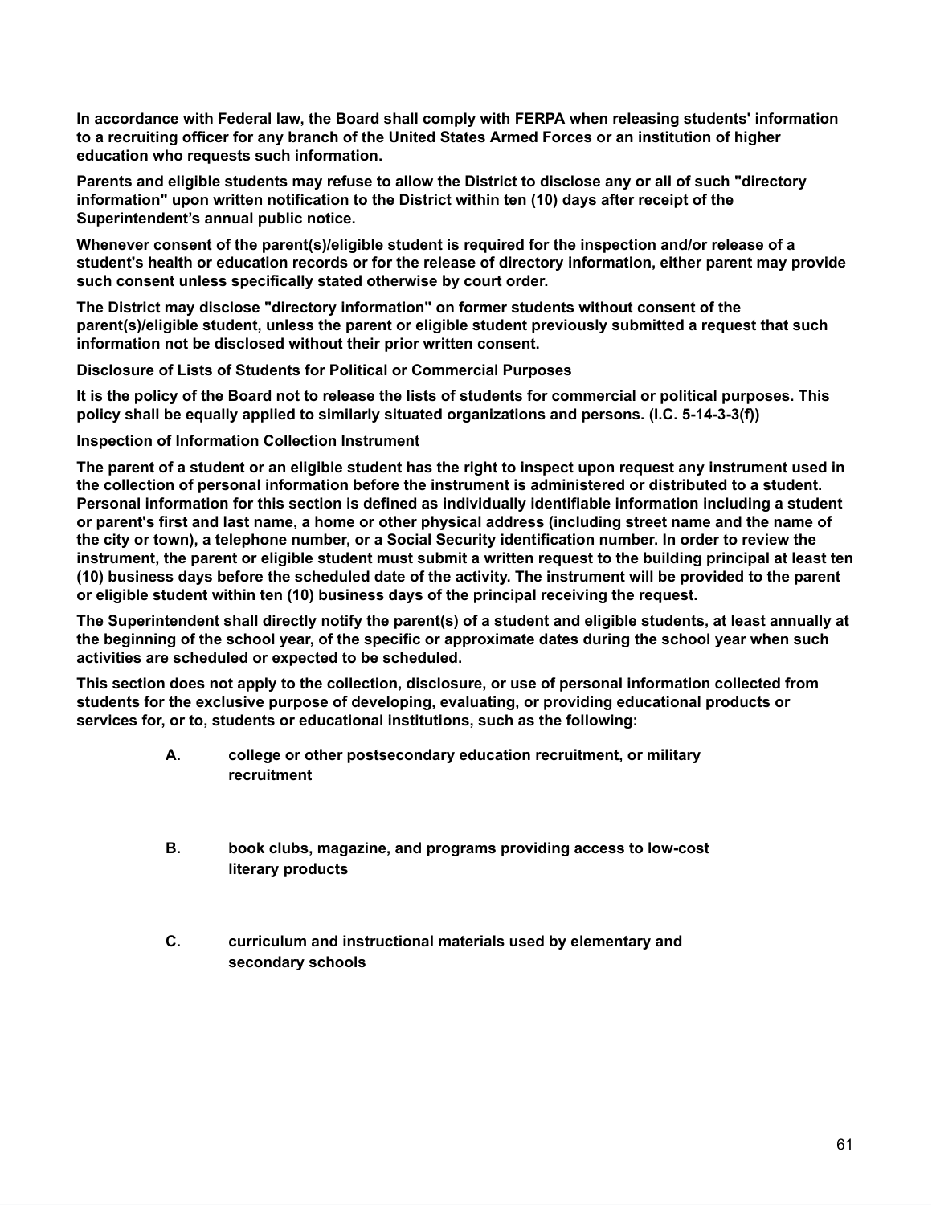**In accordance with Federal law, the Board shall comply with FERPA when releasing students' information to a recruiting officer for any branch of the United States Armed Forces or an institution of higher education who requests such information.**

**Parents and eligible students may refuse to allow the District to disclose any or all of such "directory information" upon written notification to the District within ten (10) days after receipt of the Superintendent's annual public notice.**

**Whenever consent of the parent(s)/eligible student is required for the inspection and/or release of a student's health or education records or for the release of directory information, either parent may provide such consent unless specifically stated otherwise by court order.**

**The District may disclose "directory information" on former students without consent of the parent(s)/eligible student, unless the parent or eligible student previously submitted a request that such information not be disclosed without their prior written consent.**

**Disclosure of Lists of Students for Political or Commercial Purposes**

**It is the policy of the Board not to release the lists of students for commercial or political purposes. This policy shall be equally applied to similarly situated organizations and persons. (I.C. 5-14-3-3(f))**

**Inspection of Information Collection Instrument**

**The parent of a student or an eligible student has the right to inspect upon request any instrument used in the collection of personal information before the instrument is administered or distributed to a student. Personal information for this section is defined as individually identifiable information including a student or parent's first and last name, a home or other physical address (including street name and the name of the city or town), a telephone number, or a Social Security identification number. In order to review the instrument, the parent or eligible student must submit a written request to the building principal at least ten (10) business days before the scheduled date of the activity. The instrument will be provided to the parent or eligible student within ten (10) business days of the principal receiving the request.**

**The Superintendent shall directly notify the parent(s) of a student and eligible students, at least annually at the beginning of the school year, of the specific or approximate dates during the school year when such activities are scheduled or expected to be scheduled.**

**This section does not apply to the collection, disclosure, or use of personal information collected from students for the exclusive purpose of developing, evaluating, or providing educational products or services for, or to, students or educational institutions, such as the following:**

**A.** **college or other postsecondary education recruitment, or military recruitment**

**B.** **book clubs, magazine, and programs providing access to low-cost literary products**

**C.** **curriculum and instructional materials used by elementary and secondary schools**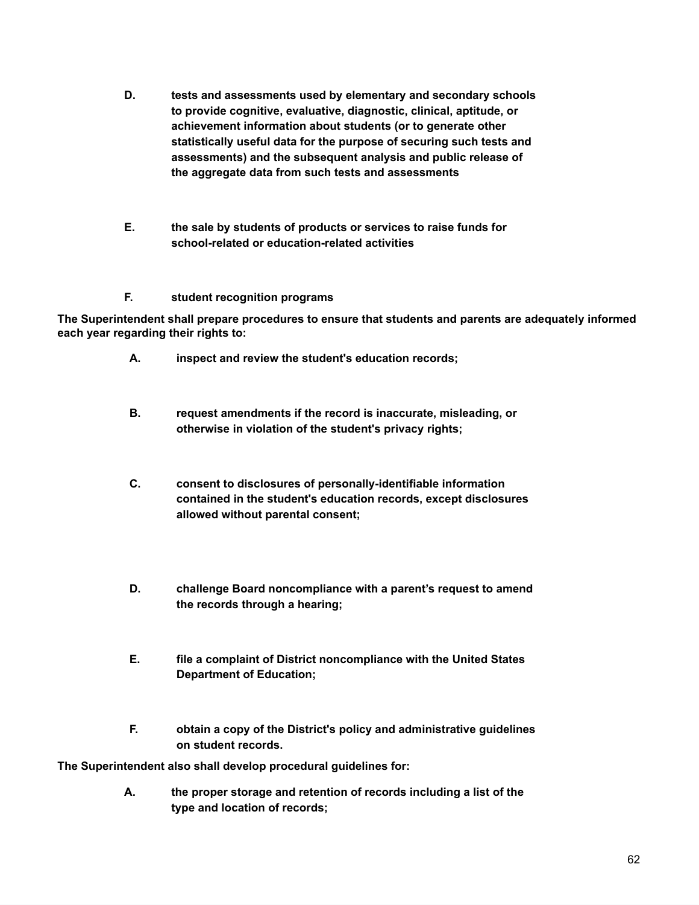**D. tests and assessments used by elementary and secondary schools to provide cognitive, evaluative, diagnostic, clinical, aptitude, or achievement information about students (or to generate other statistically useful data for the purpose of securing such tests and assessments) and the subsequent analysis and public release of the aggregate data from such tests and assessments**

**E. the sale by students of products or services to raise funds for school-related or education-related activities**

**F. student recognition programs**

**The Superintendent shall prepare procedures to ensure that students and parents are adequately informed each year regarding their rights to:**

**A. inspect and review the student's education records;**

**B. request amendments if the record is inaccurate, misleading, or otherwise in violation of the student's privacy rights;**

**C. consent to disclosures of personally-identifiable information contained in the student's education records, except disclosures allowed without parental consent;**

**D. challenge Board noncompliance with a parent's request to amend the records through a hearing;**

**E. file a complaint of District noncompliance with the United States Department of Education;**

**F. obtain a copy of the District's policy and administrative guidelines on student records.**

**The Superintendent also shall develop procedural guidelines for:**

**A. the proper storage and retention of records including a list of the type and location of records;**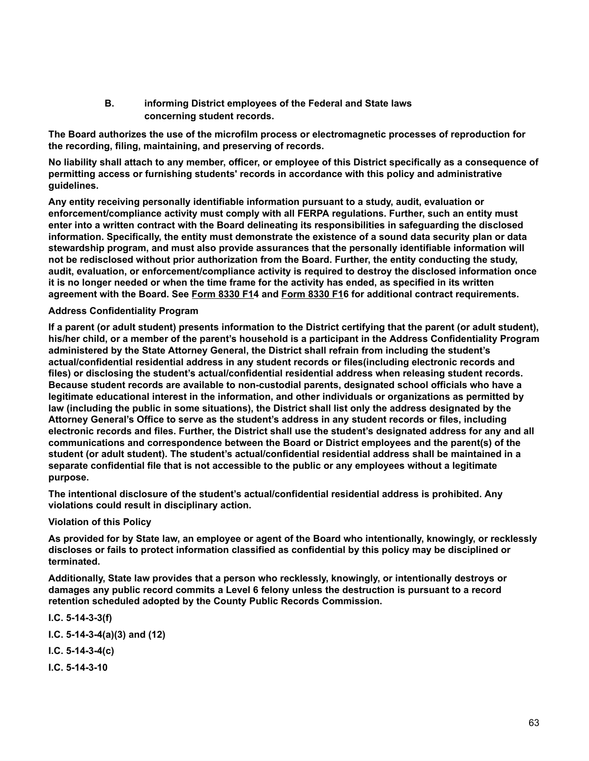B. informing District employees of the Federal and State laws concerning student records.

**The Board authorizes the use of the microfilm process or electromagnetic processes of reproduction for the recording, filing, maintaining, and preserving of records.**

**No liability shall attach to any member, officer, or employee of this District specifically as a consequence of permitting access or furnishing students' records in accordance with this policy and administrative guidelines.**

**Any entity receiving personally identifiable information pursuant to a study, audit, evaluation or enforcement/compliance activity must comply with all FERPA regulations. Further, such an entity must enter into a written contract with the Board delineating its responsibilities in safeguarding the disclosed information. Specifically, the entity must demonstrate the existence of a sound data security plan or data stewardship program, and must also provide assurances that the personally identifiable information will not be redisclosed without prior authorization from the Board. Further, the entity conducting the study, audit, evaluation, or enforcement/compliance activity is required to destroy the disclosed information once it is no longer needed or when the time frame for the activity has ended, as specified in its written agreement with the Board. See Form 8330 F14 and Form 8330 F16 for additional contract requirements.**

**Address Confidentiality Program**

**If a parent (or adult student) presents information to the District certifying that the parent (or adult student), his/her child, or a member of the parent's household is a participant in the Address Confidentiality Program administered by the State Attorney General, the District shall refrain from including the student's actual/confidential residential address in any student records or files(including electronic records and files) or disclosing the student's actual/confidential residential address when releasing student records. Because student records are available to non-custodial parents, designated school officials who have a legitimate educational interest in the information, and other individuals or organizations as permitted by law (including the public in some situations), the District shall list only the address designated by the Attorney General's Office to serve as the student's address in any student records or files, including electronic records and files. Further, the District shall use the student's designated address for any and all communications and correspondence between the Board or District employees and the parent(s) of the student (or adult student). The student's actual/confidential residential address shall be maintained in a separate confidential file that is not accessible to the public or any employees without a legitimate purpose.**

**The intentional disclosure of the student's actual/confidential residential address is prohibited. Any violations could result in disciplinary action.**

**Violation of this Policy**

**As provided for by State law, an employee or agent of the Board who intentionally, knowingly, or recklessly discloses or fails to protect information classified as confidential by this policy may be disciplined or terminated.**

**Additionally, State law provides that a person who recklessly, knowingly, or intentionally destroys or damages any public record commits a Level 6 felony unless the destruction is pursuant to a record retention scheduled adopted by the County Public Records Commission.**

**I.C. 5-14-3-3(f)**

**I.C. 5-14-3-4(a)(3) and (12)**

**I.C. 5-14-3-4(c)**

**I.C. 5-14-3-10**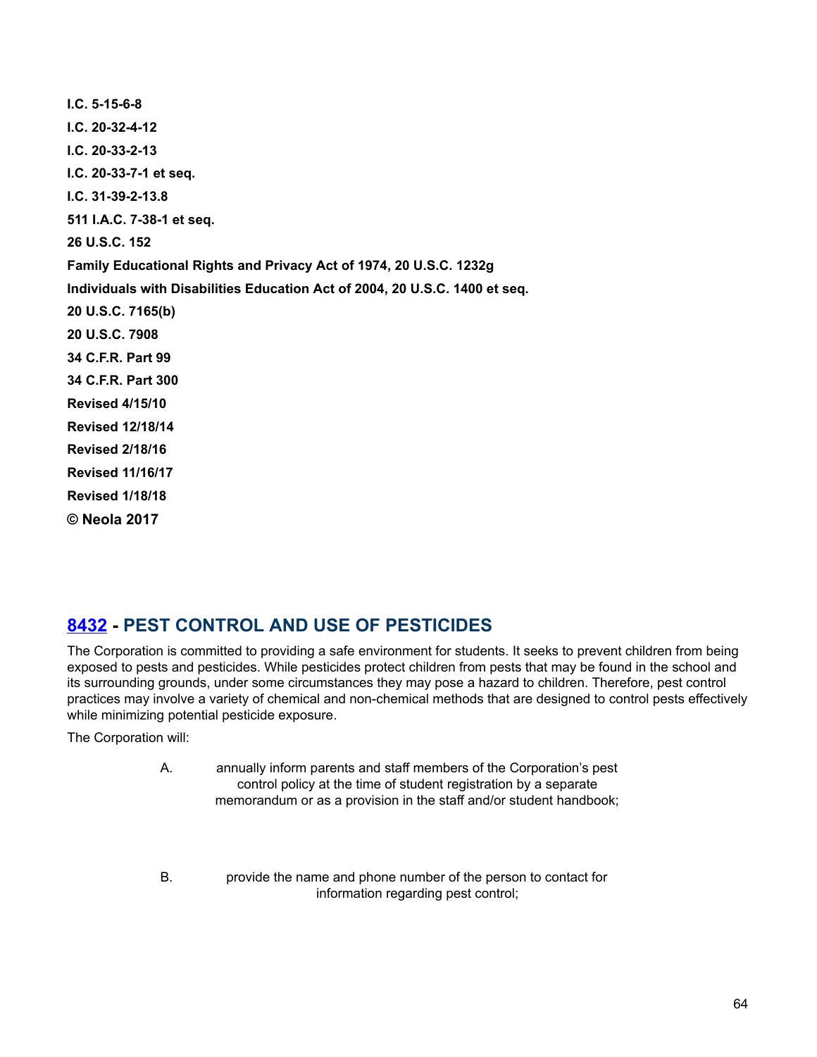**I.C. 5-15-6-8**

**I.C. 20-32-4-12**

**I.C. 20-33-2-13**

**I.C. 20-33-7-1 et seq.**

**I.C. 31-39-2-13.8**

**511 I.A.C. 7-38-1 et seq.**

**26 U.S.C. 152**

**Family Educational Rights and Privacy Act of 1974, 20 U.S.C. 1232g**

**Individuals with Disabilities Education Act of 2004, 20 U.S.C. 1400 et seq.**

**20 U.S.C. 7165(b)**

**20 U.S.C. 7908**

**34 C.F.R. Part 99**

**34 C.F.R. Part 300**

**Revised 4/15/10**

**Revised 12/18/14**

**Revised 2/18/16**

**Revised 11/16/17**

**Revised 1/18/18**

**© Neola 2017**

## 8432 - PEST CONTROL AND USE OF PESTICIDES

The Corporation is committed to providing a safe environment for students. It seeks to prevent children from being exposed to pests and pesticides. While pesticides protect children from pests that may be found in the school and its surrounding grounds, under some circumstances they may pose a hazard to children. Therefore, pest control practices may involve a variety of chemical and non-chemical methods that are designed to control pests effectively while minimizing potential pesticide exposure.

The Corporation will:

A. annually inform parents and staff members of the Corporation's pest control policy at the time of student registration by a separate memorandum or as a provision in the staff and/or student handbook;

B. provide the name and phone number of the person to contact for information regarding pest control;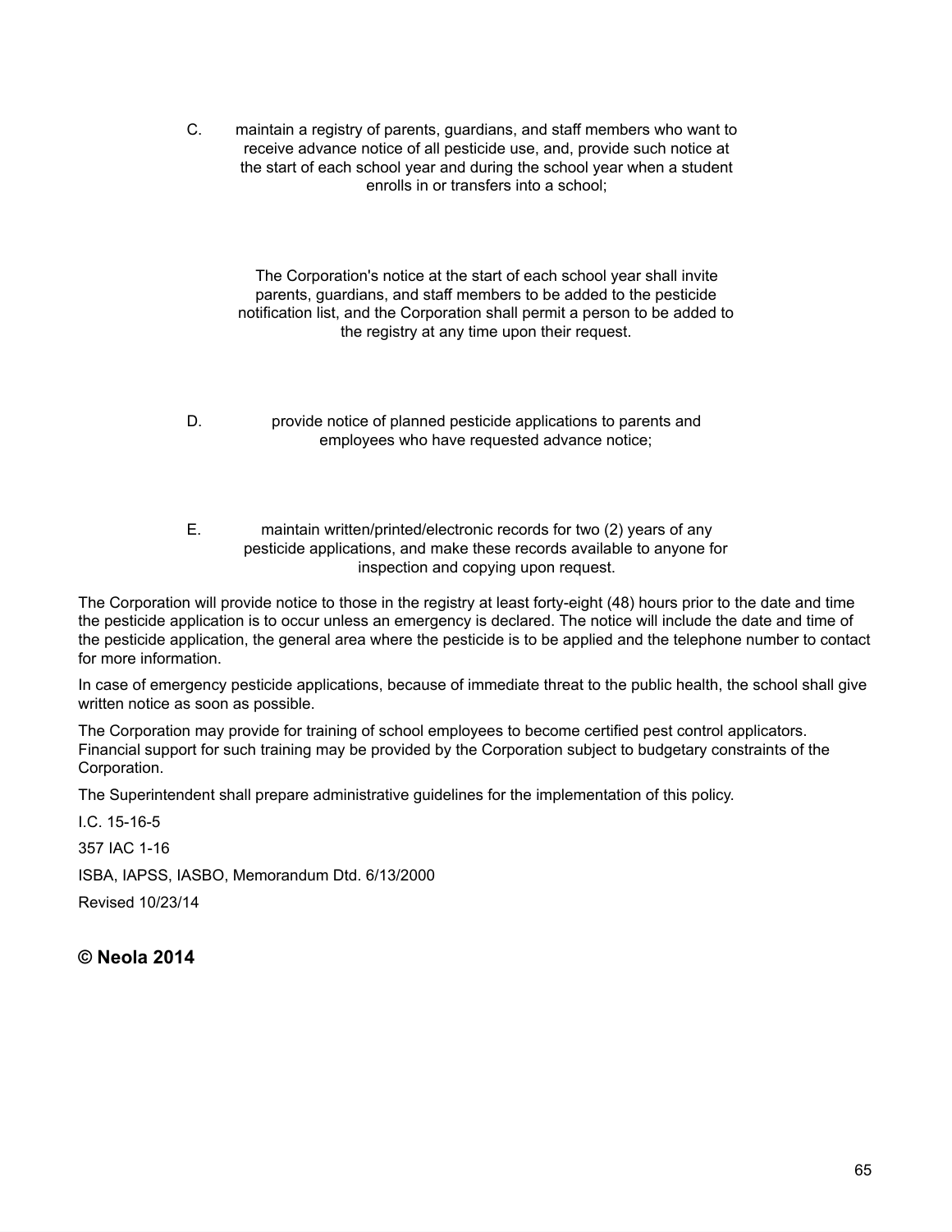C. maintain a registry of parents, guardians, and staff members who want to receive advance notice of all pesticide use, and, provide such notice at the start of each school year and during the school year when a student enrolls in or transfers into a school;

The Corporation's notice at the start of each school year shall invite parents, guardians, and staff members to be added to the pesticide notification list, and the Corporation shall permit a person to be added to the registry at any time upon their request.

D. provide notice of planned pesticide applications to parents and employees who have requested advance notice;

E. maintain written/printed/electronic records for two (2) years of any pesticide applications, and make these records available to anyone for inspection and copying upon request.

The Corporation will provide notice to those in the registry at least forty-eight (48) hours prior to the date and time the pesticide application is to occur unless an emergency is declared. The notice will include the date and time of the pesticide application, the general area where the pesticide is to be applied and the telephone number to contact for more information.

In case of emergency pesticide applications, because of immediate threat to the public health, the school shall give written notice as soon as possible.

The Corporation may provide for training of school employees to become certified pest control applicators. Financial support for such training may be provided by the Corporation subject to budgetary constraints of the Corporation.

The Superintendent shall prepare administrative guidelines for the implementation of this policy.

I.C. 15-16-5

357 IAC 1-16

ISBA, IAPSS, IASBO, Memorandum Dtd. 6/13/2000

Revised 10/23/14

**© Neola 2014**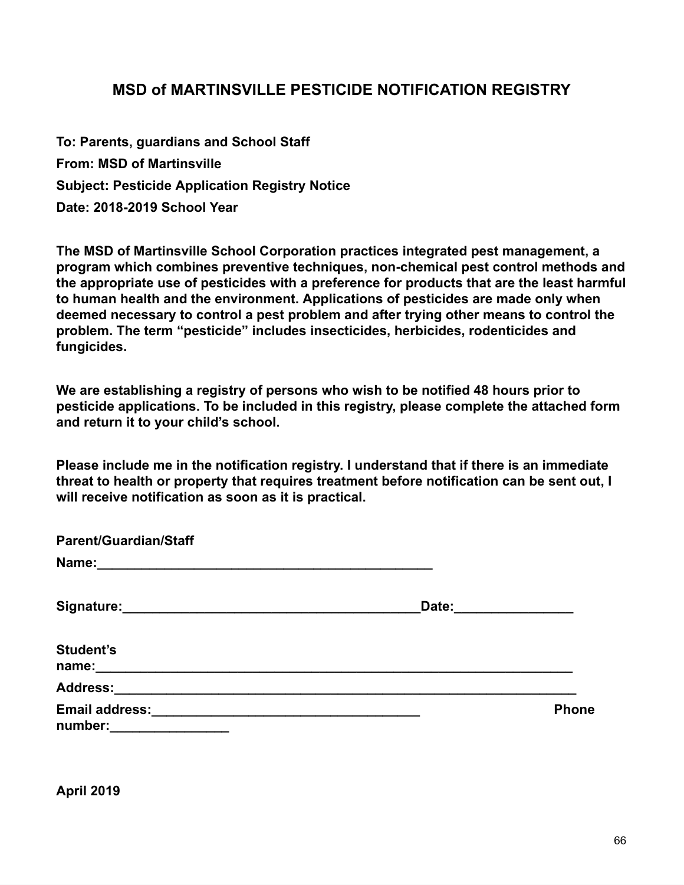# MSD of MARTINSVILLE PESTICIDE NOTIFICATION REGISTRY

**To: Parents, guardians and School Staff**

**From: MSD of Martinsville**

**Subject: Pesticide Application Registry Notice**

**Date: 2018-2019 School Year**

**The MSD of Martinsville School Corporation practices integrated pest management, a program which combines preventive techniques, non-chemical pest control methods and the appropriate use of pesticides with a preference for products that are the least harmful to human health and the environment. Applications of pesticides are made only when deemed necessary to control a pest problem and after trying other means to control the problem. The term "pesticide" includes insecticides, herbicides, rodenticides and fungicides.**

**We are establishing a registry of persons who wish to be notified 48 hours prior to pesticide applications. To be included in this registry, please complete the attached form and return it to your child's school.**

**Please include me in the notification registry. I understand that if there is an immediate threat to health or property that requires treatment before notification can be sent out, I will receive notification as soon as it is practical.**

**Parent/Guardian/Staff**
**Name:_______________________________________________**

**Signature:________________________________________Date:________________**

**Student's name:_____________________________________________________________________**

**Address:___________________________________________________________________**

**Email address:_____________________________________ Phone number:________________**

**April 2019**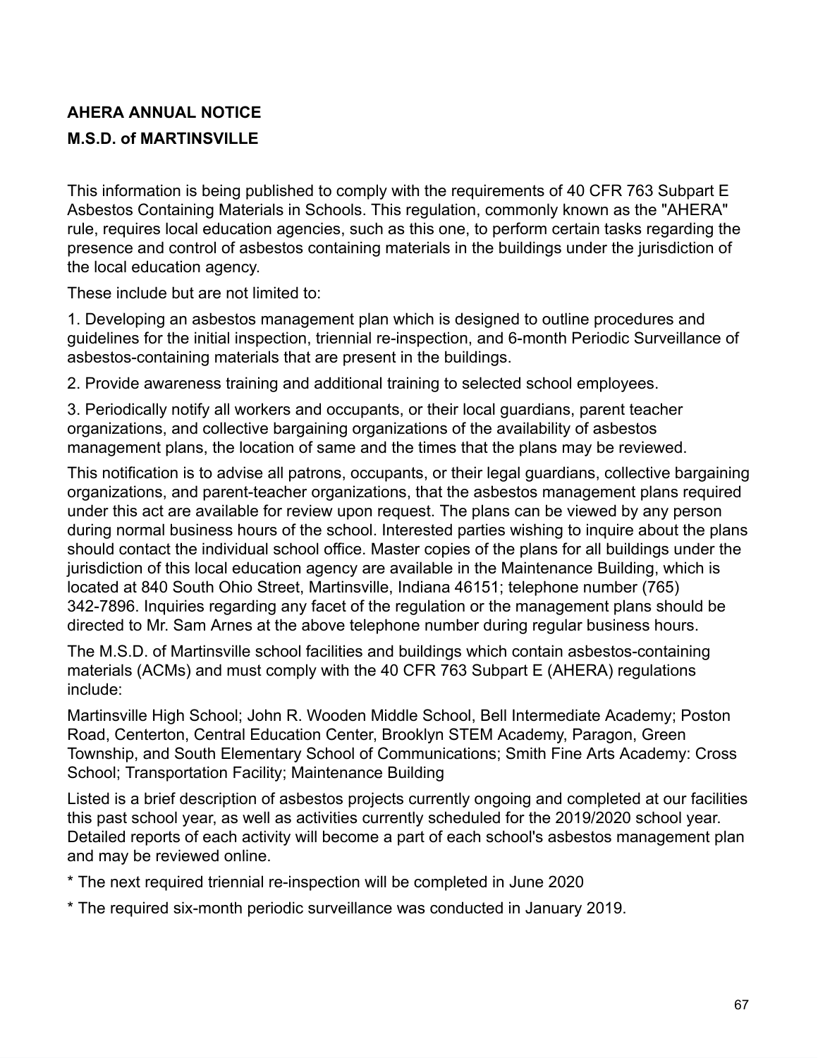**AHERA ANNUAL NOTICE**

**M.S.D. of MARTINSVILLE**

This information is being published to comply with the requirements of 40 CFR 763 Subpart E Asbestos Containing Materials in Schools. This regulation, commonly known as the "AHERA" rule, requires local education agencies, such as this one, to perform certain tasks regarding the presence and control of asbestos containing materials in the buildings under the jurisdiction of the local education agency.

These include but are not limited to:

1. Developing an asbestos management plan which is designed to outline procedures and guidelines for the initial inspection, triennial re-inspection, and 6-month Periodic Surveillance of asbestos-containing materials that are present in the buildings.

2. Provide awareness training and additional training to selected school employees.

3. Periodically notify all workers and occupants, or their local guardians, parent teacher organizations, and collective bargaining organizations of the availability of asbestos management plans, the location of same and the times that the plans may be reviewed.

This notification is to advise all patrons, occupants, or their legal guardians, collective bargaining organizations, and parent-teacher organizations, that the asbestos management plans required under this act are available for review upon request. The plans can be viewed by any person during normal business hours of the school. Interested parties wishing to inquire about the plans should contact the individual school office. Master copies of the plans for all buildings under the jurisdiction of this local education agency are available in the Maintenance Building, which is located at 840 South Ohio Street, Martinsville, Indiana 46151; telephone number (765) 342-7896. Inquiries regarding any facet of the regulation or the management plans should be directed to Mr. Sam Arnes at the above telephone number during regular business hours.

The M.S.D. of Martinsville school facilities and buildings which contain asbestos-containing materials (ACMs) and must comply with the 40 CFR 763 Subpart E (AHERA) regulations include:

Martinsville High School; John R. Wooden Middle School, Bell Intermediate Academy; Poston Road, Centerton, Central Education Center, Brooklyn STEM Academy, Paragon, Green Township, and South Elementary School of Communications; Smith Fine Arts Academy: Cross School; Transportation Facility; Maintenance Building

Listed is a brief description of asbestos projects currently ongoing and completed at our facilities this past school year, as well as activities currently scheduled for the 2019/2020 school year. Detailed reports of each activity will become a part of each school's asbestos management plan and may be reviewed online.

* The next required triennial re-inspection will be completed in June 2020

* The required six-month periodic surveillance was conducted in January 2019.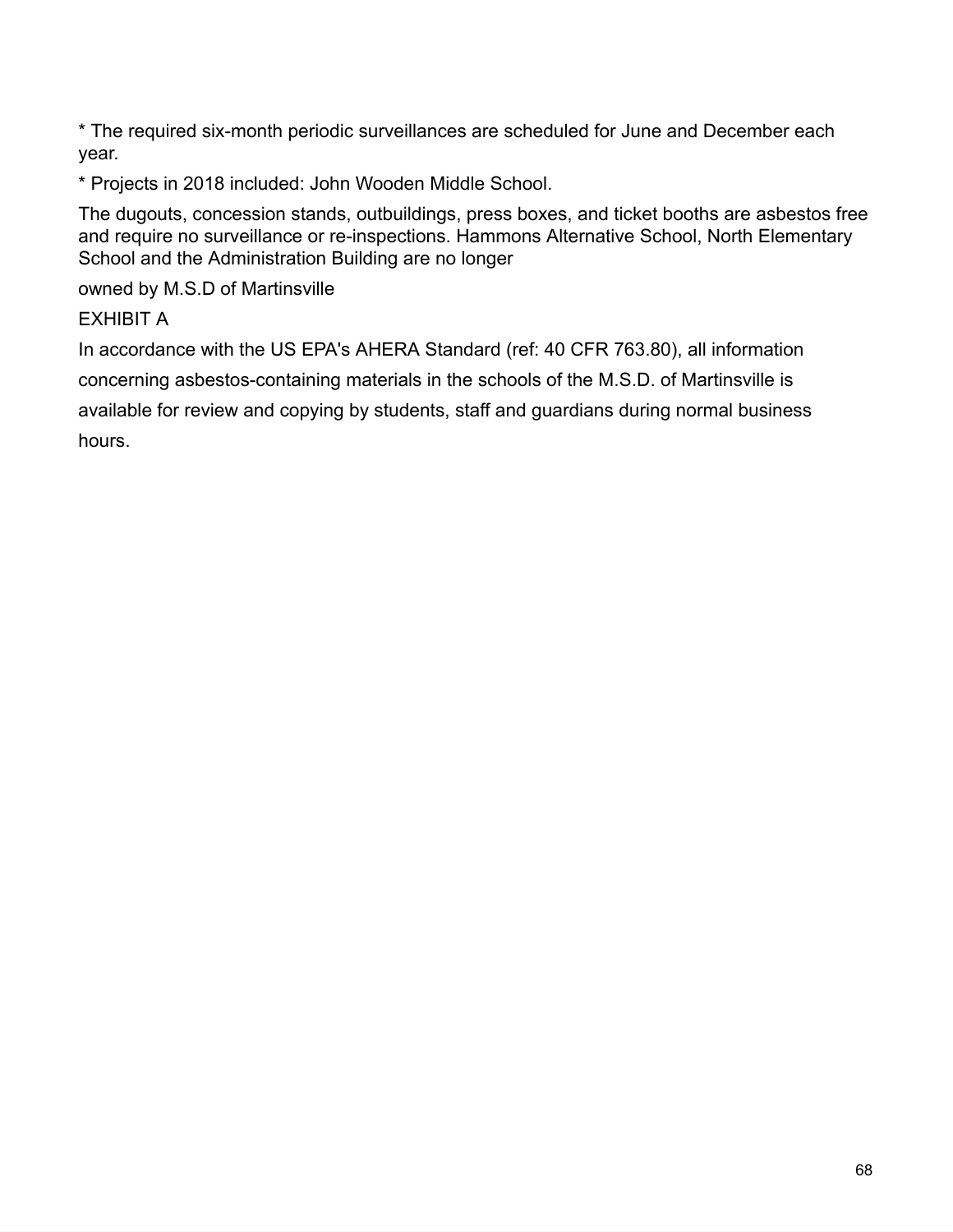* The required six-month periodic surveillances are scheduled for June and December each year.

* Projects in 2018 included: John Wooden Middle School.

The dugouts, concession stands, outbuildings, press boxes, and ticket booths are asbestos free and require no surveillance or re-inspections. Hammons Alternative School, North Elementary School and the Administration Building are no longer

owned by M.S.D of Martinsville

EXHIBIT A

In accordance with the US EPA's AHERA Standard (ref: 40 CFR 763.80), all information concerning asbestos-containing materials in the schools of the M.S.D. of Martinsville is available for review and copying by students, staff and guardians during normal business hours.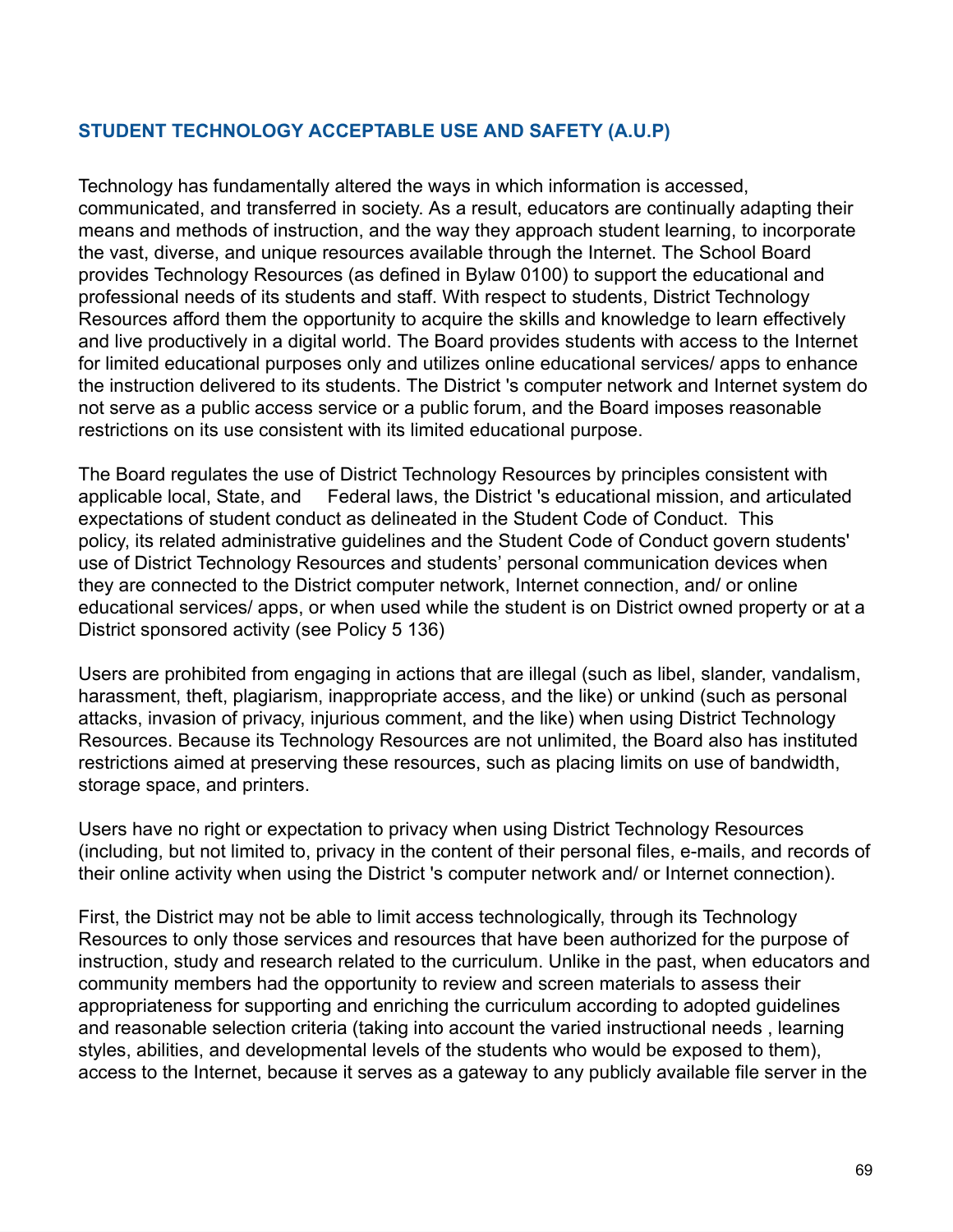## STUDENT TECHNOLOGY ACCEPTABLE USE AND SAFETY (A.U.P)

Technology has fundamentally altered the ways in which information is accessed, communicated, and transferred in society. As a result, educators are continually adapting their means and methods of instruction, and the way they approach student learning, to incorporate the vast, diverse, and unique resources available through the Internet. The School Board provides Technology Resources (as defined in Bylaw 0100) to support the educational and professional needs of its students and staff. With respect to students, District Technology Resources afford them the opportunity to acquire the skills and knowledge to learn effectively and live productively in a digital world. The Board provides students with access to the Internet for limited educational purposes only and utilizes online educational services/ apps to enhance the instruction delivered to its students. The District 's computer network and Internet system do not serve as a public access service or a public forum, and the Board imposes reasonable restrictions on its use consistent with its limited educational purpose.

The Board regulates the use of District Technology Resources by principles consistent with applicable local, State, and Federal laws, the District 's educational mission, and articulated expectations of student conduct as delineated in the Student Code of Conduct. This policy, its related administrative guidelines and the Student Code of Conduct govern students' use of District Technology Resources and students' personal communication devices when they are connected to the District computer network, Internet connection, and/ or online educational services/ apps, or when used while the student is on District owned property or at a District sponsored activity (see Policy 5 136)

Users are prohibited from engaging in actions that are illegal (such as libel, slander, vandalism, harassment, theft, plagiarism, inappropriate access, and the like) or unkind (such as personal attacks, invasion of privacy, injurious comment, and the like) when using District Technology Resources. Because its Technology Resources are not unlimited, the Board also has instituted restrictions aimed at preserving these resources, such as placing limits on use of bandwidth, storage space, and printers.

Users have no right or expectation to privacy when using District Technology Resources (including, but not limited to, privacy in the content of their personal files, e-mails, and records of their online activity when using the District 's computer network and/ or Internet connection).

First, the District may not be able to limit access technologically, through its Technology Resources to only those services and resources that have been authorized for the purpose of instruction, study and research related to the curriculum. Unlike in the past, when educators and community members had the opportunity to review and screen materials to assess their appropriateness for supporting and enriching the curriculum according to adopted guidelines and reasonable selection criteria (taking into account the varied instructional needs , learning styles, abilities, and developmental levels of the students who would be exposed to them), access to the Internet, because it serves as a gateway to any publicly available file server in the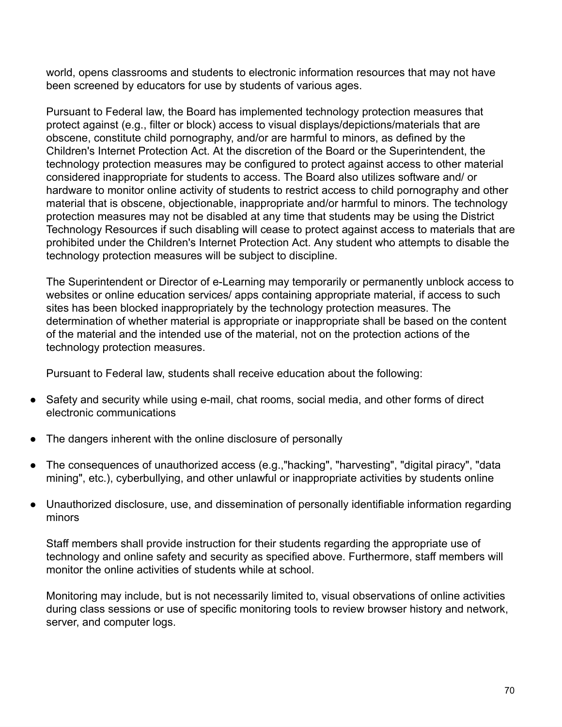world, opens classrooms and students to electronic information resources that may not have been screened by educators for use by students of various ages.

Pursuant to Federal law, the Board has implemented technology protection measures that protect against (e.g., filter or block) access to visual displays/depictions/materials that are obscene, constitute child pornography, and/or are harmful to minors, as defined by the Children's Internet Protection Act. At the discretion of the Board or the Superintendent, the technology protection measures may be configured to protect against access to other material considered inappropriate for students to access. The Board also utilizes software and/ or hardware to monitor online activity of students to restrict access to child pornography and other material that is obscene, objectionable, inappropriate and/or harmful to minors. The technology protection measures may not be disabled at any time that students may be using the District Technology Resources if such disabling will cease to protect against access to materials that are prohibited under the Children's Internet Protection Act. Any student who attempts to disable the technology protection measures will be subject to discipline.

The Superintendent or Director of e-Learning may temporarily or permanently unblock access to websites or online education services/ apps containing appropriate material, if access to such sites has been blocked inappropriately by the technology protection measures. The determination of whether material is appropriate or inappropriate shall be based on the content of the material and the intended use of the material, not on the protection actions of the technology protection measures.

Pursuant to Federal law, students shall receive education about the following:

- Safety and security while using e-mail, chat rooms, social media, and other forms of direct electronic communications
- The dangers inherent with the online disclosure of personally
- The consequences of unauthorized access (e.g.,"hacking", "harvesting", "digital piracy", "data mining", etc.), cyberbullying, and other unlawful or inappropriate activities by students online
- Unauthorized disclosure, use, and dissemination of personally identifiable information regarding minors

Staff members shall provide instruction for their students regarding the appropriate use of technology and online safety and security as specified above. Furthermore, staff members will monitor the online activities of students while at school.

Monitoring may include, but is not necessarily limited to, visual observations of online activities during class sessions or use of specific monitoring tools to review browser history and network, server, and computer logs.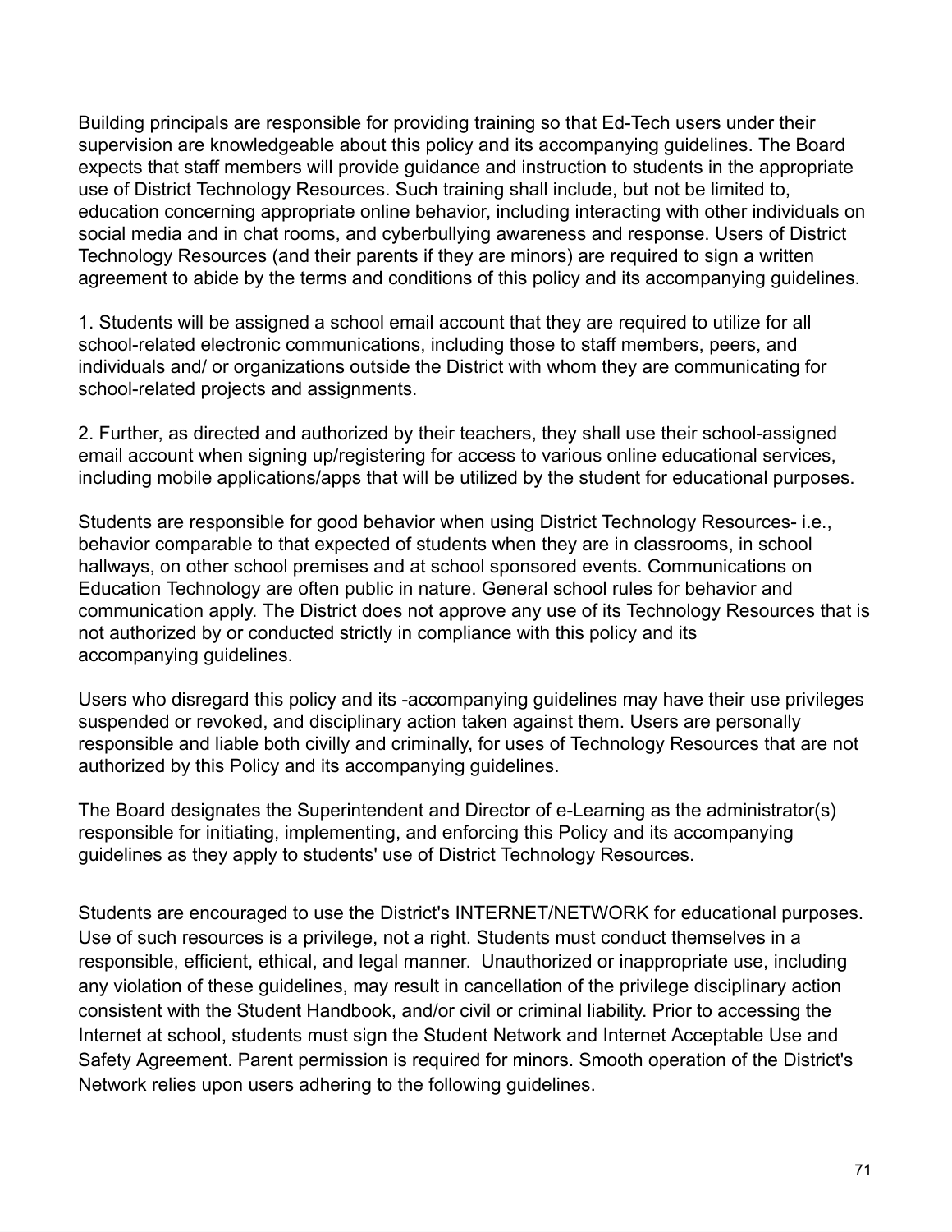Building principals are responsible for providing training so that Ed-Tech users under their supervision are knowledgeable about this policy and its accompanying guidelines. The Board expects that staff members will provide guidance and instruction to students in the appropriate use of District Technology Resources. Such training shall include, but not be limited to, education concerning appropriate online behavior, including interacting with other individuals on social media and in chat rooms, and cyberbullying awareness and response. Users of District Technology Resources (and their parents if they are minors) are required to sign a written agreement to abide by the terms and conditions of this policy and its accompanying guidelines.

1. Students will be assigned a school email account that they are required to utilize for all school-related electronic communications, including those to staff members, peers, and individuals and/ or organizations outside the District with whom they are communicating for school-related projects and assignments.

2. Further, as directed and authorized by their teachers, they shall use their school-assigned email account when signing up/registering for access to various online educational services, including mobile applications/apps that will be utilized by the student for educational purposes.

Students are responsible for good behavior when using District Technology Resources- i.e., behavior comparable to that expected of students when they are in classrooms, in school hallways, on other school premises and at school sponsored events. Communications on Education Technology are often public in nature. General school rules for behavior and communication apply. The District does not approve any use of its Technology Resources that is not authorized by or conducted strictly in compliance with this policy and its accompanying guidelines.

Users who disregard this policy and its -accompanying guidelines may have their use privileges suspended or revoked, and disciplinary action taken against them. Users are personally responsible and liable both civilly and criminally, for uses of Technology Resources that are not authorized by this Policy and its accompanying guidelines.

The Board designates the Superintendent and Director of e-Learning as the administrator(s) responsible for initiating, implementing, and enforcing this Policy and its accompanying guidelines as they apply to students' use of District Technology Resources.

Students are encouraged to use the District's INTERNET/NETWORK for educational purposes. Use of such resources is a privilege, not a right. Students must conduct themselves in a responsible, efficient, ethical, and legal manner. Unauthorized or inappropriate use, including any violation of these guidelines, may result in cancellation of the privilege disciplinary action consistent with the Student Handbook, and/or civil or criminal liability. Prior to accessing the Internet at school, students must sign the Student Network and Internet Acceptable Use and Safety Agreement. Parent permission is required for minors. Smooth operation of the District's Network relies upon users adhering to the following guidelines.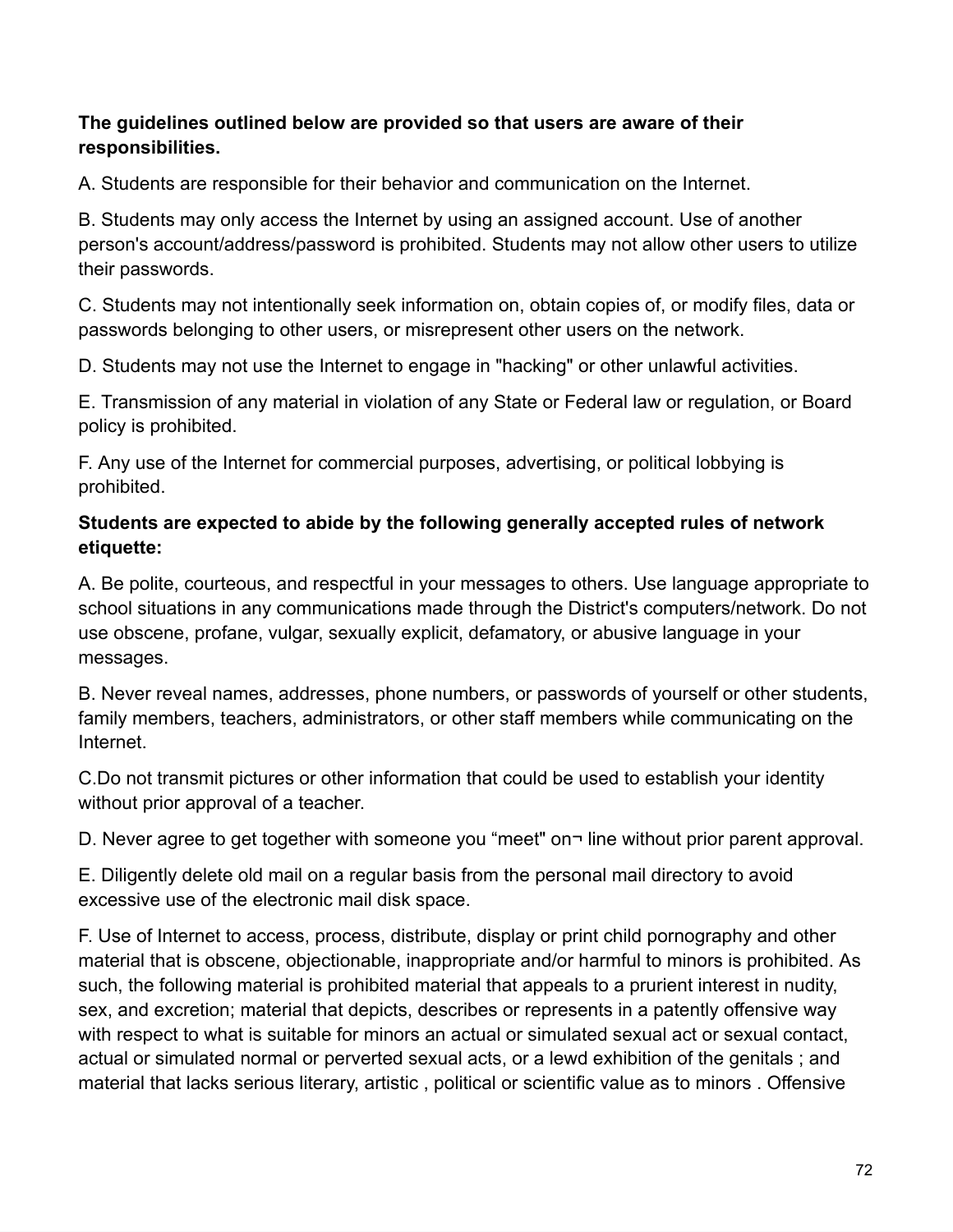**The guidelines outlined below are provided so that users are aware of their responsibilities.**

A. Students are responsible for their behavior and communication on the Internet.

B. Students may only access the Internet by using an assigned account. Use of another person's account/address/password is prohibited. Students may not allow other users to utilize their passwords.

C. Students may not intentionally seek information on, obtain copies of, or modify files, data or passwords belonging to other users, or misrepresent other users on the network.

D. Students may not use the Internet to engage in "hacking" or other unlawful activities.

E. Transmission of any material in violation of any State or Federal law or regulation, or Board policy is prohibited.

F. Any use of the Internet for commercial purposes, advertising, or political lobbying is prohibited.

**Students are expected to abide by the following generally accepted rules of network etiquette:**

A. Be polite, courteous, and respectful in your messages to others. Use language appropriate to school situations in any communications made through the District's computers/network. Do not use obscene, profane, vulgar, sexually explicit, defamatory, or abusive language in your messages.

B. Never reveal names, addresses, phone numbers, or passwords of yourself or other students, family members, teachers, administrators, or other staff members while communicating on the Internet.

C.Do not transmit pictures or other information that could be used to establish your identity without prior approval of a teacher.

D. Never agree to get together with someone you “meet" on¬ line without prior parent approval.

E. Diligently delete old mail on a regular basis from the personal mail directory to avoid excessive use of the electronic mail disk space.

F. Use of Internet to access, process, distribute, display or print child pornography and other material that is obscene, objectionable, inappropriate and/or harmful to minors is prohibited. As such, the following material is prohibited material that appeals to a prurient interest in nudity, sex, and excretion; material that depicts, describes or represents in a patently offensive way with respect to what is suitable for minors an actual or simulated sexual act or sexual contact, actual or simulated normal or perverted sexual acts, or a lewd exhibition of the genitals ; and material that lacks serious literary, artistic , political or scientific value as to minors . Offensive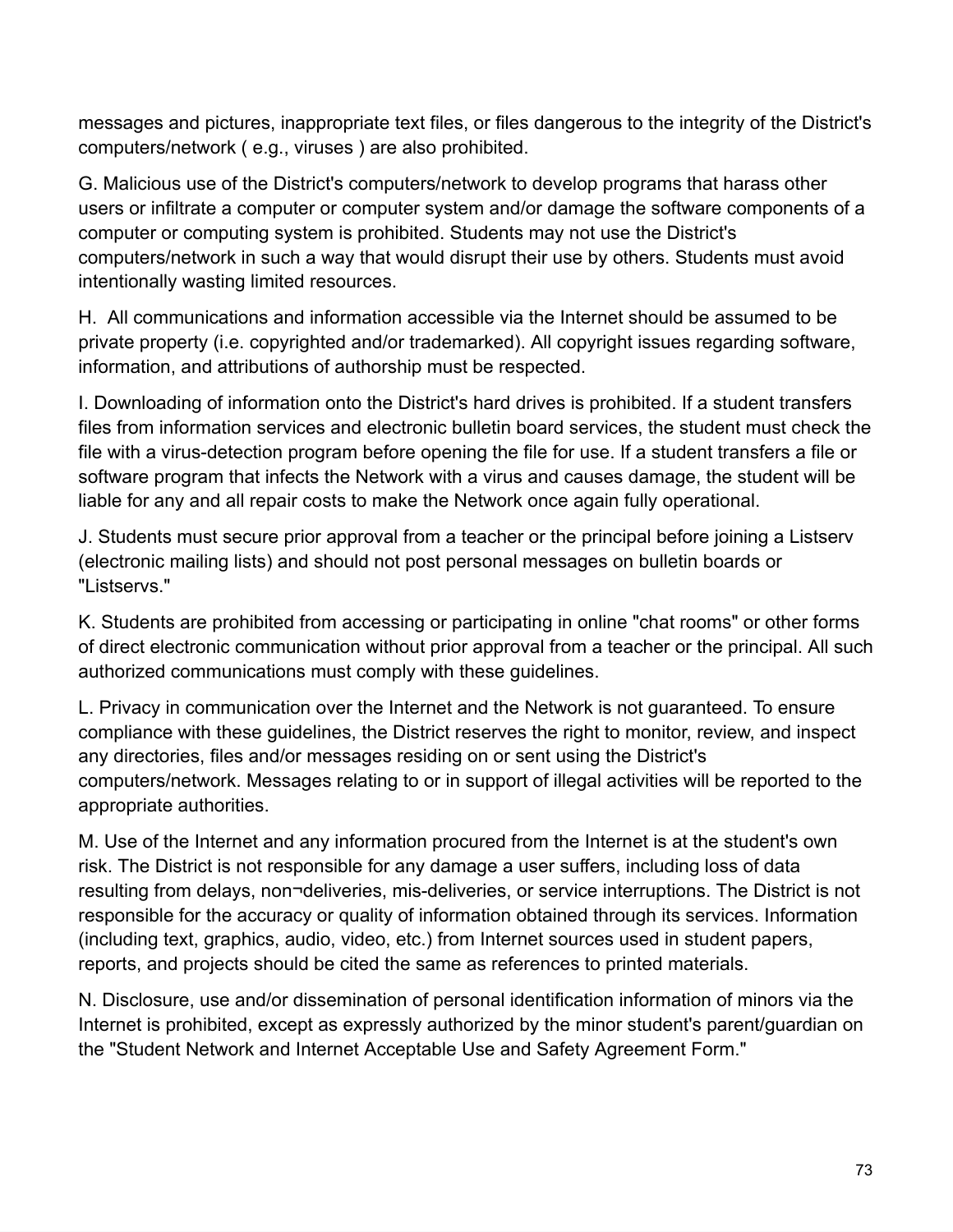messages and pictures, inappropriate text files, or files dangerous to the integrity of the District's computers/network ( e.g., viruses ) are also prohibited.

G. Malicious use of the District's computers/network to develop programs that harass other users or infiltrate a computer or computer system and/or damage the software components of a computer or computing system is prohibited. Students may not use the District's computers/network in such a way that would disrupt their use by others. Students must avoid intentionally wasting limited resources.

H. All communications and information accessible via the Internet should be assumed to be private property (i.e. copyrighted and/or trademarked). All copyright issues regarding software, information, and attributions of authorship must be respected.

I. Downloading of information onto the District's hard drives is prohibited. If a student transfers files from information services and electronic bulletin board services, the student must check the file with a virus-detection program before opening the file for use. If a student transfers a file or software program that infects the Network with a virus and causes damage, the student will be liable for any and all repair costs to make the Network once again fully operational.

J. Students must secure prior approval from a teacher or the principal before joining a Listserv (electronic mailing lists) and should not post personal messages on bulletin boards or "Listservs."

K. Students are prohibited from accessing or participating in online "chat rooms" or other forms of direct electronic communication without prior approval from a teacher or the principal. All such authorized communications must comply with these guidelines.

L. Privacy in communication over the Internet and the Network is not guaranteed. To ensure compliance with these guidelines, the District reserves the right to monitor, review, and inspect any directories, files and/or messages residing on or sent using the District's computers/network. Messages relating to or in support of illegal activities will be reported to the appropriate authorities.

M. Use of the Internet and any information procured from the Internet is at the student's own risk. The District is not responsible for any damage a user suffers, including loss of data resulting from delays, non¬deliveries, mis-deliveries, or service interruptions. The District is not responsible for the accuracy or quality of information obtained through its services. Information (including text, graphics, audio, video, etc.) from Internet sources used in student papers, reports, and projects should be cited the same as references to printed materials.

N. Disclosure, use and/or dissemination of personal identification information of minors via the Internet is prohibited, except as expressly authorized by the minor student's parent/guardian on the "Student Network and Internet Acceptable Use and Safety Agreement Form."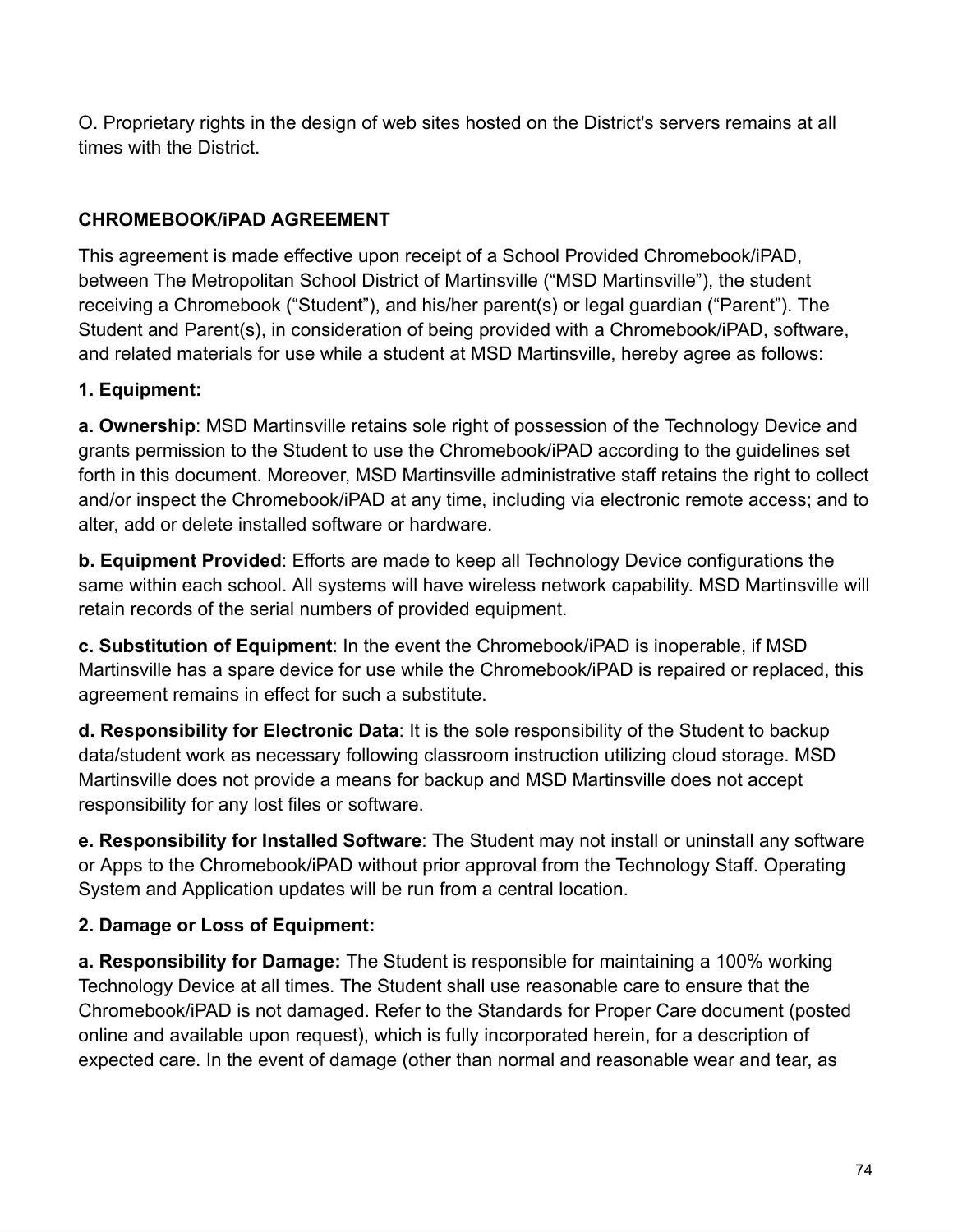O. Proprietary rights in the design of web sites hosted on the District's servers remains at all times with the District.

## CHROMEBOOK/iPAD AGREEMENT

This agreement is made effective upon receipt of a School Provided Chromebook/iPAD, between The Metropolitan School District of Martinsville ("MSD Martinsville"), the student receiving a Chromebook ("Student"), and his/her parent(s) or legal guardian ("Parent"). The Student and Parent(s), in consideration of being provided with a Chromebook/iPAD, software, and related materials for use while a student at MSD Martinsville, hereby agree as follows:

**1. Equipment:**

**a. Ownership**: MSD Martinsville retains sole right of possession of the Technology Device and grants permission to the Student to use the Chromebook/iPAD according to the guidelines set forth in this document. Moreover, MSD Martinsville administrative staff retains the right to collect and/or inspect the Chromebook/iPAD at any time, including via electronic remote access; and to alter, add or delete installed software or hardware.

**b. Equipment Provided**: Efforts are made to keep all Technology Device configurations the same within each school. All systems will have wireless network capability. MSD Martinsville will retain records of the serial numbers of provided equipment.

**c. Substitution of Equipment**: In the event the Chromebook/iPAD is inoperable, if MSD Martinsville has a spare device for use while the Chromebook/iPAD is repaired or replaced, this agreement remains in effect for such a substitute.

**d. Responsibility for Electronic Data**: It is the sole responsibility of the Student to backup data/student work as necessary following classroom instruction utilizing cloud storage. MSD Martinsville does not provide a means for backup and MSD Martinsville does not accept responsibility for any lost files or software.

**e. Responsibility for Installed Software**: The Student may not install or uninstall any software or Apps to the Chromebook/iPAD without prior approval from the Technology Staff. Operating System and Application updates will be run from a central location.

**2. Damage or Loss of Equipment:**

**a. Responsibility for Damage:** The Student is responsible for maintaining a 100% working Technology Device at all times. The Student shall use reasonable care to ensure that the Chromebook/iPAD is not damaged. Refer to the Standards for Proper Care document (posted online and available upon request), which is fully incorporated herein, for a description of expected care. In the event of damage (other than normal and reasonable wear and tear, as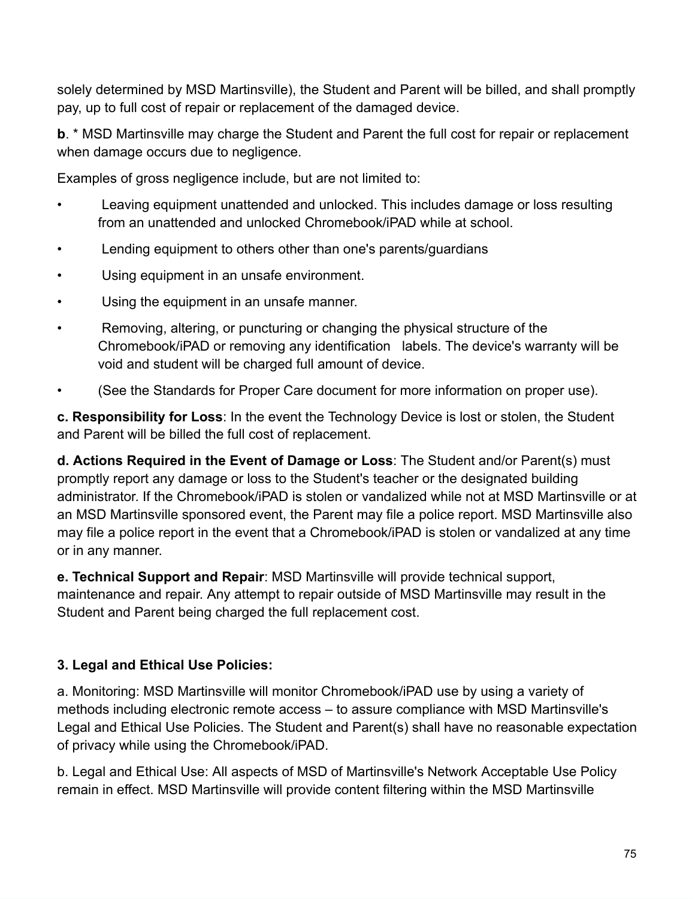solely determined by MSD Martinsville), the Student and Parent will be billed, and shall promptly pay, up to full cost of repair or replacement of the damaged device.

**b**. * MSD Martinsville may charge the Student and Parent the full cost for repair or replacement when damage occurs due to negligence.

Examples of gross negligence include, but are not limited to:

- Leaving equipment unattended and unlocked. This includes damage or loss resulting from an unattended and unlocked Chromebook/iPAD while at school.
- Lending equipment to others other than one's parents/guardians
- Using equipment in an unsafe environment.
- Using the equipment in an unsafe manner.
- Removing, altering, or puncturing or changing the physical structure of the Chromebook/iPAD or removing any identification labels. The device's warranty will be void and student will be charged full amount of device.
- (See the Standards for Proper Care document for more information on proper use).

**c. Responsibility for Loss**: In the event the Technology Device is lost or stolen, the Student and Parent will be billed the full cost of replacement.

**d. Actions Required in the Event of Damage or Loss**: The Student and/or Parent(s) must promptly report any damage or loss to the Student's teacher or the designated building administrator. If the Chromebook/iPAD is stolen or vandalized while not at MSD Martinsville or at an MSD Martinsville sponsored event, the Parent may file a police report. MSD Martinsville also may file a police report in the event that a Chromebook/iPAD is stolen or vandalized at any time or in any manner.

**e. Technical Support and Repair**: MSD Martinsville will provide technical support, maintenance and repair. Any attempt to repair outside of MSD Martinsville may result in the Student and Parent being charged the full replacement cost.

**3. Legal and Ethical Use Policies:**

a. Monitoring: MSD Martinsville will monitor Chromebook/iPAD use by using a variety of methods including electronic remote access – to assure compliance with MSD Martinsville's Legal and Ethical Use Policies. The Student and Parent(s) shall have no reasonable expectation of privacy while using the Chromebook/iPAD.

b. Legal and Ethical Use: All aspects of MSD of Martinsville's Network Acceptable Use Policy remain in effect. MSD Martinsville will provide content filtering within the MSD Martinsville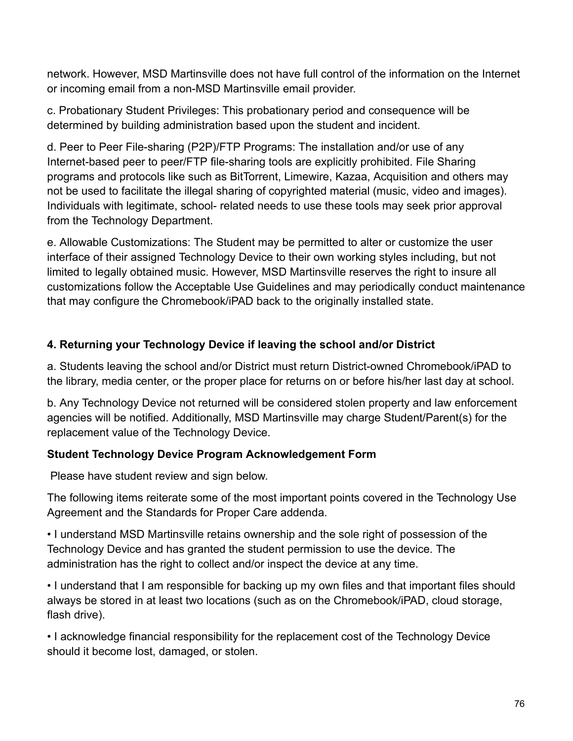network. However, MSD Martinsville does not have full control of the information on the Internet or incoming email from a non-MSD Martinsville email provider.

c. Probationary Student Privileges: This probationary period and consequence will be determined by building administration based upon the student and incident.

d. Peer to Peer File-sharing (P2P)/FTP Programs: The installation and/or use of any Internet-based peer to peer/FTP file-sharing tools are explicitly prohibited. File Sharing programs and protocols like such as BitTorrent, Limewire, Kazaa, Acquisition and others may not be used to facilitate the illegal sharing of copyrighted material (music, video and images). Individuals with legitimate, school- related needs to use these tools may seek prior approval from the Technology Department.

e. Allowable Customizations: The Student may be permitted to alter or customize the user interface of their assigned Technology Device to their own working styles including, but not limited to legally obtained music. However, MSD Martinsville reserves the right to insure all customizations follow the Acceptable Use Guidelines and may periodically conduct maintenance that may configure the Chromebook/iPAD back to the originally installed state.

**4. Returning your Technology Device if leaving the school and/or District**

a. Students leaving the school and/or District must return District-owned Chromebook/iPAD to the library, media center, or the proper place for returns on or before his/her last day at school.

b. Any Technology Device not returned will be considered stolen property and law enforcement agencies will be notified. Additionally, MSD Martinsville may charge Student/Parent(s) for the replacement value of the Technology Device.

**Student Technology Device Program Acknowledgement Form**

Please have student review and sign below.

The following items reiterate some of the most important points covered in the Technology Use Agreement and the Standards for Proper Care addenda.

• I understand MSD Martinsville retains ownership and the sole right of possession of the Technology Device and has granted the student permission to use the device. The administration has the right to collect and/or inspect the device at any time.

• I understand that I am responsible for backing up my own files and that important files should always be stored in at least two locations (such as on the Chromebook/iPAD, cloud storage, flash drive).

• I acknowledge financial responsibility for the replacement cost of the Technology Device should it become lost, damaged, or stolen.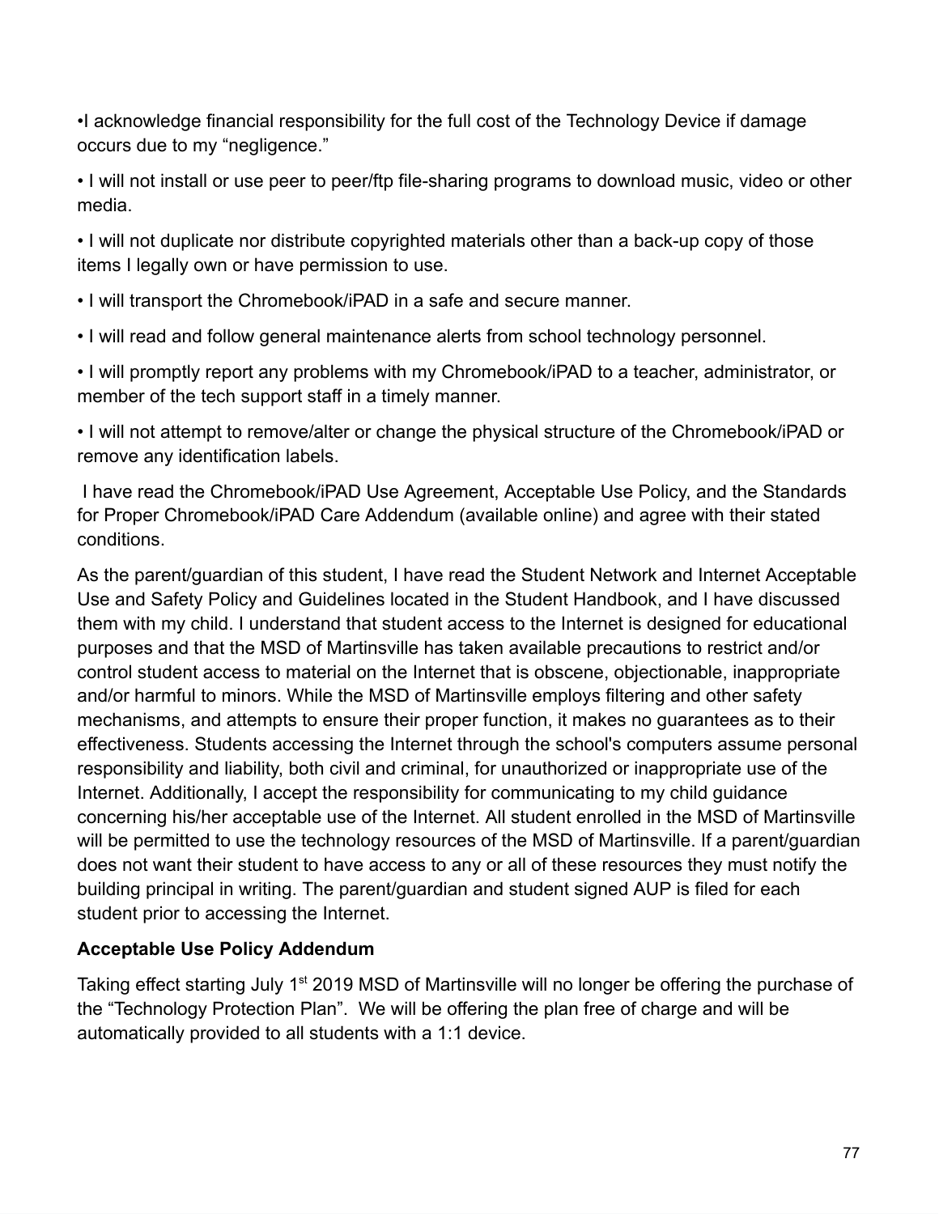- I acknowledge financial responsibility for the full cost of the Technology Device if damage occurs due to my "negligence."
- I will not install or use peer to peer/ftp file-sharing programs to download music, video or other media.
- I will not duplicate nor distribute copyrighted materials other than a back-up copy of those items I legally own or have permission to use.
- I will transport the Chromebook/iPAD in a safe and secure manner.
- I will read and follow general maintenance alerts from school technology personnel.
- I will promptly report any problems with my Chromebook/iPAD to a teacher, administrator, or member of the tech support staff in a timely manner.
- I will not attempt to remove/alter or change the physical structure of the Chromebook/iPAD or remove any identification labels.

I have read the Chromebook/iPAD Use Agreement, Acceptable Use Policy, and the Standards for Proper Chromebook/iPAD Care Addendum (available online) and agree with their stated conditions.

As the parent/guardian of this student, I have read the Student Network and Internet Acceptable Use and Safety Policy and Guidelines located in the Student Handbook, and I have discussed them with my child. I understand that student access to the Internet is designed for educational purposes and that the MSD of Martinsville has taken available precautions to restrict and/or control student access to material on the Internet that is obscene, objectionable, inappropriate and/or harmful to minors. While the MSD of Martinsville employs filtering and other safety mechanisms, and attempts to ensure their proper function, it makes no guarantees as to their effectiveness. Students accessing the Internet through the school's computers assume personal responsibility and liability, both civil and criminal, for unauthorized or inappropriate use of the Internet. Additionally, I accept the responsibility for communicating to my child guidance concerning his/her acceptable use of the Internet. All student enrolled in the MSD of Martinsville will be permitted to use the technology resources of the MSD of Martinsville. If a parent/guardian does not want their student to have access to any or all of these resources they must notify the building principal in writing. The parent/guardian and student signed AUP is filed for each student prior to accessing the Internet.

**Acceptable Use Policy Addendum**

Taking effect starting July 1st 2019 MSD of Martinsville will no longer be offering the purchase of the "Technology Protection Plan". We will be offering the plan free of charge and will be automatically provided to all students with a 1:1 device.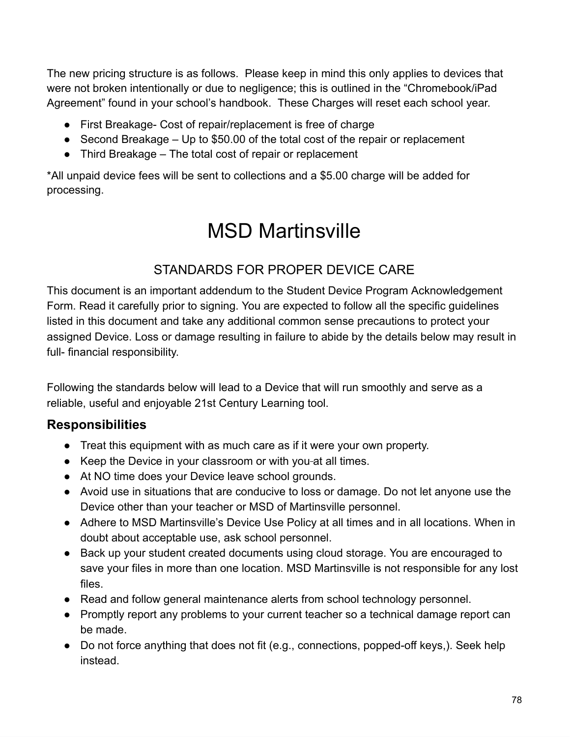The new pricing structure is as follows. Please keep in mind this only applies to devices that were not broken intentionally or due to negligence; this is outlined in the "Chromebook/iPad Agreement" found in your school's handbook. These Charges will reset each school year.

- First Breakage- Cost of repair/replacement is free of charge
- Second Breakage – Up to $50.00 of the total cost of the repair or replacement
- Third Breakage – The total cost of repair or replacement

*All unpaid device fees will be sent to collections and a $5.00 charge will be added for processing.

# MSD Martinsville

## STANDARDS FOR PROPER DEVICE CARE

This document is an important addendum to the Student Device Program Acknowledgement Form. Read it carefully prior to signing. You are expected to follow all the specific guidelines listed in this document and take any additional common sense precautions to protect your assigned Device. Loss or damage resulting in failure to abide by the details below may result in full- financial responsibility.

Following the standards below will lead to a Device that will run smoothly and serve as a reliable, useful and enjoyable 21st Century Learning tool.

### Responsibilities

- Treat this equipment with as much care as if it were your own property.
- Keep the Device in your classroom or with you at all times.
- At NO time does your Device leave school grounds.
- Avoid use in situations that are conducive to loss or damage. Do not let anyone use the Device other than your teacher or MSD of Martinsville personnel.
- Adhere to MSD Martinsville's Device Use Policy at all times and in all locations. When in doubt about acceptable use, ask school personnel.
- Back up your student created documents using cloud storage. You are encouraged to save your files in more than one location. MSD Martinsville is not responsible for any lost files.
- Read and follow general maintenance alerts from school technology personnel.
- Promptly report any problems to your current teacher so a technical damage report can be made.
- Do not force anything that does not fit (e.g., connections, popped-off keys,). Seek help instead.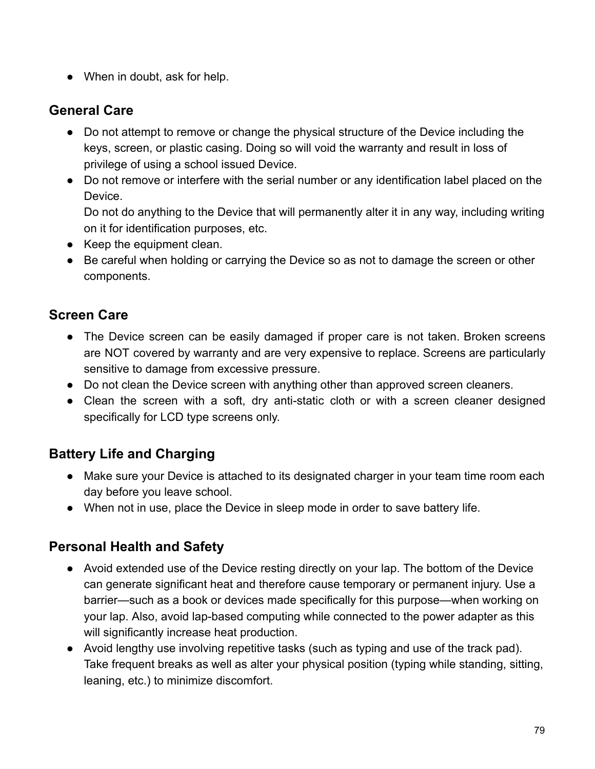- When in doubt, ask for help.

## General Care

- Do not attempt to remove or change the physical structure of the Device including the keys, screen, or plastic casing. Doing so will void the warranty and result in loss of privilege of using a school issued Device.
- Do not remove or interfere with the serial number or any identification label placed on the Device.
  Do not do anything to the Device that will permanently alter it in any way, including writing on it for identification purposes, etc.
- Keep the equipment clean.
- Be careful when holding or carrying the Device so as not to damage the screen or other components.

## Screen Care

- The Device screen can be easily damaged if proper care is not taken. Broken screens are NOT covered by warranty and are very expensive to replace. Screens are particularly sensitive to damage from excessive pressure.
- Do not clean the Device screen with anything other than approved screen cleaners.
- Clean the screen with a soft, dry anti-static cloth or with a screen cleaner designed specifically for LCD type screens only.

## Battery Life and Charging

- Make sure your Device is attached to its designated charger in your team time room each day before you leave school.
- When not in use, place the Device in sleep mode in order to save battery life.

## Personal Health and Safety

- Avoid extended use of the Device resting directly on your lap. The bottom of the Device can generate significant heat and therefore cause temporary or permanent injury. Use a barrier—such as a book or devices made specifically for this purpose—when working on your lap. Also, avoid lap-based computing while connected to the power adapter as this will significantly increase heat production.
- Avoid lengthy use involving repetitive tasks (such as typing and use of the track pad). Take frequent breaks as well as alter your physical position (typing while standing, sitting, leaning, etc.) to minimize discomfort.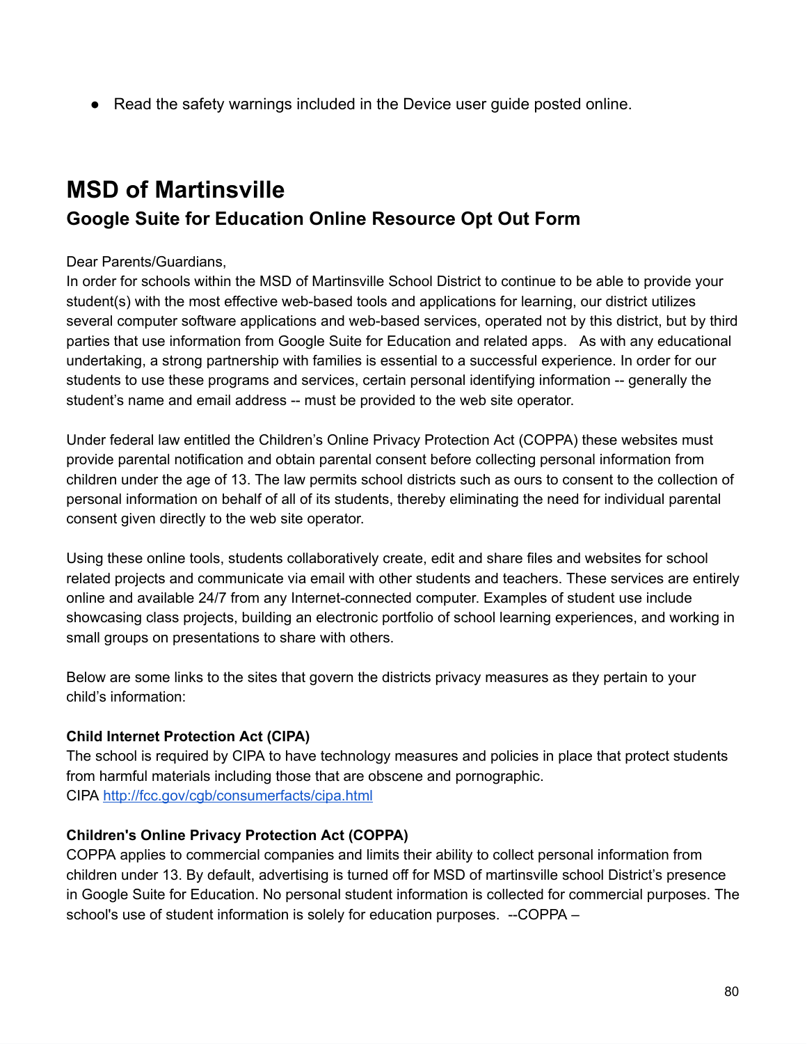- Read the safety warnings included in the Device user guide posted online.

# MSD of Martinsville

## Google Suite for Education Online Resource Opt Out Form

Dear Parents/Guardians,
In order for schools within the MSD of Martinsville School District to continue to be able to provide your student(s) with the most effective web-based tools and applications for learning, our district utilizes several computer software applications and web-based services, operated not by this district, but by third parties that use information from Google Suite for Education and related apps. As with any educational undertaking, a strong partnership with families is essential to a successful experience. In order for our students to use these programs and services, certain personal identifying information -- generally the student's name and email address -- must be provided to the web site operator.

Under federal law entitled the Children's Online Privacy Protection Act (COPPA) these websites must provide parental notification and obtain parental consent before collecting personal information from children under the age of 13. The law permits school districts such as ours to consent to the collection of personal information on behalf of all of its students, thereby eliminating the need for individual parental consent given directly to the web site operator.

Using these online tools, students collaboratively create, edit and share files and websites for school related projects and communicate via email with other students and teachers. These services are entirely online and available 24/7 from any Internet-connected computer. Examples of student use include showcasing class projects, building an electronic portfolio of school learning experiences, and working in small groups on presentations to share with others.

Below are some links to the sites that govern the districts privacy measures as they pertain to your child's information:

**Child Internet Protection Act (CIPA)**
The school is required by CIPA to have technology measures and policies in place that protect students from harmful materials including those that are obscene and pornographic.
CIPA [http://fcc.gov/cgb/consumerfacts/cipa.html](http://fcc.gov/cgb/consumerfacts/cipa.html)

**Children's Online Privacy Protection Act (COPPA)**
COPPA applies to commercial companies and limits their ability to collect personal information from children under 13. By default, advertising is turned off for MSD of martinsville school District's presence in Google Suite for Education. No personal student information is collected for commercial purposes. The school's use of student information is solely for education purposes. --COPPA –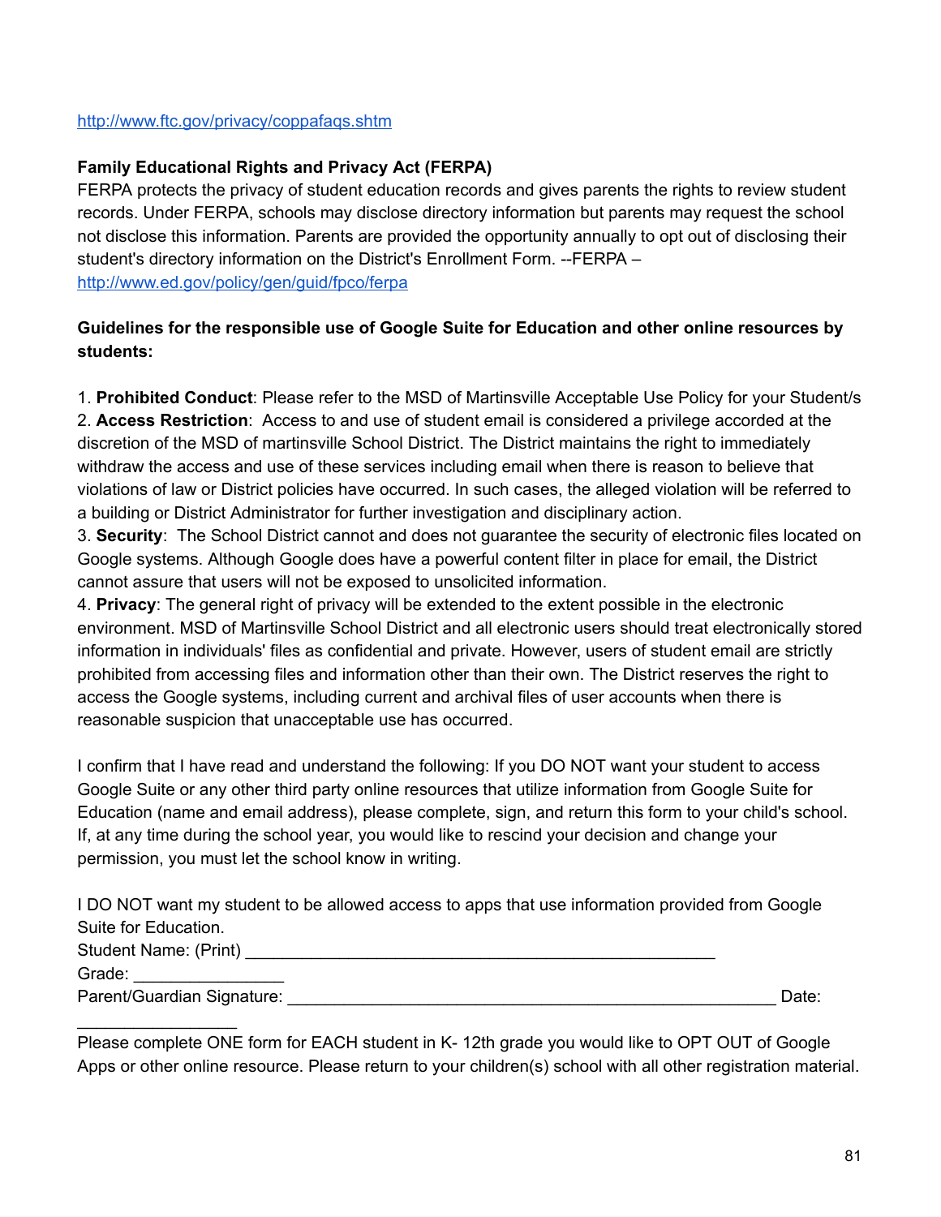http://www.ftc.gov/privacy/coppafaqs.shtm

**Family Educational Rights and Privacy Act (FERPA)**

FERPA protects the privacy of student education records and gives parents the rights to review student records. Under FERPA, schools may disclose directory information but parents may request the school not disclose this information. Parents are provided the opportunity annually to opt out of disclosing their student's directory information on the District's Enrollment Form. --FERPA – http://www.ed.gov/policy/gen/guid/fpco/ferpa

**Guidelines for the responsible use of Google Suite for Education and other online resources by students:**

1. **Prohibited Conduct**: Please refer to the MSD of Martinsville Acceptable Use Policy for your Student/s
2. **Access Restriction**: Access to and use of student email is considered a privilege accorded at the discretion of the MSD of martinsville School District. The District maintains the right to immediately withdraw the access and use of these services including email when there is reason to believe that violations of law or District policies have occurred. In such cases, the alleged violation will be referred to a building or District Administrator for further investigation and disciplinary action.
3. **Security**: The School District cannot and does not guarantee the security of electronic files located on Google systems. Although Google does have a powerful content filter in place for email, the District cannot assure that users will not be exposed to unsolicited information.
4. **Privacy**: The general right of privacy will be extended to the extent possible in the electronic environment. MSD of Martinsville School District and all electronic users should treat electronically stored information in individuals' files as confidential and private. However, users of student email are strictly prohibited from accessing files and information other than their own. The District reserves the right to access the Google systems, including current and archival files of user accounts when there is reasonable suspicion that unacceptable use has occurred.

I confirm that I have read and understand the following: If you DO NOT want your student to access Google Suite or any other third party online resources that utilize information from Google Suite for Education (name and email address), please complete, sign, and return this form to your child's school. If, at any time during the school year, you would like to rescind your decision and change your permission, you must let the school know in writing.

I DO NOT want my student to be allowed access to apps that use information provided from Google Suite for Education.

Student Name: (Print) ___________________________________________________

Grade: ________________

Parent/Guardian Signature: ______________________________________________________ Date: _________________

Please complete ONE form for EACH student in K- 12th grade you would like to OPT OUT of Google Apps or other online resource. Please return to your children(s) school with all other registration material.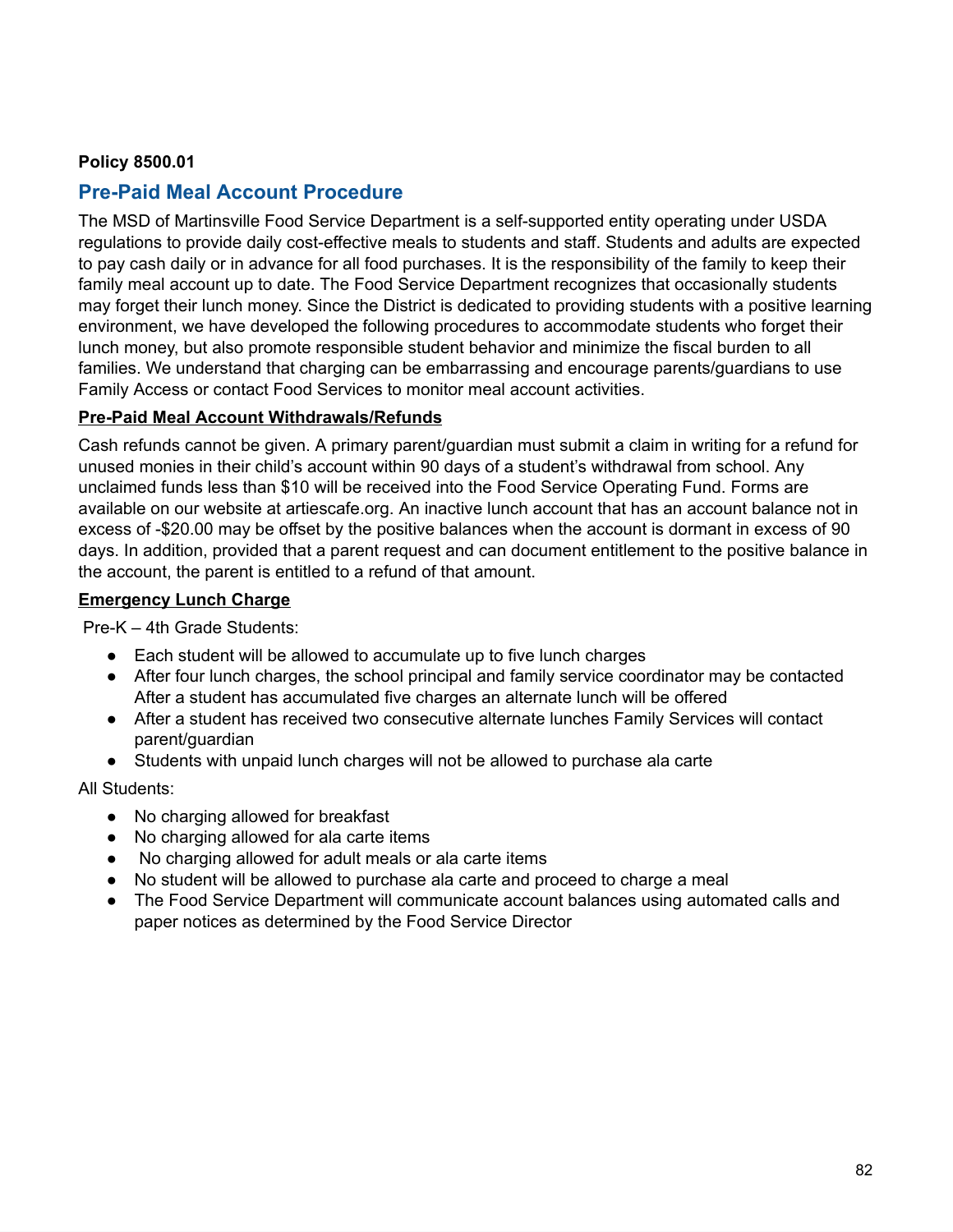**Policy 8500.01**

## Pre-Paid Meal Account Procedure

The MSD of Martinsville Food Service Department is a self-supported entity operating under USDA regulations to provide daily cost-effective meals to students and staff. Students and adults are expected to pay cash daily or in advance for all food purchases. It is the responsibility of the family to keep their family meal account up to date. The Food Service Department recognizes that occasionally students may forget their lunch money. Since the District is dedicated to providing students with a positive learning environment, we have developed the following procedures to accommodate students who forget their lunch money, but also promote responsible student behavior and minimize the fiscal burden to all families. We understand that charging can be embarrassing and encourage parents/guardians to use Family Access or contact Food Services to monitor meal account activities.

**Pre-Paid Meal Account Withdrawals/Refunds**

Cash refunds cannot be given. A primary parent/guardian must submit a claim in writing for a refund for unused monies in their child's account within 90 days of a student's withdrawal from school. Any unclaimed funds less than $10 will be received into the Food Service Operating Fund. Forms are available on our website at artiescafe.org. An inactive lunch account that has an account balance not in excess of -$20.00 may be offset by the positive balances when the account is dormant in excess of 90 days. In addition, provided that a parent request and can document entitlement to the positive balance in the account, the parent is entitled to a refund of that amount.

**Emergency Lunch Charge**

Pre-K – 4th Grade Students:

- Each student will be allowed to accumulate up to five lunch charges
- After four lunch charges, the school principal and family service coordinator may be contacted After a student has accumulated five charges an alternate lunch will be offered
- After a student has received two consecutive alternate lunches Family Services will contact parent/guardian
- Students with unpaid lunch charges will not be allowed to purchase ala carte

All Students:

- No charging allowed for breakfast
- No charging allowed for ala carte items
- No charging allowed for adult meals or ala carte items
- No student will be allowed to purchase ala carte and proceed to charge a meal
- The Food Service Department will communicate account balances using automated calls and paper notices as determined by the Food Service Director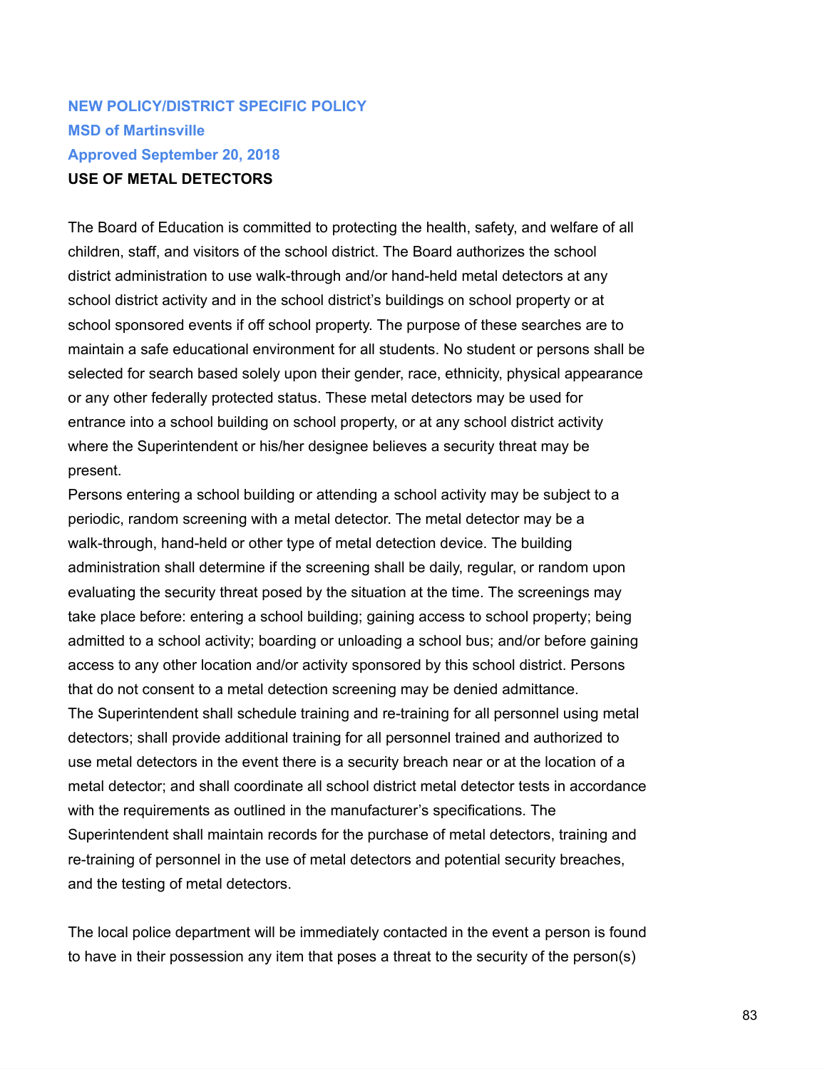**NEW POLICY/DISTRICT SPECIFIC POLICY**
**MSD of Martinsville**
**Approved September 20, 2018**

# USE OF METAL DETECTORS

The Board of Education is committed to protecting the health, safety, and welfare of all children, staff, and visitors of the school district. The Board authorizes the school district administration to use walk-through and/or hand-held metal detectors at any school district activity and in the school district's buildings on school property or at school sponsored events if off school property. The purpose of these searches are to maintain a safe educational environment for all students. No student or persons shall be selected for search based solely upon their gender, race, ethnicity, physical appearance or any other federally protected status. These metal detectors may be used for entrance into a school building on school property, or at any school district activity where the Superintendent or his/her designee believes a security threat may be present.

Persons entering a school building or attending a school activity may be subject to a periodic, random screening with a metal detector. The metal detector may be a walk-through, hand-held or other type of metal detection device. The building administration shall determine if the screening shall be daily, regular, or random upon evaluating the security threat posed by the situation at the time. The screenings may take place before: entering a school building; gaining access to school property; being admitted to a school activity; boarding or unloading a school bus; and/or before gaining access to any other location and/or activity sponsored by this school district. Persons that do not consent to a metal detection screening may be denied admittance.

The Superintendent shall schedule training and re-training for all personnel using metal detectors; shall provide additional training for all personnel trained and authorized to use metal detectors in the event there is a security breach near or at the location of a metal detector; and shall coordinate all school district metal detector tests in accordance with the requirements as outlined in the manufacturer's specifications. The Superintendent shall maintain records for the purchase of metal detectors, training and re-training of personnel in the use of metal detectors and potential security breaches, and the testing of metal detectors.

The local police department will be immediately contacted in the event a person is found to have in their possession any item that poses a threat to the security of the person(s)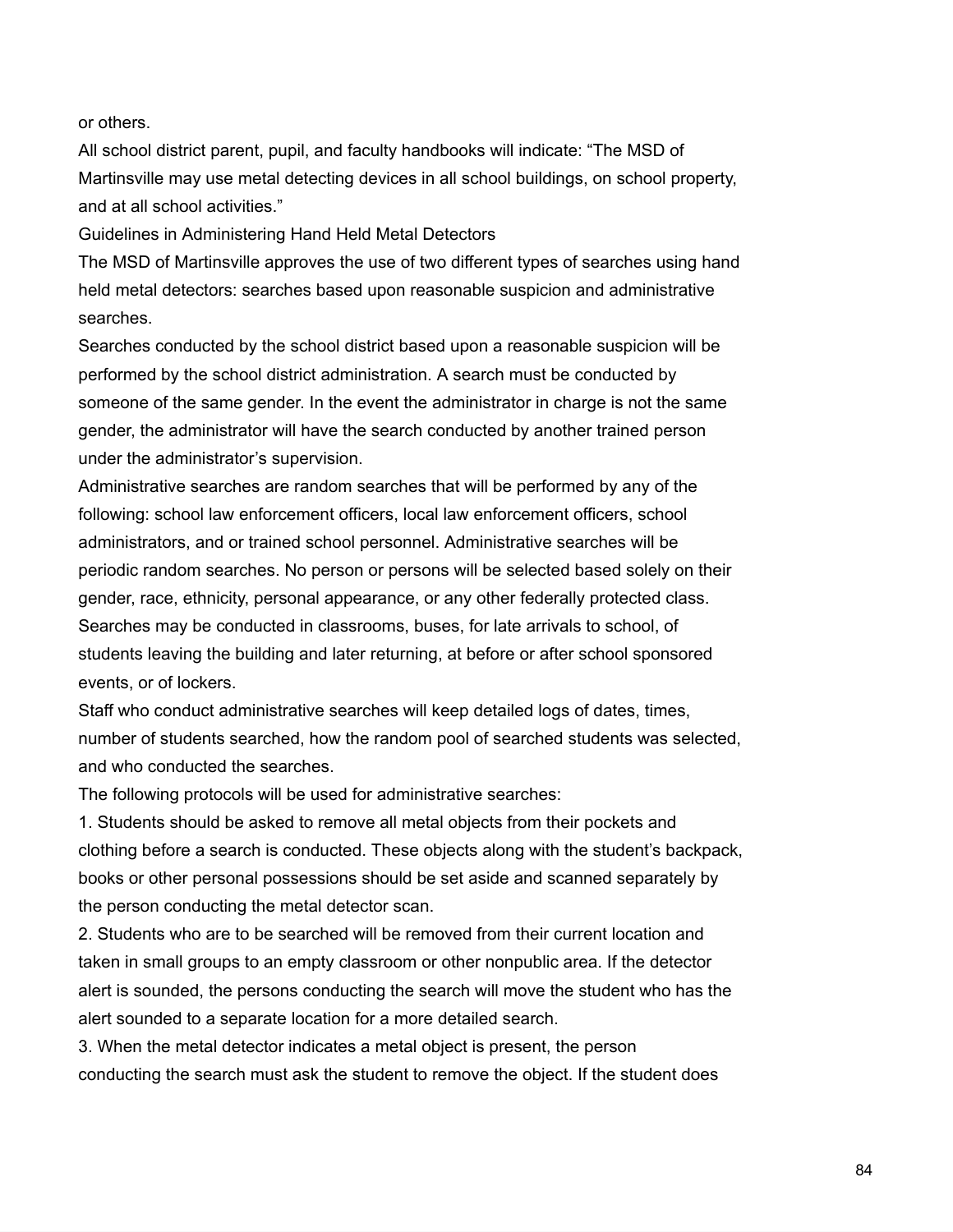or others.

All school district parent, pupil, and faculty handbooks will indicate: "The MSD of Martinsville may use metal detecting devices in all school buildings, on school property, and at all school activities."

Guidelines in Administering Hand Held Metal Detectors

The MSD of Martinsville approves the use of two different types of searches using hand held metal detectors: searches based upon reasonable suspicion and administrative searches.

Searches conducted by the school district based upon a reasonable suspicion will be performed by the school district administration. A search must be conducted by someone of the same gender. In the event the administrator in charge is not the same gender, the administrator will have the search conducted by another trained person under the administrator's supervision.

Administrative searches are random searches that will be performed by any of the following: school law enforcement officers, local law enforcement officers, school administrators, and or trained school personnel. Administrative searches will be periodic random searches. No person or persons will be selected based solely on their gender, race, ethnicity, personal appearance, or any other federally protected class. Searches may be conducted in classrooms, buses, for late arrivals to school, of students leaving the building and later returning, at before or after school sponsored events, or of lockers.

Staff who conduct administrative searches will keep detailed logs of dates, times, number of students searched, how the random pool of searched students was selected, and who conducted the searches.

The following protocols will be used for administrative searches:

1. Students should be asked to remove all metal objects from their pockets and clothing before a search is conducted. These objects along with the student's backpack, books or other personal possessions should be set aside and scanned separately by the person conducting the metal detector scan.
2. Students who are to be searched will be removed from their current location and taken in small groups to an empty classroom or other nonpublic area. If the detector alert is sounded, the persons conducting the search will move the student who has the alert sounded to a separate location for a more detailed search.
3. When the metal detector indicates a metal object is present, the person conducting the search must ask the student to remove the object. If the student does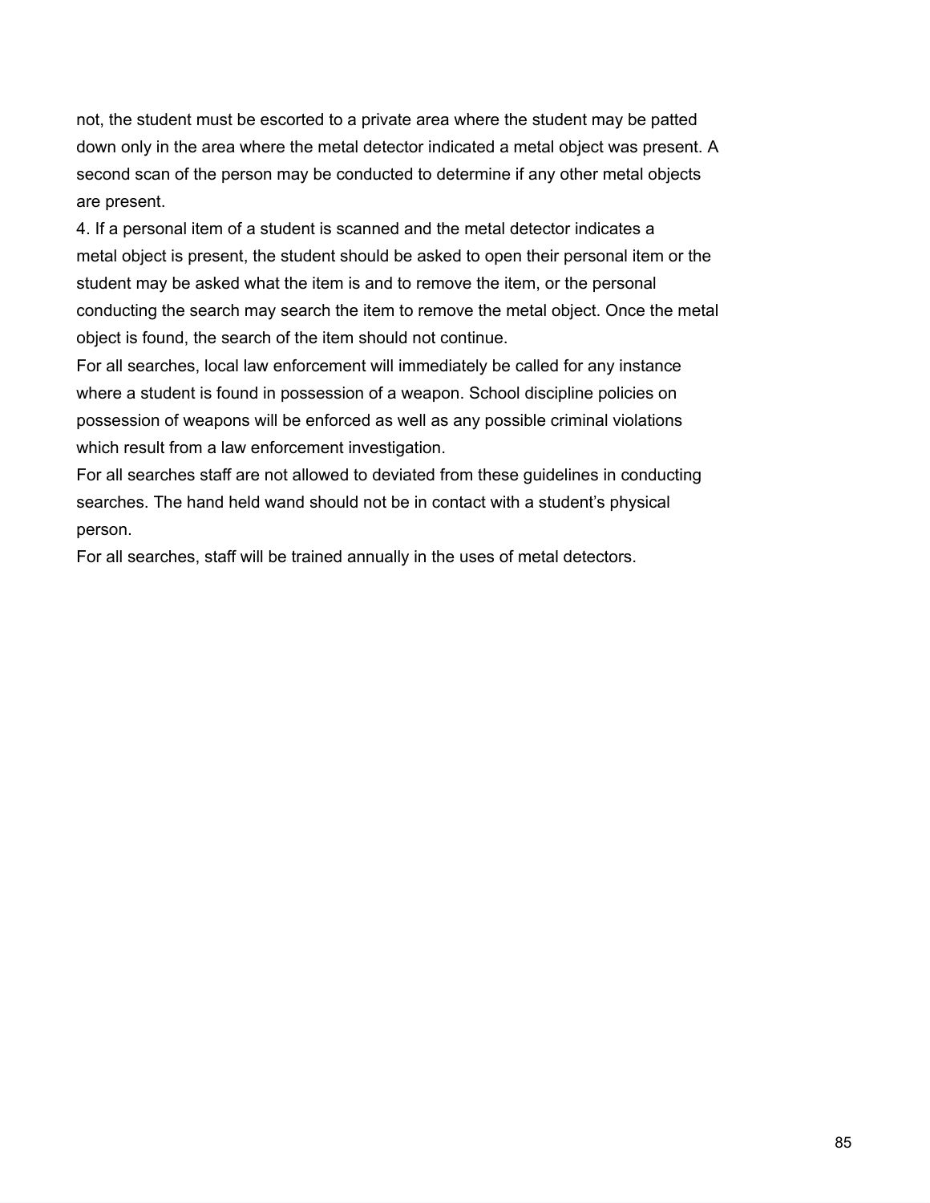not, the student must be escorted to a private area where the student may be patted down only in the area where the metal detector indicated a metal object was present. A second scan of the person may be conducted to determine if any other metal objects are present.

4. If a personal item of a student is scanned and the metal detector indicates a metal object is present, the student should be asked to open their personal item or the student may be asked what the item is and to remove the item, or the personal conducting the search may search the item to remove the metal object. Once the metal object is found, the search of the item should not continue.

For all searches, local law enforcement will immediately be called for any instance where a student is found in possession of a weapon. School discipline policies on possession of weapons will be enforced as well as any possible criminal violations which result from a law enforcement investigation.

For all searches staff are not allowed to deviated from these guidelines in conducting searches. The hand held wand should not be in contact with a student's physical person.

For all searches, staff will be trained annually in the uses of metal detectors.